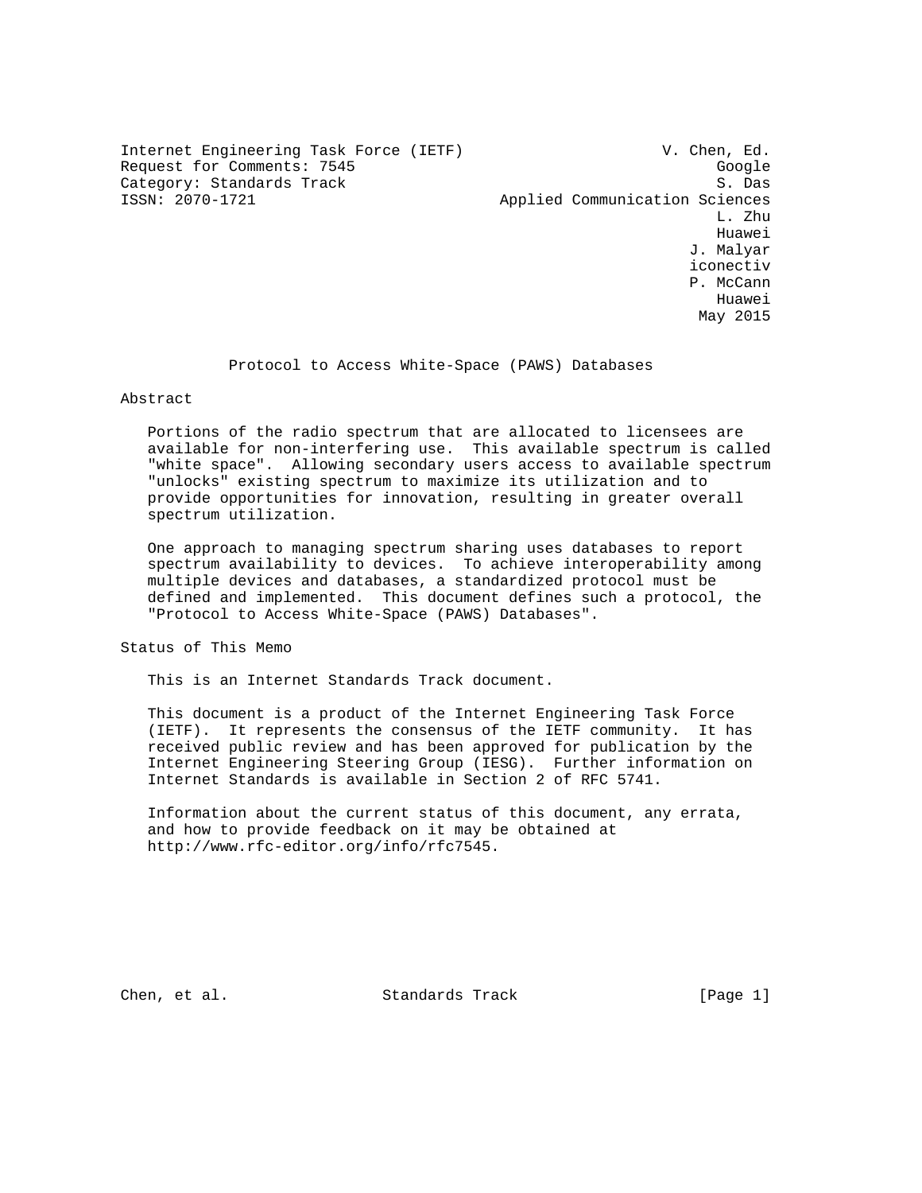Internet Engineering Task Force (IETF) V. Chen, Ed.
Request for Comments: 7545 Google
Category: Standards Track S. Das
ISSN: 2070-1721 Applied Communication Sciences
L. Zhu
Huawei
J. Malyar
iconectiv
P. McCann
Huawei
May 2015

# Protocol to Access White-Space (PAWS) Databases

## Abstract

Portions of the radio spectrum that are allocated to licensees are available for non-interfering use. This available spectrum is called "white space". Allowing secondary users access to available spectrum "unlocks" existing spectrum to maximize its utilization and to provide opportunities for innovation, resulting in greater overall spectrum utilization.

One approach to managing spectrum sharing uses databases to report spectrum availability to devices. To achieve interoperability among multiple devices and databases, a standardized protocol must be defined and implemented. This document defines such a protocol, the "Protocol to Access White-Space (PAWS) Databases".

## Status of This Memo

This is an Internet Standards Track document.

This document is a product of the Internet Engineering Task Force (IETF). It represents the consensus of the IETF community. It has received public review and has been approved for publication by the Internet Engineering Steering Group (IESG). Further information on Internet Standards is available in Section 2 of RFC 5741.

Information about the current status of this document, any errata, and how to provide feedback on it may be obtained at http://www.rfc-editor.org/info/rfc7545.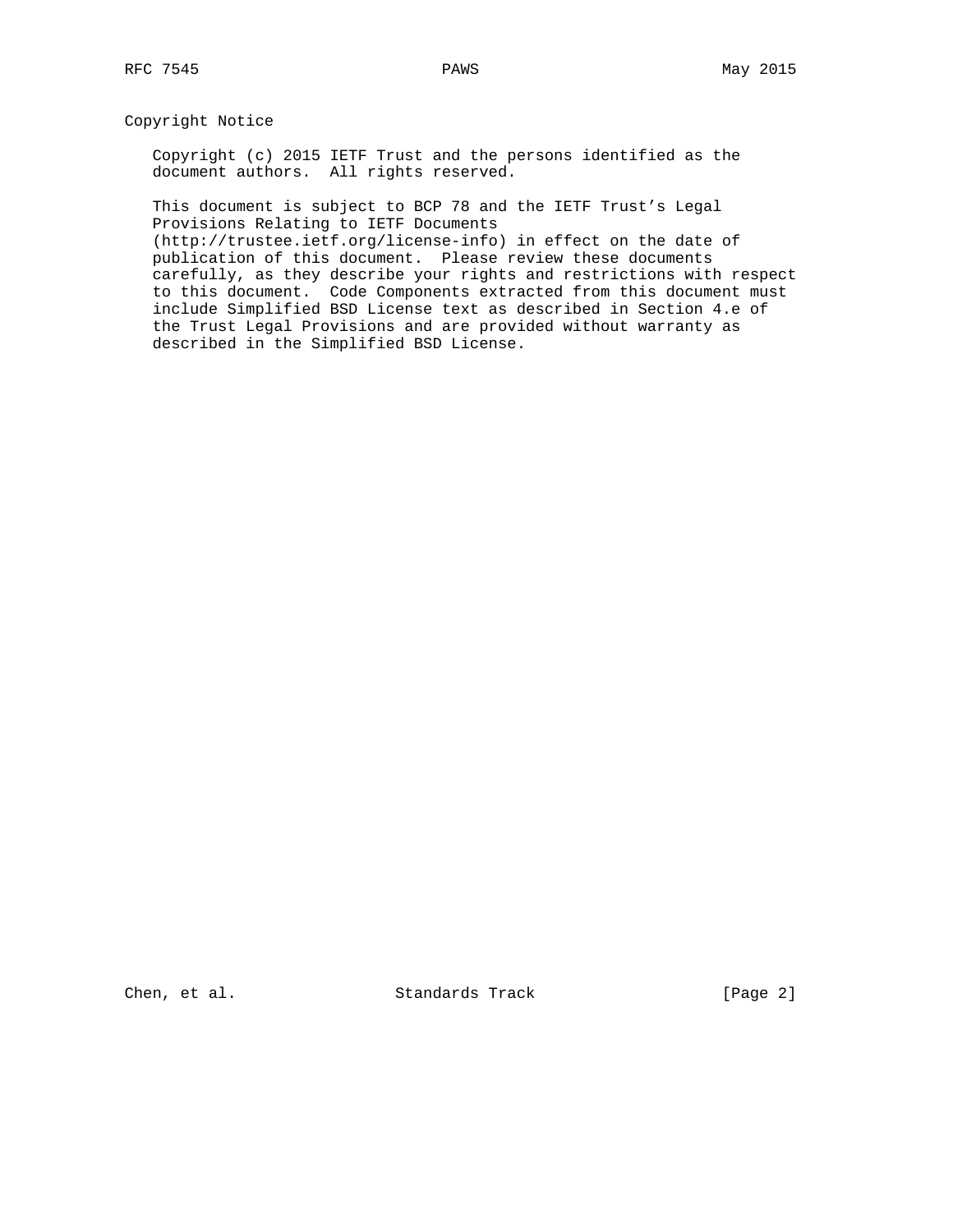## Copyright Notice

Copyright (c) 2015 IETF Trust and the persons identified as the document authors. All rights reserved.

This document is subject to BCP 78 and the IETF Trust's Legal Provisions Relating to IETF Documents (http://trustee.ietf.org/license-info) in effect on the date of publication of this document. Please review these documents carefully, as they describe your rights and restrictions with respect to this document. Code Components extracted from this document must include Simplified BSD License text as described in Section 4.e of the Trust Legal Provisions and are provided without warranty as described in the Simplified BSD License.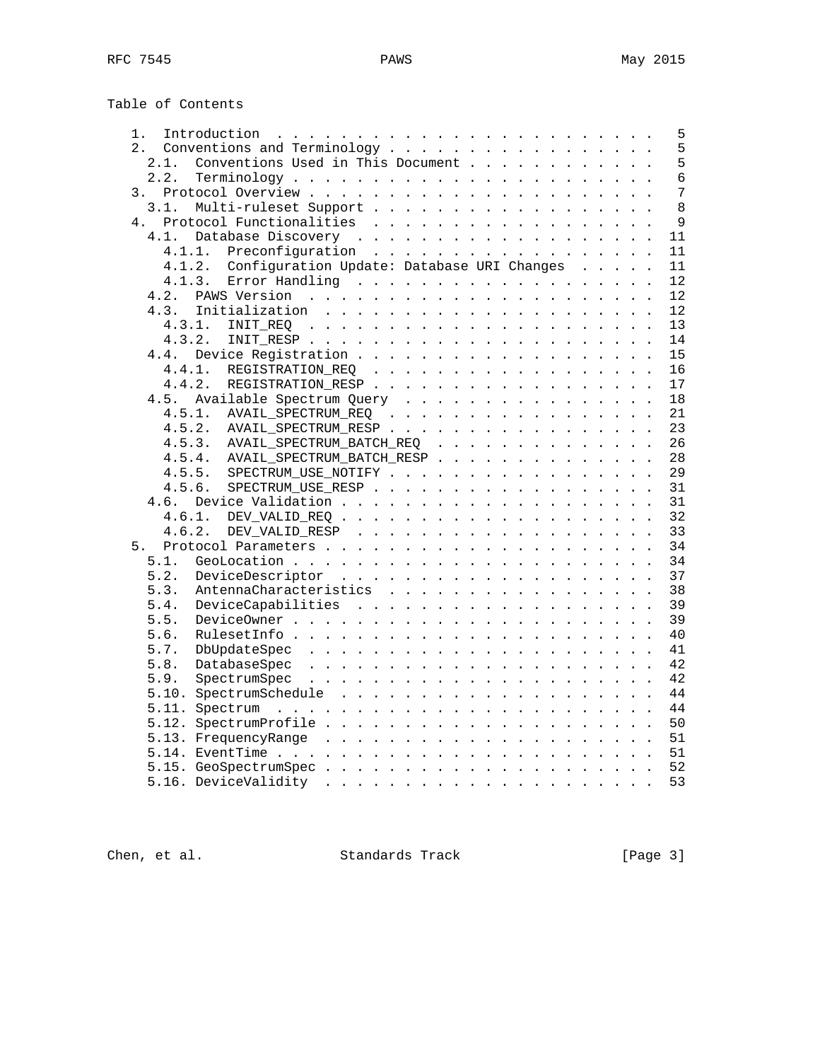Table of Contents

```
   1.  Introduction . . . . . . . . . . . . . . . . . . . . . . . .   5
   2.  Conventions and Terminology . . . . . . . . . . . . . . . . .   5
     2.1.  Conventions Used in This Document . . . . . . . . . . . .   5
     2.2.  Terminology . . . . . . . . . . . . . . . . . . . . . . .   6
   3.  Protocol Overview . . . . . . . . . . . . . . . . . . . . . .   7
     3.1.  Multi-ruleset Support . . . . . . . . . . . . . . . . . .   8
   4.  Protocol Functionalities  . . . . . . . . . . . . . . . . . .   9
     4.1.  Database Discovery  . . . . . . . . . . . . . . . . . . .  11
       4.1.1.  Preconfiguration  . . . . . . . . . . . . . . . . . .  11
       4.1.2.  Configuration Update: Database URI Changes  . . . . .  11
       4.1.3.  Error Handling  . . . . . . . . . . . . . . . . . . .  12
     4.2.  PAWS Version  . . . . . . . . . . . . . . . . . . . . . .  12
     4.3.  Initialization  . . . . . . . . . . . . . . . . . . . . .  12
       4.3.1.  INIT_REQ  . . . . . . . . . . . . . . . . . . . . . .  13
       4.3.2.  INIT_RESP . . . . . . . . . . . . . . . . . . . . . .  14
     4.4.  Device Registration . . . . . . . . . . . . . . . . . . .  15
       4.4.1.  REGISTRATION_REQ  . . . . . . . . . . . . . . . . . .  16
       4.4.2.  REGISTRATION_RESP . . . . . . . . . . . . . . . . . .  17
     4.5.  Available Spectrum Query  . . . . . . . . . . . . . . . .  18
       4.5.1.  AVAIL_SPECTRUM_REQ  . . . . . . . . . . . . . . . . .  21
       4.5.2.  AVAIL_SPECTRUM_RESP . . . . . . . . . . . . . . . . .  23
       4.5.3.  AVAIL_SPECTRUM_BATCH_REQ  . . . . . . . . . . . . . .  26
       4.5.4.  AVAIL_SPECTRUM_BATCH_RESP . . . . . . . . . . . . . .  28
       4.5.5.  SPECTRUM_USE_NOTIFY . . . . . . . . . . . . . . . . .  29
       4.5.6.  SPECTRUM_USE_RESP . . . . . . . . . . . . . . . . . .  31
     4.6.  Device Validation . . . . . . . . . . . . . . . . . . . .  31
       4.6.1.  DEV_VALID_REQ . . . . . . . . . . . . . . . . . . . .  32
       4.6.2.  DEV_VALID_RESP  . . . . . . . . . . . . . . . . . . .  33
   5.  Protocol Parameters . . . . . . . . . . . . . . . . . . . . .  34
     5.1.  GeoLocation . . . . . . . . . . . . . . . . . . . . . . .  34
     5.2.  DeviceDescriptor  . . . . . . . . . . . . . . . . . . . .  37
     5.3.  AntennaCharacteristics  . . . . . . . . . . . . . . . . .  38
     5.4.  DeviceCapabilities  . . . . . . . . . . . . . . . . . . .  39
     5.5.  DeviceOwner . . . . . . . . . . . . . . . . . . . . . . .  39
     5.6.  RulesetInfo . . . . . . . . . . . . . . . . . . . . . . .  40
     5.7.  DbUpdateSpec  . . . . . . . . . . . . . . . . . . . . . .  41
     5.8.  DatabaseSpec  . . . . . . . . . . . . . . . . . . . . . .  42
     5.9.  SpectrumSpec  . . . . . . . . . . . . . . . . . . . . . .  42
     5.10. SpectrumSchedule  . . . . . . . . . . . . . . . . . . . .  44
     5.11. Spectrum  . . . . . . . . . . . . . . . . . . . . . . . .  44
     5.12. SpectrumProfile . . . . . . . . . . . . . . . . . . . . .  50
     5.13. FrequencyRange  . . . . . . . . . . . . . . . . . . . . .  51
     5.14. EventTime . . . . . . . . . . . . . . . . . . . . . . . .  51
     5.15. GeoSpectrumSpec . . . . . . . . . . . . . . . . . . . . .  52
     5.16. DeviceValidity  . . . . . . . . . . . . . . . . . . . . .  53
```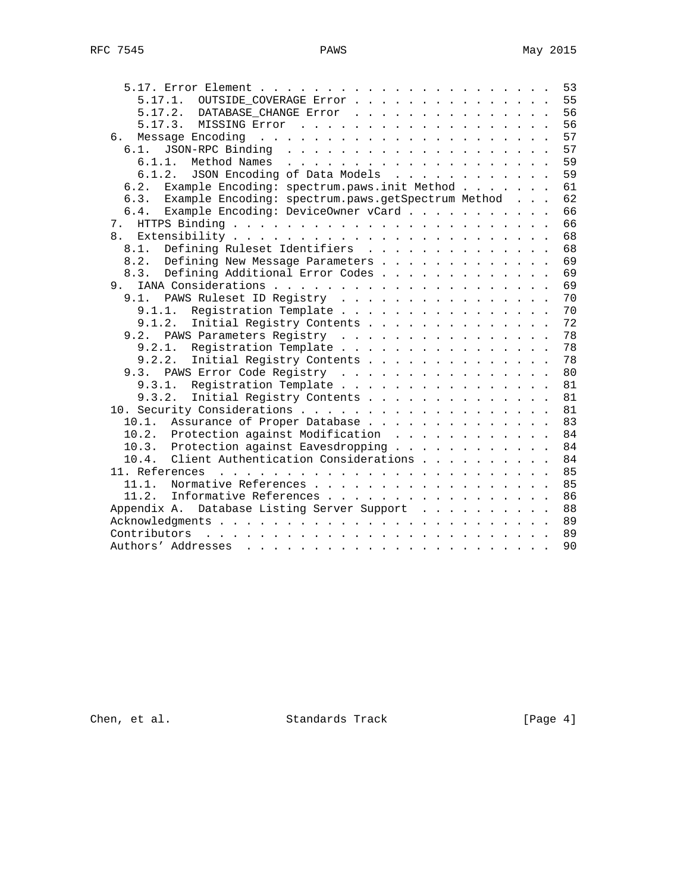```
      5.17. Error Element  . . . . . . . . . . . . . . . . . . . . . .  53
         5.17.1.  OUTSIDE_COVERAGE Error . . . . . . . . . . . . . . .  55
         5.17.2.  DATABASE_CHANGE Error  . . . . . . . . . . . . . . .  56
         5.17.3.  MISSING Error  . . . . . . . . . . . . . . . . . . .  56
   6.  Message Encoding  . . . . . . . . . . . . . . . . . . . . . . .  57
     6.1.  JSON-RPC Binding  . . . . . . . . . . . . . . . . . . . . .  57
       6.1.1.  Method Names  . . . . . . . . . . . . . . . . . . . . .  59
       6.1.2.  JSON Encoding of Data Models  . . . . . . . . . . . . .  59
     6.2.  Example Encoding: spectrum.paws.init Method . . . . . . . .  61
     6.3.  Example Encoding: spectrum.paws.getSpectrum Method  . . . .  62
     6.4.  Example Encoding: DeviceOwner vCard . . . . . . . . . . . .  66
   7.  HTTPS Binding . . . . . . . . . . . . . . . . . . . . . . . . .  66
   8.  Extensibility . . . . . . . . . . . . . . . . . . . . . . . . .  68
     8.1.  Defining Ruleset Identifiers  . . . . . . . . . . . . . . .  68
     8.2.  Defining New Message Parameters . . . . . . . . . . . . . .  69
     8.3.  Defining Additional Error Codes . . . . . . . . . . . . . .  69
   9.  IANA Considerations . . . . . . . . . . . . . . . . . . . . . .  69
     9.1.  PAWS Ruleset ID Registry  . . . . . . . . . . . . . . . . .  70
       9.1.1.  Registration Template . . . . . . . . . . . . . . . . .  70
       9.1.2.  Initial Registry Contents . . . . . . . . . . . . . . .  72
     9.2.  PAWS Parameters Registry  . . . . . . . . . . . . . . . . .  78
       9.2.1.  Registration Template . . . . . . . . . . . . . . . . .  78
       9.2.2.  Initial Registry Contents . . . . . . . . . . . . . . .  78
     9.3.  PAWS Error Code Registry  . . . . . . . . . . . . . . . . .  80
       9.3.1.  Registration Template . . . . . . . . . . . . . . . . .  81
       9.3.2.  Initial Registry Contents . . . . . . . . . . . . . . .  81
   10. Security Considerations . . . . . . . . . . . . . . . . . . . .  81
     10.1.  Assurance of Proper Database . . . . . . . . . . . . . . .  83
     10.2.  Protection against Modification  . . . . . . . . . . . . .  84
     10.3.  Protection against Eavesdropping . . . . . . . . . . . . .  84
     10.4.  Client Authentication Considerations . . . . . . . . . . .  84
   11. References  . . . . . . . . . . . . . . . . . . . . . . . . . .  85
     11.1.  Normative References . . . . . . . . . . . . . . . . . . .  85
     11.2.  Informative References . . . . . . . . . . . . . . . . . .  86
   Appendix A.  Database Listing Server Support  . . . . . . . . . . .  88
   Acknowledgments . . . . . . . . . . . . . . . . . . . . . . . . . .  89
   Contributors  . . . . . . . . . . . . . . . . . . . . . . . . . . .  89
   Authors' Addresses  . . . . . . . . . . . . . . . . . . . . . . . .  90
```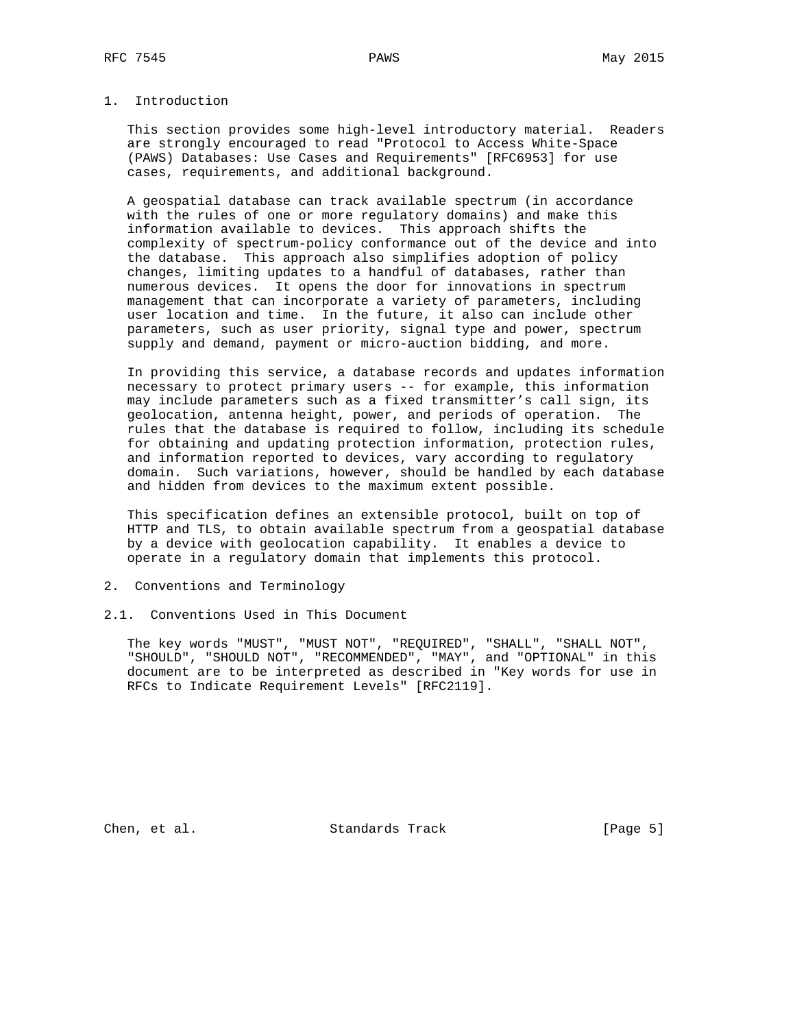# 1. Introduction

This section provides some high-level introductory material. Readers are strongly encouraged to read "Protocol to Access White-Space (PAWS) Databases: Use Cases and Requirements" [RFC6953] for use cases, requirements, and additional background.

A geospatial database can track available spectrum (in accordance with the rules of one or more regulatory domains) and make this information available to devices. This approach shifts the complexity of spectrum-policy conformance out of the device and into the database. This approach also simplifies adoption of policy changes, limiting updates to a handful of databases, rather than numerous devices. It opens the door for innovations in spectrum management that can incorporate a variety of parameters, including user location and time. In the future, it also can include other parameters, such as user priority, signal type and power, spectrum supply and demand, payment or micro-auction bidding, and more.

In providing this service, a database records and updates information necessary to protect primary users -- for example, this information may include parameters such as a fixed transmitter's call sign, its geolocation, antenna height, power, and periods of operation. The rules that the database is required to follow, including its schedule for obtaining and updating protection information, protection rules, and information reported to devices, vary according to regulatory domain. Such variations, however, should be handled by each database and hidden from devices to the maximum extent possible.

This specification defines an extensible protocol, built on top of HTTP and TLS, to obtain available spectrum from a geospatial database by a device with geolocation capability. It enables a device to operate in a regulatory domain that implements this protocol.

# 2. Conventions and Terminology

## 2.1. Conventions Used in This Document

The key words "MUST", "MUST NOT", "REQUIRED", "SHALL", "SHALL NOT", "SHOULD", "SHOULD NOT", "RECOMMENDED", "MAY", and "OPTIONAL" in this document are to be interpreted as described in "Key words for use in RFCs to Indicate Requirement Levels" [RFC2119].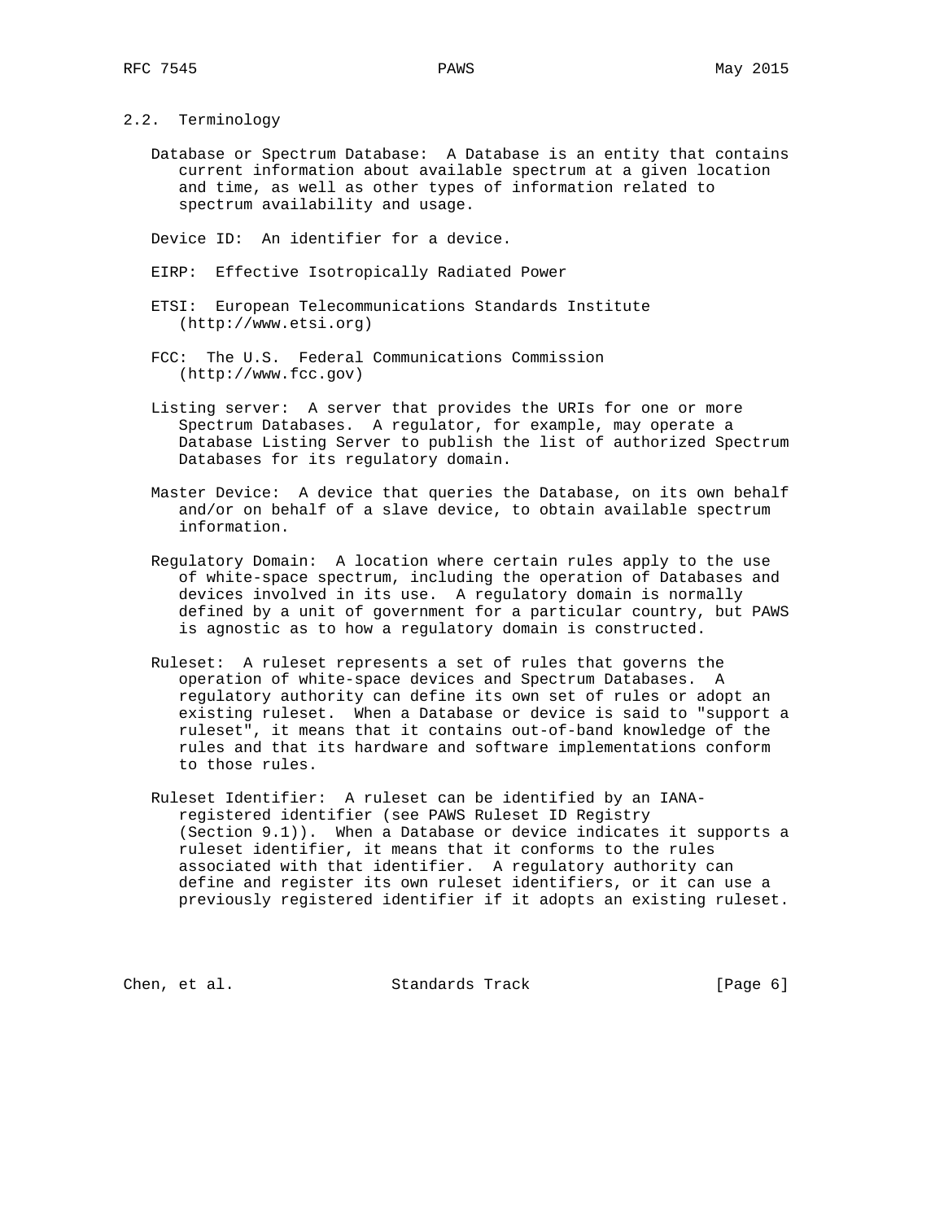## 2.2. Terminology

Database or Spectrum Database: A Database is an entity that contains current information about available spectrum at a given location and time, as well as other types of information related to spectrum availability and usage.

Device ID: An identifier for a device.

EIRP: Effective Isotropically Radiated Power

ETSI: European Telecommunications Standards Institute (http://www.etsi.org)

FCC: The U.S. Federal Communications Commission (http://www.fcc.gov)

Listing server: A server that provides the URIs for one or more Spectrum Databases. A regulator, for example, may operate a Database Listing Server to publish the list of authorized Spectrum Databases for its regulatory domain.

Master Device: A device that queries the Database, on its own behalf and/or on behalf of a slave device, to obtain available spectrum information.

Regulatory Domain: A location where certain rules apply to the use of white-space spectrum, including the operation of Databases and devices involved in its use. A regulatory domain is normally defined by a unit of government for a particular country, but PAWS is agnostic as to how a regulatory domain is constructed.

Ruleset: A ruleset represents a set of rules that governs the operation of white-space devices and Spectrum Databases. A regulatory authority can define its own set of rules or adopt an existing ruleset. When a Database or device is said to "support a ruleset", it means that it contains out-of-band knowledge of the rules and that its hardware and software implementations conform to those rules.

Ruleset Identifier: A ruleset can be identified by an IANA-registered identifier (see PAWS Ruleset ID Registry (Section 9.1)). When a Database or device indicates it supports a ruleset identifier, it means that it conforms to the rules associated with that identifier. A regulatory authority can define and register its own ruleset identifiers, or it can use a previously registered identifier if it adopts an existing ruleset.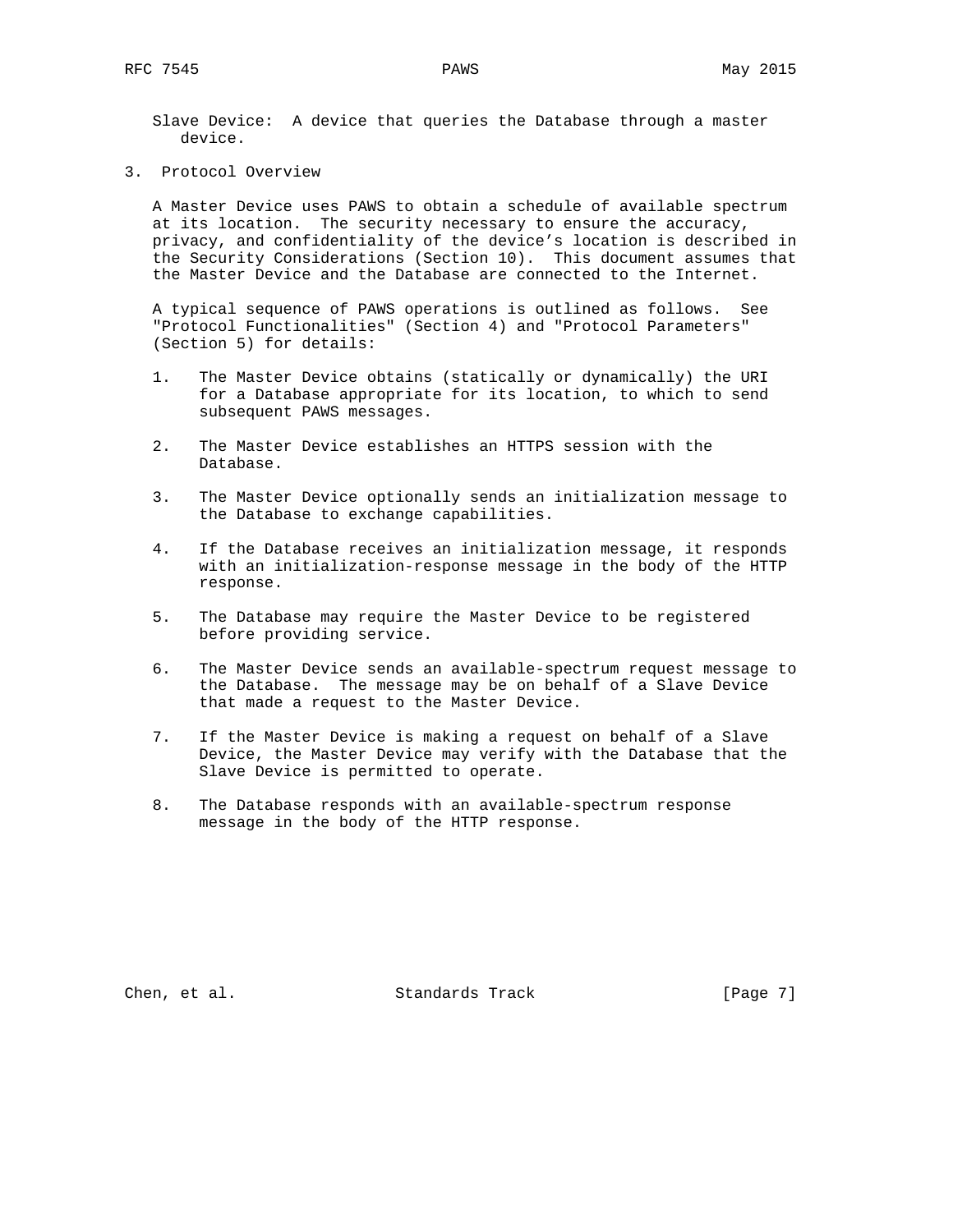Slave Device: A device that queries the Database through a master device.

## 3. Protocol Overview

A Master Device uses PAWS to obtain a schedule of available spectrum at its location. The security necessary to ensure the accuracy, privacy, and confidentiality of the device's location is described in the Security Considerations (Section 10). This document assumes that the Master Device and the Database are connected to the Internet.

A typical sequence of PAWS operations is outlined as follows. See "Protocol Functionalities" (Section 4) and "Protocol Parameters" (Section 5) for details:

1. The Master Device obtains (statically or dynamically) the URI for a Database appropriate for its location, to which to send subsequent PAWS messages.

2. The Master Device establishes an HTTPS session with the Database.

3. The Master Device optionally sends an initialization message to the Database to exchange capabilities.

4. If the Database receives an initialization message, it responds with an initialization-response message in the body of the HTTP response.

5. The Database may require the Master Device to be registered before providing service.

6. The Master Device sends an available-spectrum request message to the Database. The message may be on behalf of a Slave Device that made a request to the Master Device.

7. If the Master Device is making a request on behalf of a Slave Device, the Master Device may verify with the Database that the Slave Device is permitted to operate.

8. The Database responds with an available-spectrum response message in the body of the HTTP response.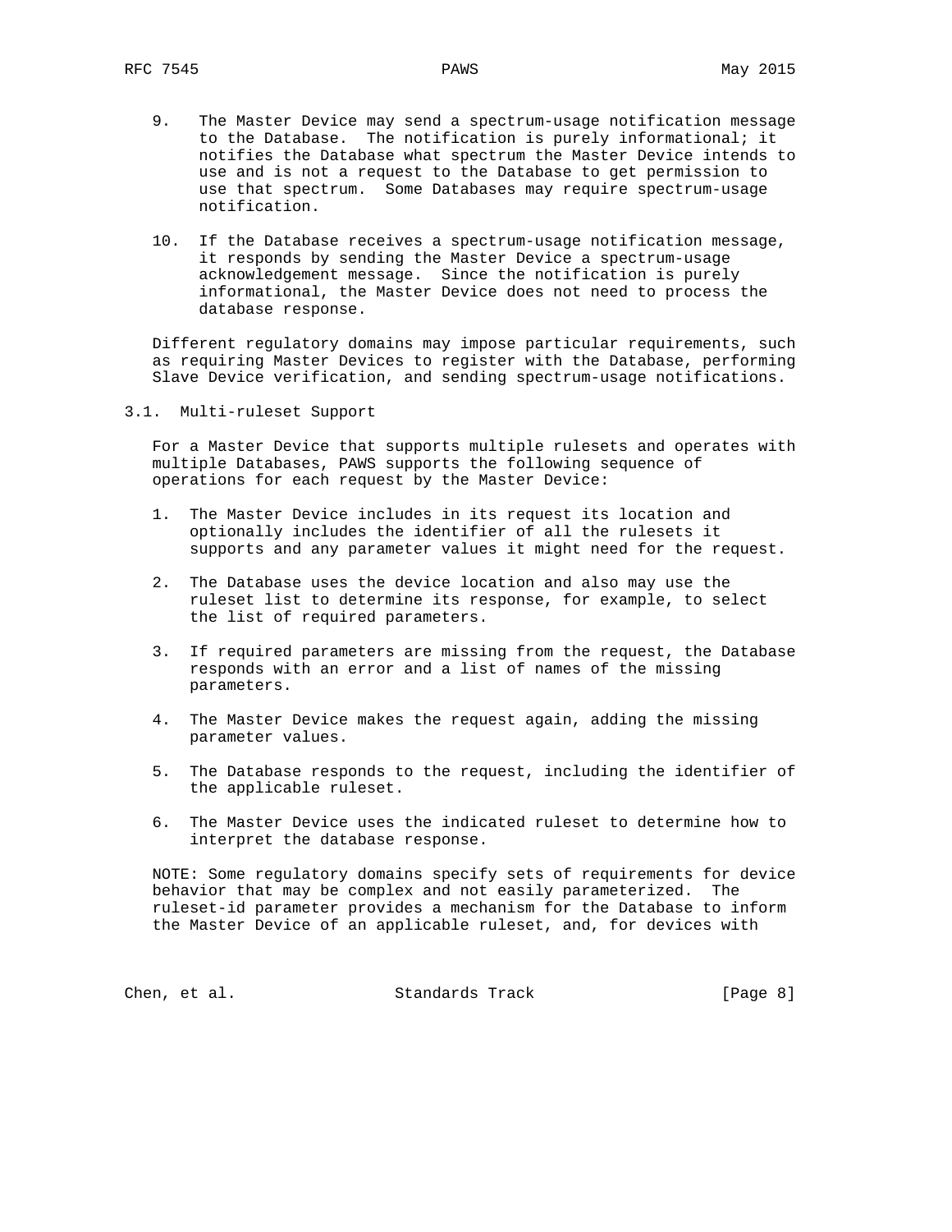9. The Master Device may send a spectrum-usage notification message to the Database. The notification is purely informational; it notifies the Database what spectrum the Master Device intends to use and is not a request to the Database to get permission to use that spectrum. Some Databases may require spectrum-usage notification.

10. If the Database receives a spectrum-usage notification message, it responds by sending the Master Device a spectrum-usage acknowledgement message. Since the notification is purely informational, the Master Device does not need to process the database response.

Different regulatory domains may impose particular requirements, such as requiring Master Devices to register with the Database, performing Slave Device verification, and sending spectrum-usage notifications.

## 3.1. Multi-ruleset Support

For a Master Device that supports multiple rulesets and operates with multiple Databases, PAWS supports the following sequence of operations for each request by the Master Device:

1. The Master Device includes in its request its location and optionally includes the identifier of all the rulesets it supports and any parameter values it might need for the request.

2. The Database uses the device location and also may use the ruleset list to determine its response, for example, to select the list of required parameters.

3. If required parameters are missing from the request, the Database responds with an error and a list of names of the missing parameters.

4. The Master Device makes the request again, adding the missing parameter values.

5. The Database responds to the request, including the identifier of the applicable ruleset.

6. The Master Device uses the indicated ruleset to determine how to interpret the database response.

NOTE: Some regulatory domains specify sets of requirements for device behavior that may be complex and not easily parameterized. The ruleset-id parameter provides a mechanism for the Database to inform the Master Device of an applicable ruleset, and, for devices with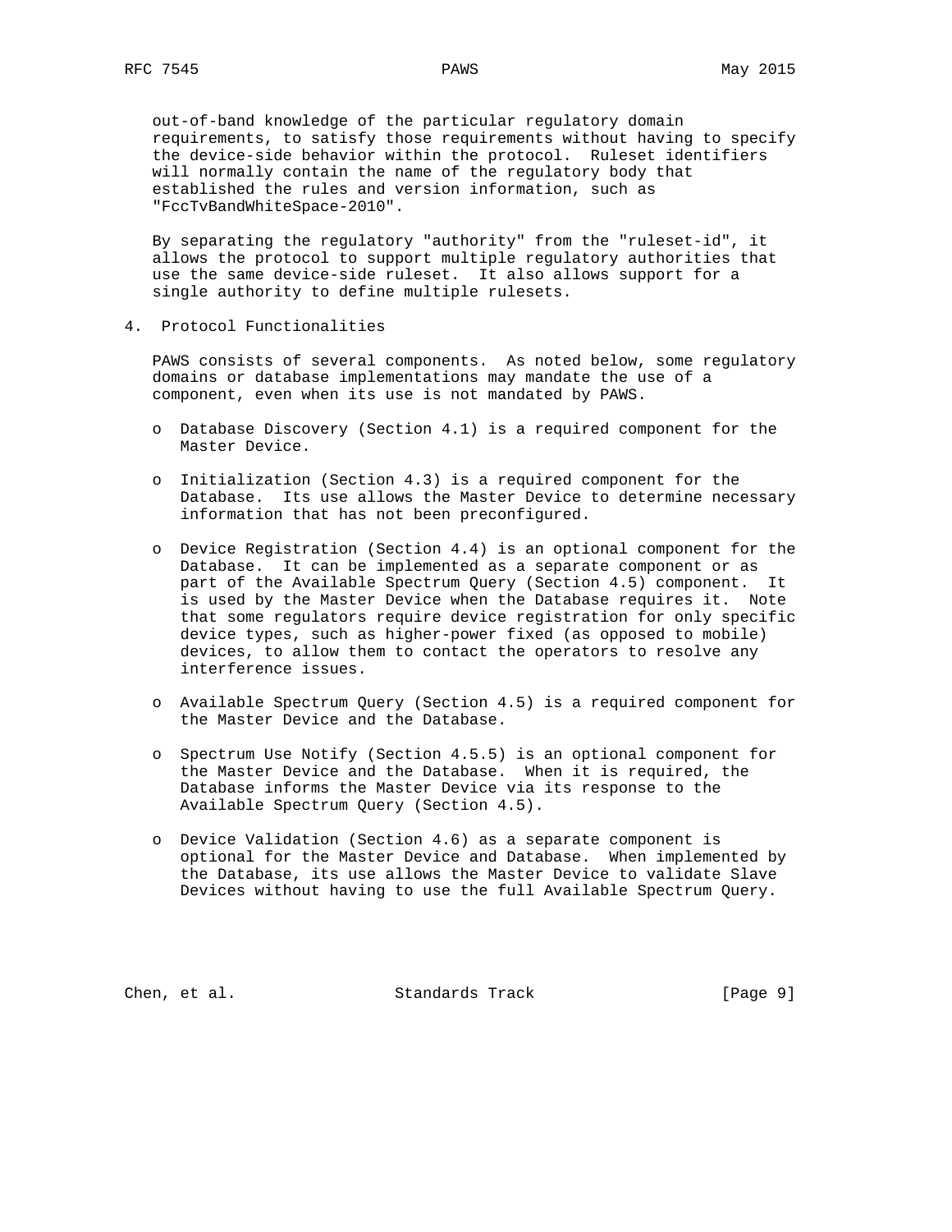out-of-band knowledge of the particular regulatory domain requirements, to satisfy those requirements without having to specify the device-side behavior within the protocol. Ruleset identifiers will normally contain the name of the regulatory body that established the rules and version information, such as "FccTvBandWhiteSpace-2010".

By separating the regulatory "authority" from the "ruleset-id", it allows the protocol to support multiple regulatory authorities that use the same device-side ruleset. It also allows support for a single authority to define multiple rulesets.

## 4. Protocol Functionalities

PAWS consists of several components. As noted below, some regulatory domains or database implementations may mandate the use of a component, even when its use is not mandated by PAWS.

- Database Discovery (Section 4.1) is a required component for the Master Device.

- Initialization (Section 4.3) is a required component for the Database. Its use allows the Master Device to determine necessary information that has not been preconfigured.

- Device Registration (Section 4.4) is an optional component for the Database. It can be implemented as a separate component or as part of the Available Spectrum Query (Section 4.5) component. It is used by the Master Device when the Database requires it. Note that some regulators require device registration for only specific device types, such as higher-power fixed (as opposed to mobile) devices, to allow them to contact the operators to resolve any interference issues.

- Available Spectrum Query (Section 4.5) is a required component for the Master Device and the Database.

- Spectrum Use Notify (Section 4.5.5) is an optional component for the Master Device and the Database. When it is required, the Database informs the Master Device via its response to the Available Spectrum Query (Section 4.5).

- Device Validation (Section 4.6) as a separate component is optional for the Master Device and Database. When implemented by the Database, its use allows the Master Device to validate Slave Devices without having to use the full Available Spectrum Query.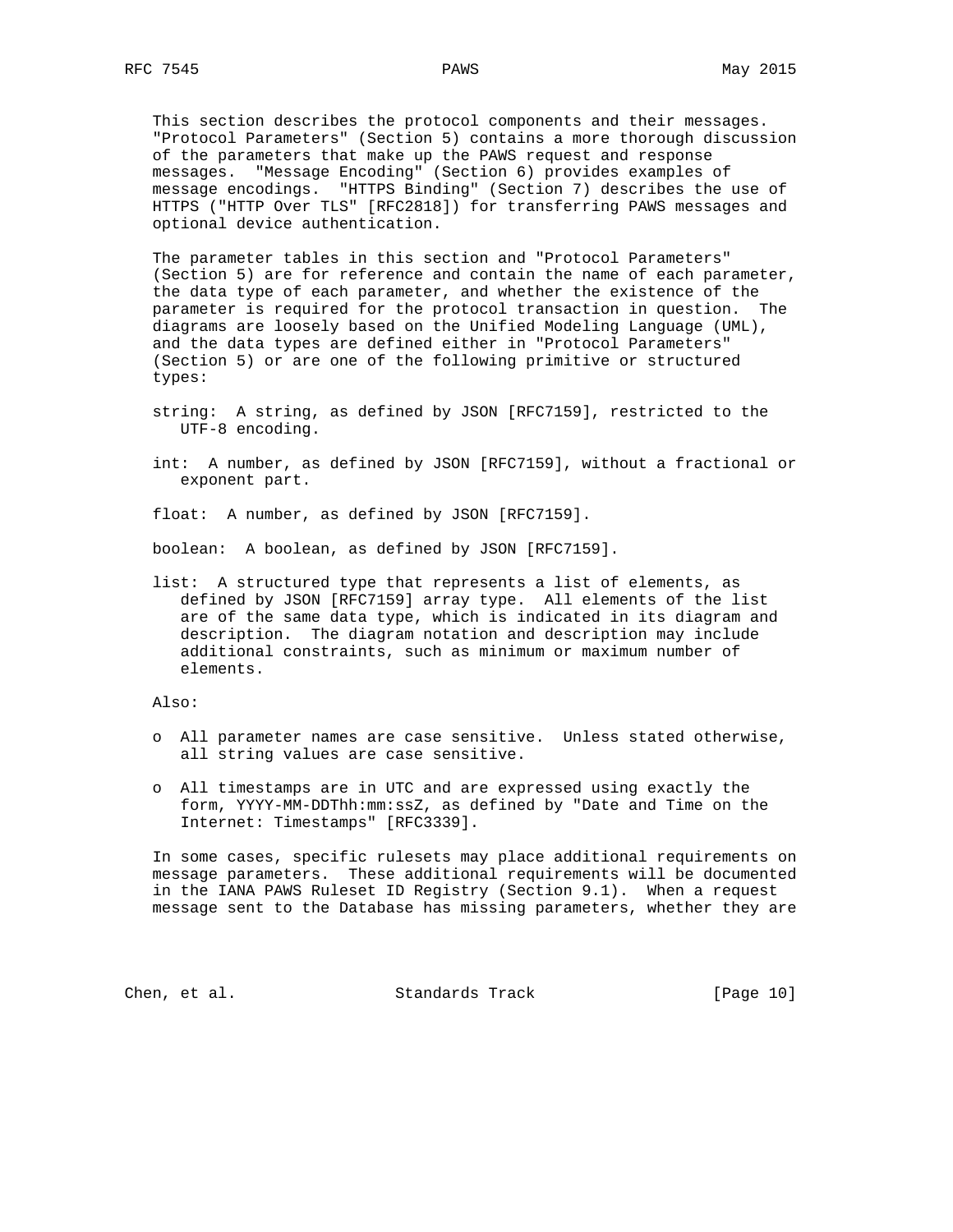This section describes the protocol components and their messages. "Protocol Parameters" (Section 5) contains a more thorough discussion of the parameters that make up the PAWS request and response messages. "Message Encoding" (Section 6) provides examples of message encodings. "HTTPS Binding" (Section 7) describes the use of HTTPS ("HTTP Over TLS" [RFC2818]) for transferring PAWS messages and optional device authentication.

The parameter tables in this section and "Protocol Parameters" (Section 5) are for reference and contain the name of each parameter, the data type of each parameter, and whether the existence of the parameter is required for the protocol transaction in question. The diagrams are loosely based on the Unified Modeling Language (UML), and the data types are defined either in "Protocol Parameters" (Section 5) or are one of the following primitive or structured types:

string: A string, as defined by JSON [RFC7159], restricted to the UTF-8 encoding.

int: A number, as defined by JSON [RFC7159], without a fractional or exponent part.

float: A number, as defined by JSON [RFC7159].

boolean: A boolean, as defined by JSON [RFC7159].

list: A structured type that represents a list of elements, as defined by JSON [RFC7159] array type. All elements of the list are of the same data type, which is indicated in its diagram and description. The diagram notation and description may include additional constraints, such as minimum or maximum number of elements.

Also:

- All parameter names are case sensitive. Unless stated otherwise, all string values are case sensitive.
- All timestamps are in UTC and are expressed using exactly the form, YYYY-MM-DDThh:mm:ssZ, as defined by "Date and Time on the Internet: Timestamps" [RFC3339].

In some cases, specific rulesets may place additional requirements on message parameters. These additional requirements will be documented in the IANA PAWS Ruleset ID Registry (Section 9.1). When a request message sent to the Database has missing parameters, whether they are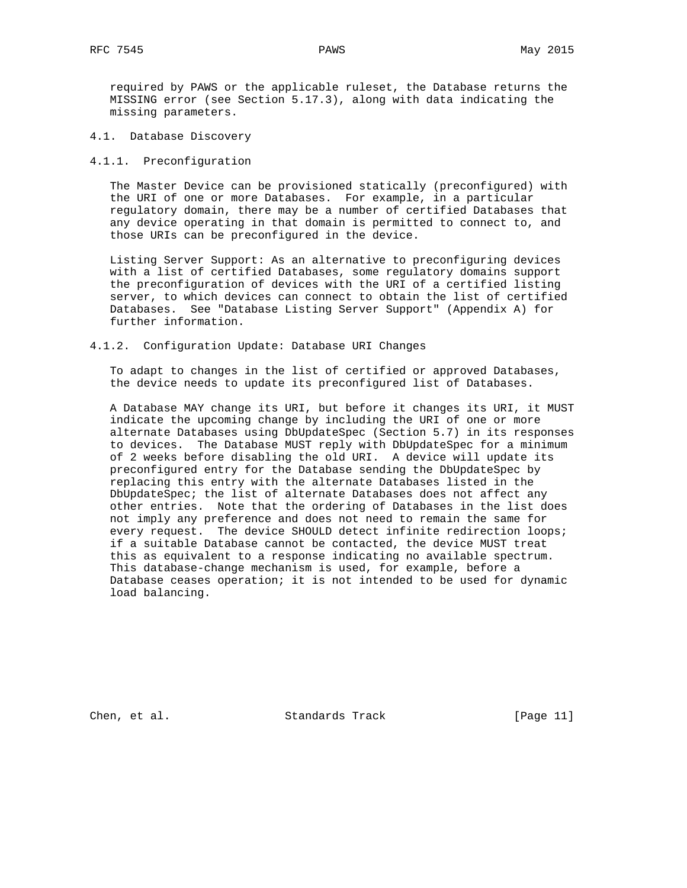required by PAWS or the applicable ruleset, the Database returns the MISSING error (see Section 5.17.3), along with data indicating the missing parameters.

## 4.1. Database Discovery

### 4.1.1. Preconfiguration

The Master Device can be provisioned statically (preconfigured) with the URI of one or more Databases. For example, in a particular regulatory domain, there may be a number of certified Databases that any device operating in that domain is permitted to connect to, and those URIs can be preconfigured in the device.

Listing Server Support: As an alternative to preconfiguring devices with a list of certified Databases, some regulatory domains support the preconfiguration of devices with the URI of a certified listing server, to which devices can connect to obtain the list of certified Databases. See "Database Listing Server Support" (Appendix A) for further information.

### 4.1.2. Configuration Update: Database URI Changes

To adapt to changes in the list of certified or approved Databases, the device needs to update its preconfigured list of Databases.

A Database MAY change its URI, but before it changes its URI, it MUST indicate the upcoming change by including the URI of one or more alternate Databases using DbUpdateSpec (Section 5.7) in its responses to devices. The Database MUST reply with DbUpdateSpec for a minimum of 2 weeks before disabling the old URI. A device will update its preconfigured entry for the Database sending the DbUpdateSpec by replacing this entry with the alternate Databases listed in the DbUpdateSpec; the list of alternate Databases does not affect any other entries. Note that the ordering of Databases in the list does not imply any preference and does not need to remain the same for every request. The device SHOULD detect infinite redirection loops; if a suitable Database cannot be contacted, the device MUST treat this as equivalent to a response indicating no available spectrum. This database-change mechanism is used, for example, before a Database ceases operation; it is not intended to be used for dynamic load balancing.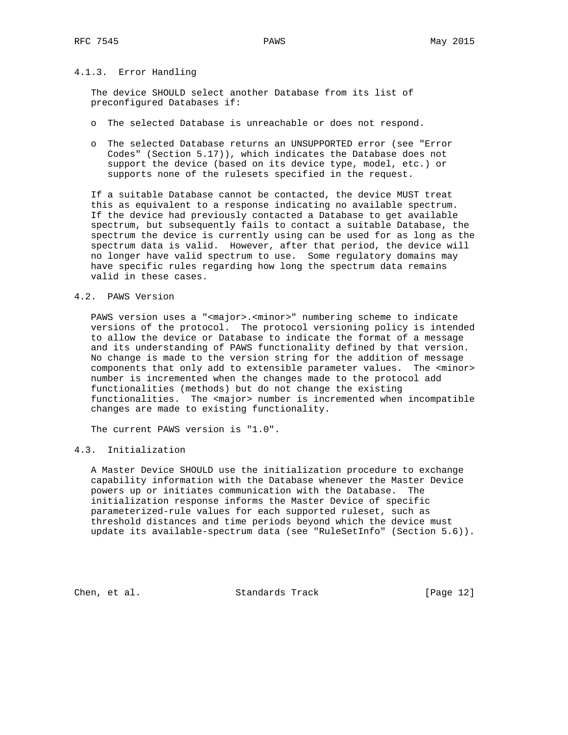#### 4.1.3. Error Handling

The device SHOULD select another Database from its list of preconfigured Databases if:

- The selected Database is unreachable or does not respond.
- The selected Database returns an UNSUPPORTED error (see "Error Codes" (Section 5.17)), which indicates the Database does not support the device (based on its device type, model, etc.) or supports none of the rulesets specified in the request.

If a suitable Database cannot be contacted, the device MUST treat this as equivalent to a response indicating no available spectrum. If the device had previously contacted a Database to get available spectrum, but subsequently fails to contact a suitable Database, the spectrum the device is currently using can be used for as long as the spectrum data is valid. However, after that period, the device will no longer have valid spectrum to use. Some regulatory domains may have specific rules regarding how long the spectrum data remains valid in these cases.

### 4.2. PAWS Version

PAWS version uses a "<major>.<minor>" numbering scheme to indicate versions of the protocol. The protocol versioning policy is intended to allow the device or Database to indicate the format of a message and its understanding of PAWS functionality defined by that version. No change is made to the version string for the addition of message components that only add to extensible parameter values. The <minor> number is incremented when the changes made to the protocol add functionalities (methods) but do not change the existing functionalities. The <major> number is incremented when incompatible changes are made to existing functionality.

The current PAWS version is "1.0".

### 4.3. Initialization

A Master Device SHOULD use the initialization procedure to exchange capability information with the Database whenever the Master Device powers up or initiates communication with the Database. The initialization response informs the Master Device of specific parameterized-rule values for each supported ruleset, such as threshold distances and time periods beyond which the device must update its available-spectrum data (see "RuleSetInfo" (Section 5.6)).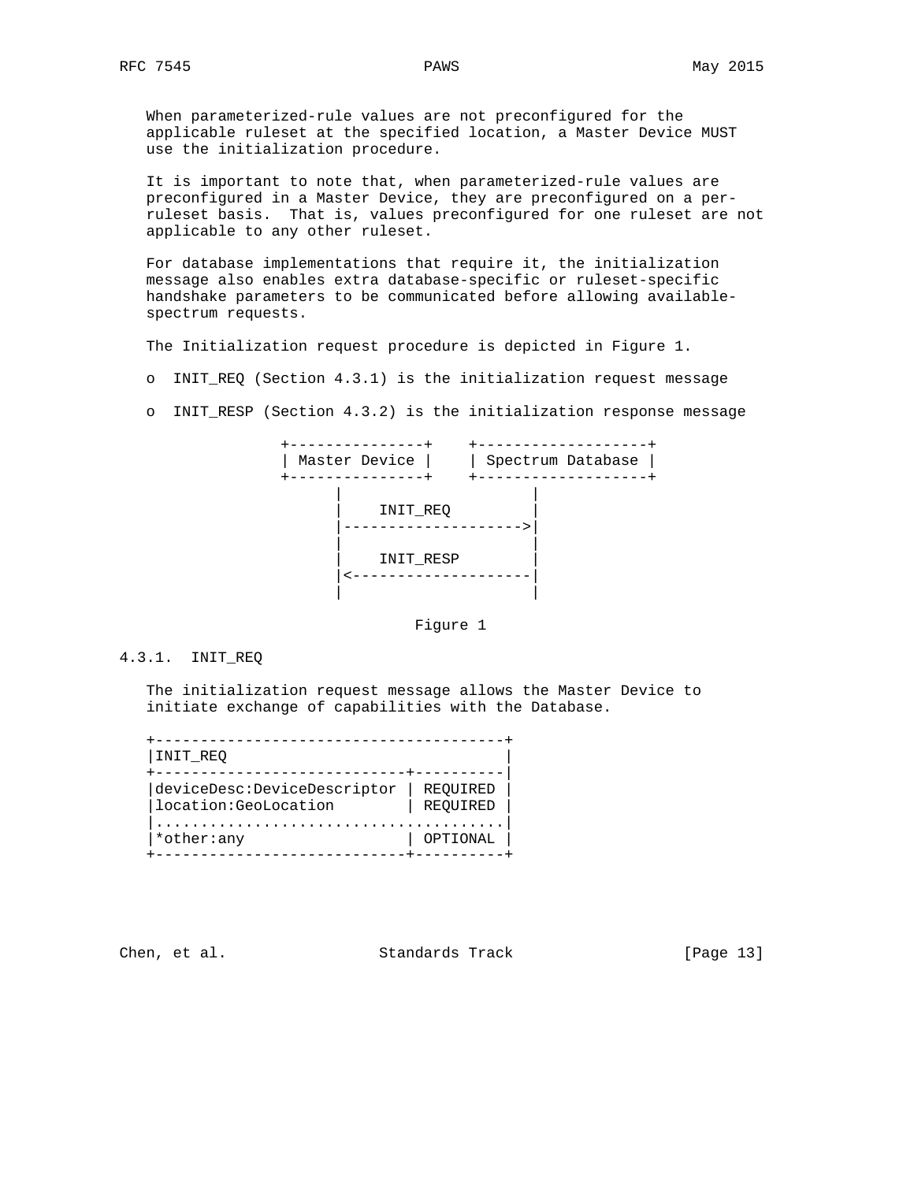When parameterized-rule values are not preconfigured for the applicable ruleset at the specified location, a Master Device MUST use the initialization procedure.

It is important to note that, when parameterized-rule values are preconfigured in a Master Device, they are preconfigured on a per-ruleset basis. That is, values preconfigured for one ruleset are not applicable to any other ruleset.

For database implementations that require it, the initialization message also enables extra database-specific or ruleset-specific handshake parameters to be communicated before allowing available-spectrum requests.

The Initialization request procedure is depicted in Figure 1.

- INIT_REQ (Section 4.3.1) is the initialization request message
- INIT_RESP (Section 4.3.2) is the initialization response message

```
+---------------+    +-------------------+
| Master Device |    | Spectrum Database |
+---------------+    +-------------------+
      |                     |
      |    INIT_REQ         |
      |-------------------->|
      |                     |
      |    INIT_RESP        |
      |<--------------------|
      |                     |
```

Figure 1

### 4.3.1. INIT_REQ

The initialization request message allows the Master Device to initiate exchange of capabilities with the Database.

```
+--------------------------------------+
|INIT_REQ                              |
+---------------------------+----------|
|deviceDesc:DeviceDescriptor | REQUIRED |
|location:GeoLocation        | REQUIRED |
|......................................|
|*other:any                  | OPTIONAL |
+---------------------------+----------+
```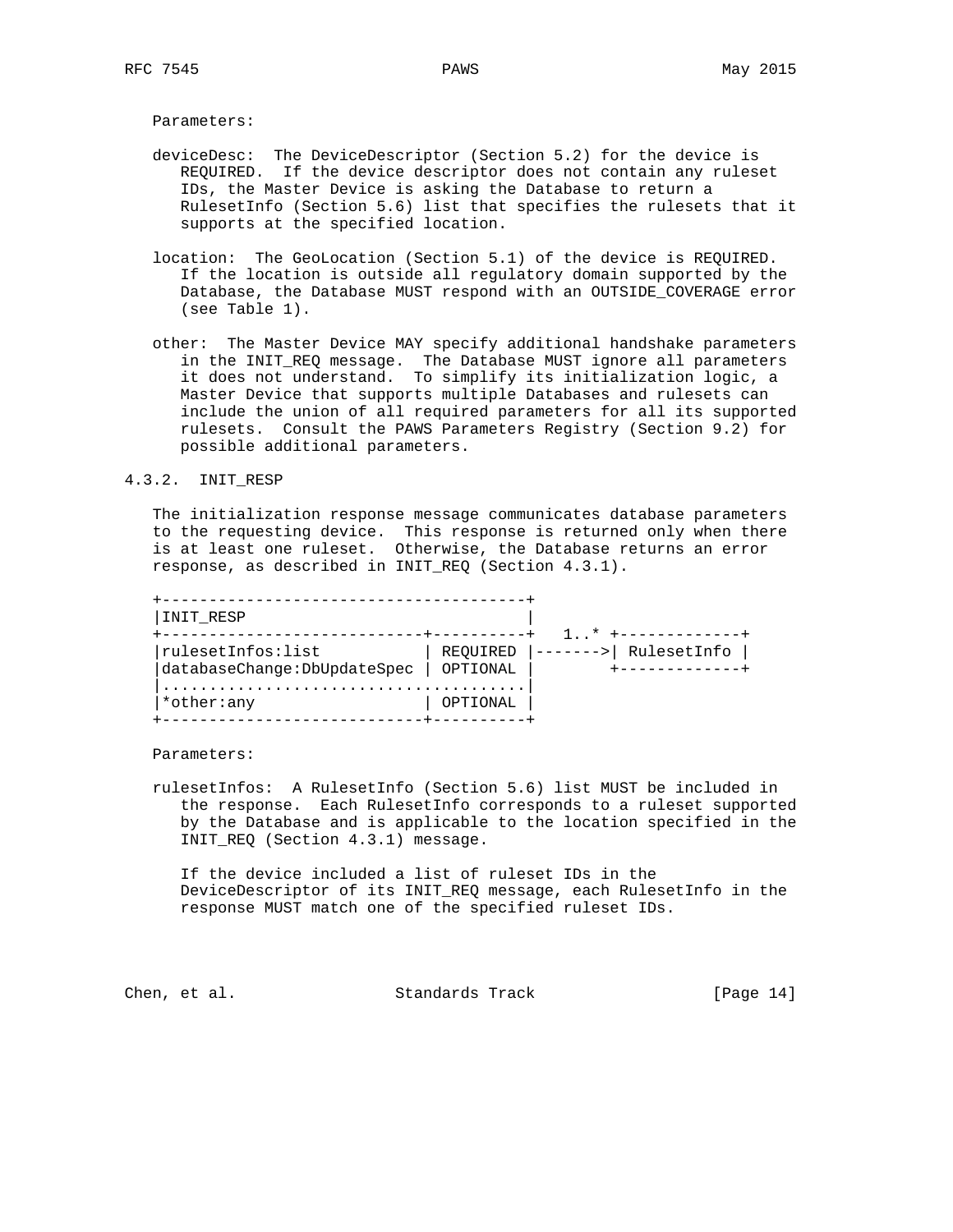Parameters:

deviceDesc: The DeviceDescriptor (Section 5.2) for the device is REQUIRED. If the device descriptor does not contain any ruleset IDs, the Master Device is asking the Database to return a RulesetInfo (Section 5.6) list that specifies the rulesets that it supports at the specified location.

location: The GeoLocation (Section 5.1) of the device is REQUIRED. If the location is outside all regulatory domain supported by the Database, the Database MUST respond with an OUTSIDE_COVERAGE error (see Table 1).

other: The Master Device MAY specify additional handshake parameters in the INIT_REQ message. The Database MUST ignore all parameters it does not understand. To simplify its initialization logic, a Master Device that supports multiple Databases and rulesets can include the union of all required parameters for all its supported rulesets. Consult the PAWS Parameters Registry (Section 9.2) for possible additional parameters.

### 4.3.2. INIT_RESP

The initialization response message communicates database parameters to the requesting device. This response is returned only when there is at least one ruleset. Otherwise, the Database returns an error response, as described in INIT_REQ (Section 4.3.1).

```
+---------------------------------------+
|INIT_RESP                              |
+----------------------------+----------+   1..* +-------------+
|rulesetInfos:list           | REQUIRED |------->| RulesetInfo |
|databaseChange:DbUpdateSpec | OPTIONAL |        +-------------+
|.......................................|
|*other:any                  | OPTIONAL |
+----------------------------+----------+
```

Parameters:

rulesetInfos: A RulesetInfo (Section 5.6) list MUST be included in the response. Each RulesetInfo corresponds to a ruleset supported by the Database and is applicable to the location specified in the INIT_REQ (Section 4.3.1) message.

If the device included a list of ruleset IDs in the DeviceDescriptor of its INIT_REQ message, each RulesetInfo in the response MUST match one of the specified ruleset IDs.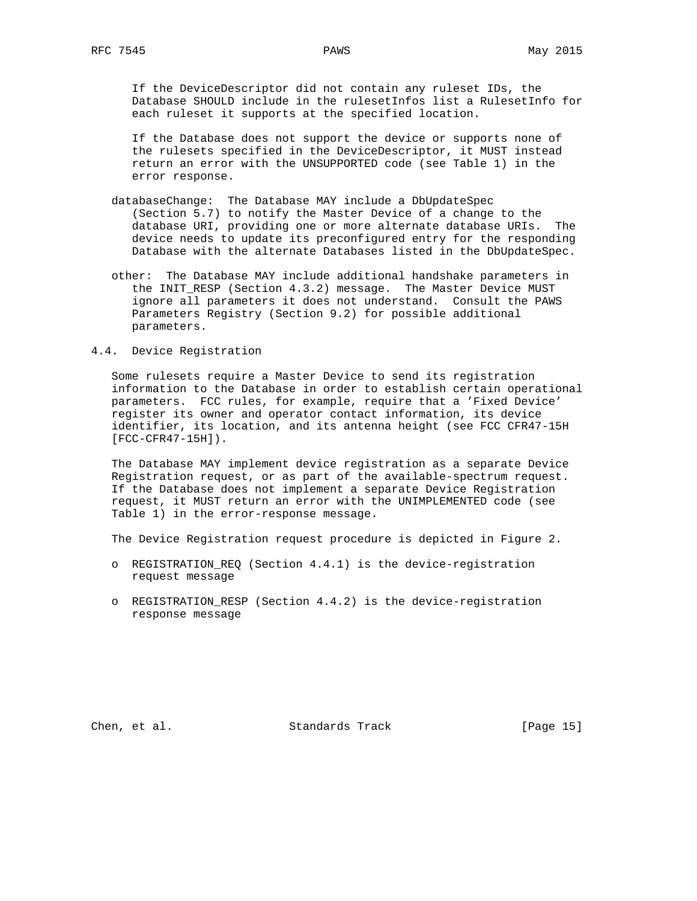If the DeviceDescriptor did not contain any ruleset IDs, the Database SHOULD include in the rulesetInfos list a RulesetInfo for each ruleset it supports at the specified location.

If the Database does not support the device or supports none of the rulesets specified in the DeviceDescriptor, it MUST instead return an error with the UNSUPPORTED code (see Table 1) in the error response.

databaseChange: The Database MAY include a DbUpdateSpec (Section 5.7) to notify the Master Device of a change to the database URI, providing one or more alternate database URIs. The device needs to update its preconfigured entry for the responding Database with the alternate Databases listed in the DbUpdateSpec.

other: The Database MAY include additional handshake parameters in the INIT_RESP (Section 4.3.2) message. The Master Device MUST ignore all parameters it does not understand. Consult the PAWS Parameters Registry (Section 9.2) for possible additional parameters.

## 4.4. Device Registration

Some rulesets require a Master Device to send its registration information to the Database in order to establish certain operational parameters. FCC rules, for example, require that a 'Fixed Device' register its owner and operator contact information, its device identifier, its location, and its antenna height (see FCC CFR47-15H [FCC-CFR47-15H]).

The Database MAY implement device registration as a separate Device Registration request, or as part of the available-spectrum request. If the Database does not implement a separate Device Registration request, it MUST return an error with the UNIMPLEMENTED code (see Table 1) in the error-response message.

The Device Registration request procedure is depicted in Figure 2.

- REGISTRATION_REQ (Section 4.4.1) is the device-registration request message
- REGISTRATION_RESP (Section 4.4.2) is the device-registration response message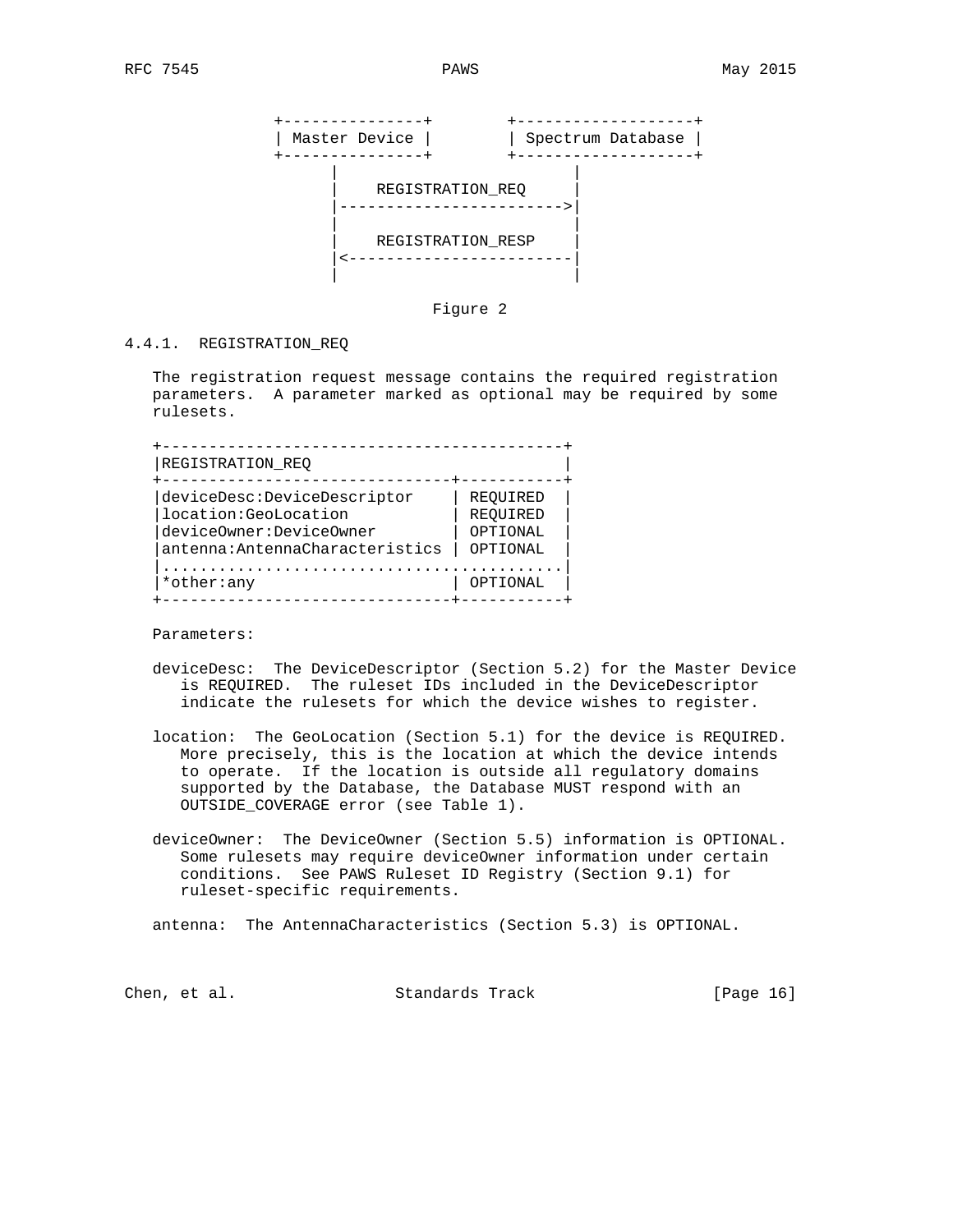```
   +---------------+        +-------------------+
   | Master Device |        | Spectrum Database |
   +---------------+        +-------------------+
         |                         |
         |    REGISTRATION_REQ     |
         |------------------------>|
         |                         |
         |    REGISTRATION_RESP    |
         |<------------------------|
         |                         |
```

Figure 2

### 4.4.1. REGISTRATION_REQ

The registration request message contains the required registration parameters. A parameter marked as optional may be required by some rulesets.

| REGISTRATION_REQ | |
|---|---|
| deviceDesc:DeviceDescriptor | REQUIRED |
| location:GeoLocation | REQUIRED |
| deviceOwner:DeviceOwner | OPTIONAL |
| antenna:AntennaCharacteristics | OPTIONAL |
| ........................................... | |
| *other:any | OPTIONAL |

Parameters:

deviceDesc: The DeviceDescriptor (Section 5.2) for the Master Device is REQUIRED. The ruleset IDs included in the DeviceDescriptor indicate the rulesets for which the device wishes to register.

location: The GeoLocation (Section 5.1) for the device is REQUIRED. More precisely, this is the location at which the device intends to operate. If the location is outside all regulatory domains supported by the Database, the Database MUST respond with an OUTSIDE_COVERAGE error (see Table 1).

deviceOwner: The DeviceOwner (Section 5.5) information is OPTIONAL. Some rulesets may require deviceOwner information under certain conditions. See PAWS Ruleset ID Registry (Section 9.1) for ruleset-specific requirements.

antenna: The AntennaCharacteristics (Section 5.3) is OPTIONAL.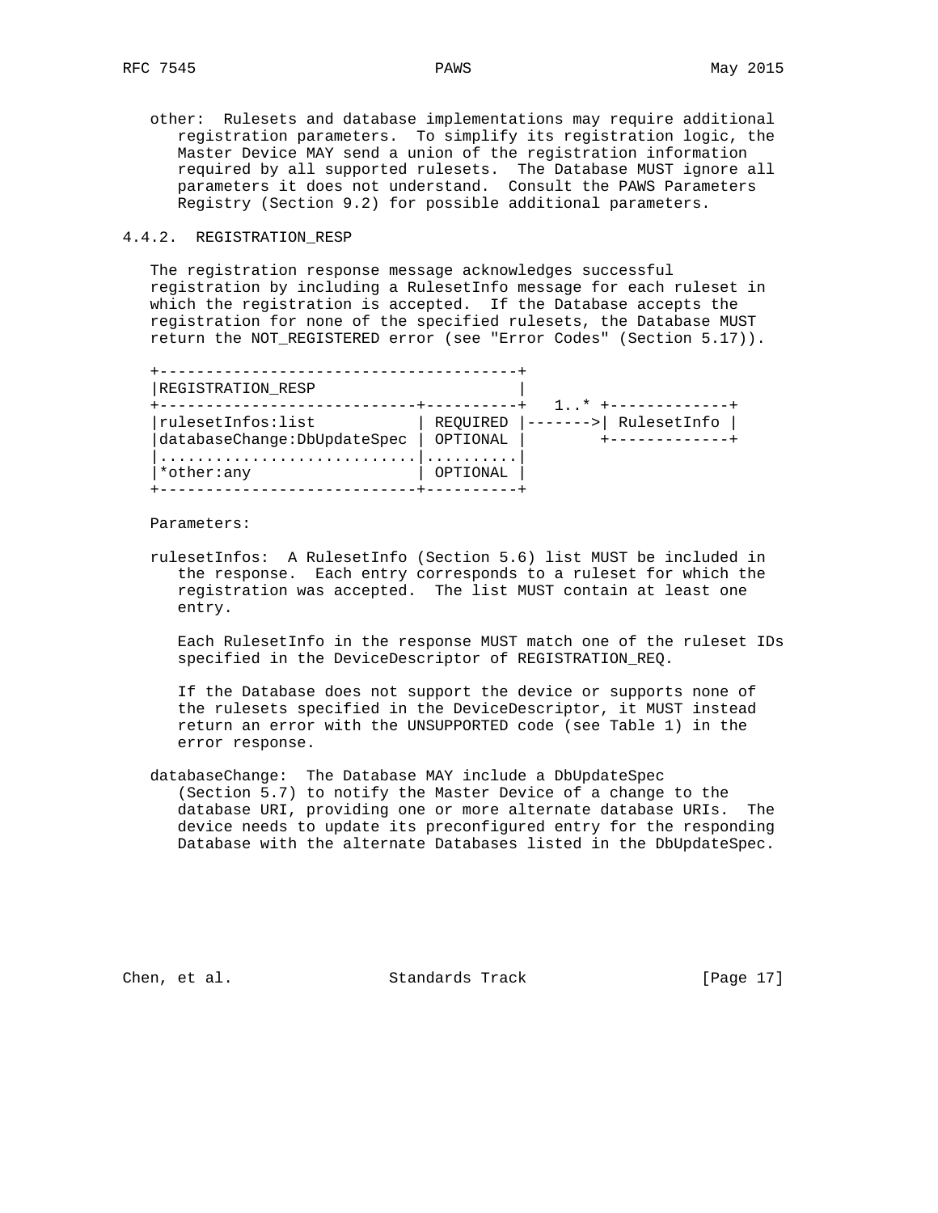other: Rulesets and database implementations may require additional registration parameters. To simplify its registration logic, the Master Device MAY send a union of the registration information required by all supported rulesets. The Database MUST ignore all parameters it does not understand. Consult the PAWS Parameters Registry (Section 9.2) for possible additional parameters.

### 4.4.2. REGISTRATION_RESP

The registration response message acknowledges successful registration by including a RulesetInfo message for each ruleset in which the registration is accepted. If the Database accepts the registration for none of the specified rulesets, the Database MUST return the NOT_REGISTERED error (see "Error Codes" (Section 5.17)).

```
+---------------------------------------+
|REGISTRATION_RESP                      |
+----------------------------+----------+   1..* +-------------+
|rulesetInfos:list           | REQUIRED |------->| RulesetInfo |
|databaseChange:DbUpdateSpec | OPTIONAL |        +-------------+
|............................|..........|
|*other:any                  | OPTIONAL |
+----------------------------+----------+
```

Parameters:

rulesetInfos: A RulesetInfo (Section 5.6) list MUST be included in the response. Each entry corresponds to a ruleset for which the registration was accepted. The list MUST contain at least one entry.

Each RulesetInfo in the response MUST match one of the ruleset IDs specified in the DeviceDescriptor of REGISTRATION_REQ.

If the Database does not support the device or supports none of the rulesets specified in the DeviceDescriptor, it MUST instead return an error with the UNSUPPORTED code (see Table 1) in the error response.

databaseChange: The Database MAY include a DbUpdateSpec (Section 5.7) to notify the Master Device of a change to the database URI, providing one or more alternate database URIs. The device needs to update its preconfigured entry for the responding Database with the alternate Databases listed in the DbUpdateSpec.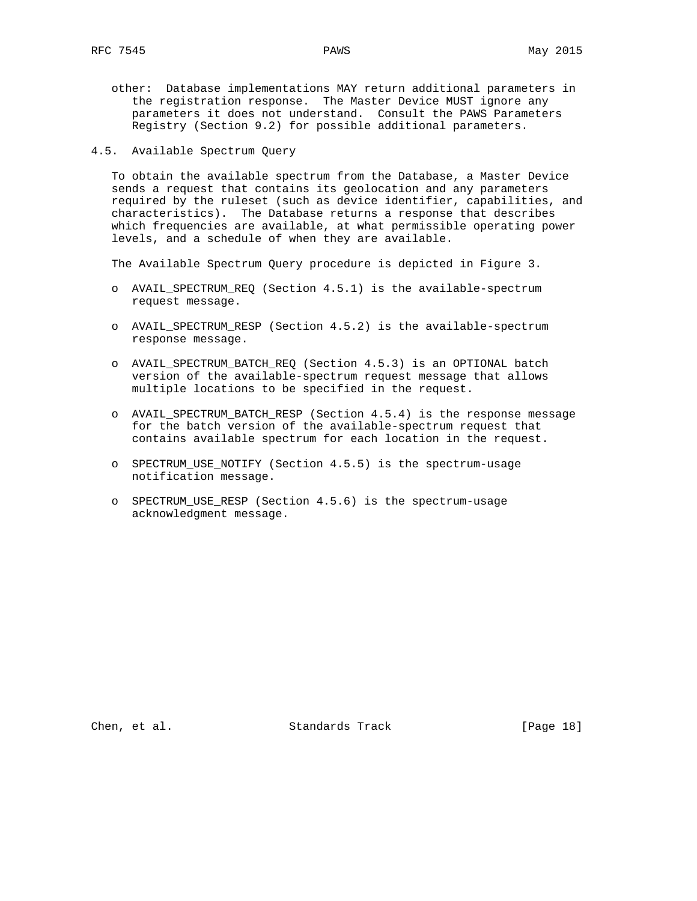other: Database implementations MAY return additional parameters in the registration response. The Master Device MUST ignore any parameters it does not understand. Consult the PAWS Parameters Registry (Section 9.2) for possible additional parameters.

### 4.5. Available Spectrum Query

To obtain the available spectrum from the Database, a Master Device sends a request that contains its geolocation and any parameters required by the ruleset (such as device identifier, capabilities, and characteristics). The Database returns a response that describes which frequencies are available, at what permissible operating power levels, and a schedule of when they are available.

The Available Spectrum Query procedure is depicted in Figure 3.

- AVAIL_SPECTRUM_REQ (Section 4.5.1) is the available-spectrum request message.
- AVAIL_SPECTRUM_RESP (Section 4.5.2) is the available-spectrum response message.
- AVAIL_SPECTRUM_BATCH_REQ (Section 4.5.3) is an OPTIONAL batch version of the available-spectrum request message that allows multiple locations to be specified in the request.
- AVAIL_SPECTRUM_BATCH_RESP (Section 4.5.4) is the response message for the batch version of the available-spectrum request that contains available spectrum for each location in the request.
- SPECTRUM_USE_NOTIFY (Section 4.5.5) is the spectrum-usage notification message.
- SPECTRUM_USE_RESP (Section 4.5.6) is the spectrum-usage acknowledgment message.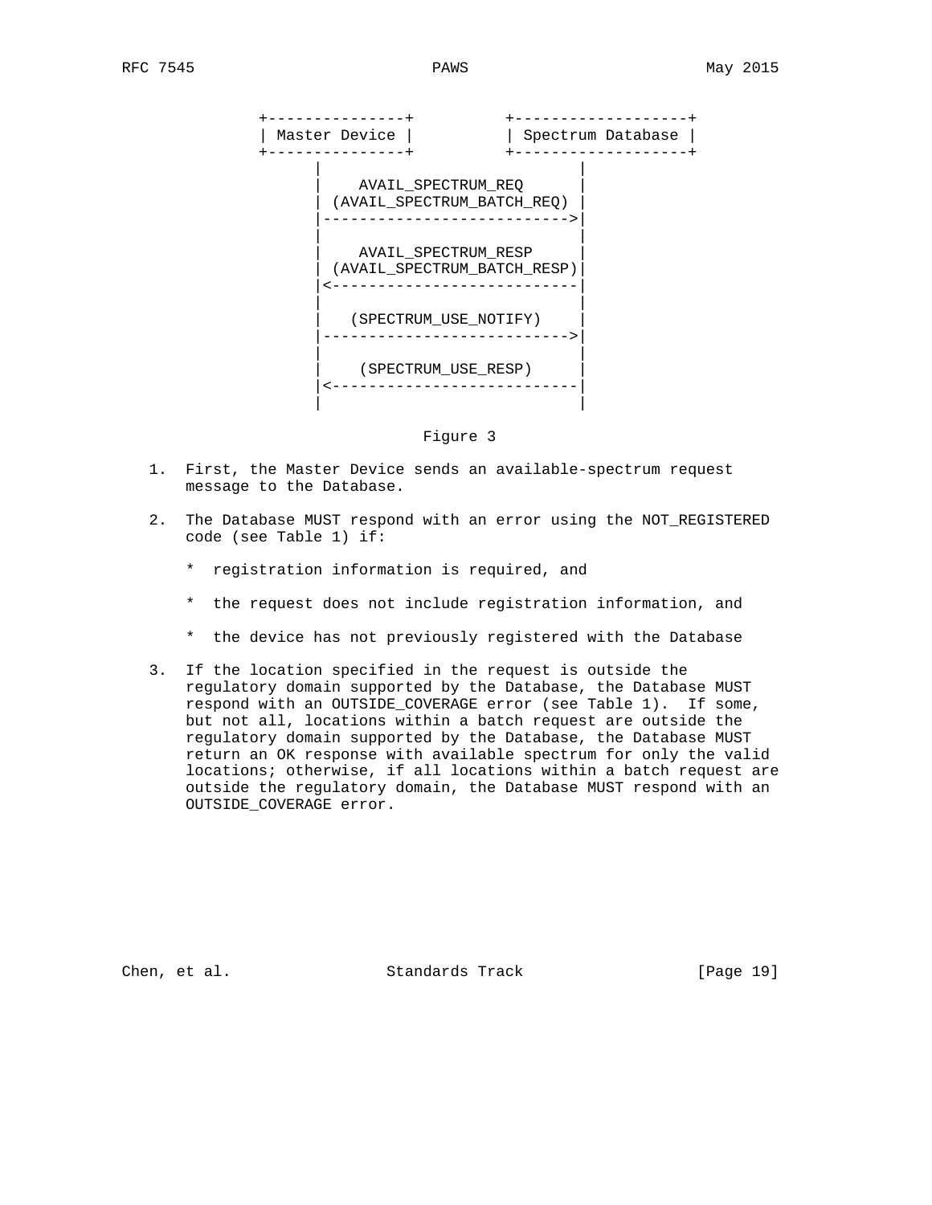```
      +---------------+          +-------------------+
      | Master Device |          | Spectrum Database |
      +---------------+          +-------------------+
             |                           |
             |    AVAIL_SPECTRUM_REQ     |
             | (AVAIL_SPECTRUM_BATCH_REQ) |
             |-------------------------->|
             |                           |
             |    AVAIL_SPECTRUM_RESP    |
             | (AVAIL_SPECTRUM_BATCH_RESP)|
             |<--------------------------|
             |                           |
             |   (SPECTRUM_USE_NOTIFY)   |
             |-------------------------->|
             |                           |
             |    (SPECTRUM_USE_RESP)    |
             |<--------------------------|
             |                           |
```

Figure 3

1. First, the Master Device sends an available-spectrum request message to the Database.

2. The Database MUST respond with an error using the NOT_REGISTERED code (see Table 1) if:

   * registration information is required, and

   * the request does not include registration information, and

   * the device has not previously registered with the Database

3. If the location specified in the request is outside the regulatory domain supported by the Database, the Database MUST respond with an OUTSIDE_COVERAGE error (see Table 1). If some, but not all, locations within a batch request are outside the regulatory domain supported by the Database, the Database MUST return an OK response with available spectrum for only the valid locations; otherwise, if all locations within a batch request are outside the regulatory domain, the Database MUST respond with an OUTSIDE_COVERAGE error.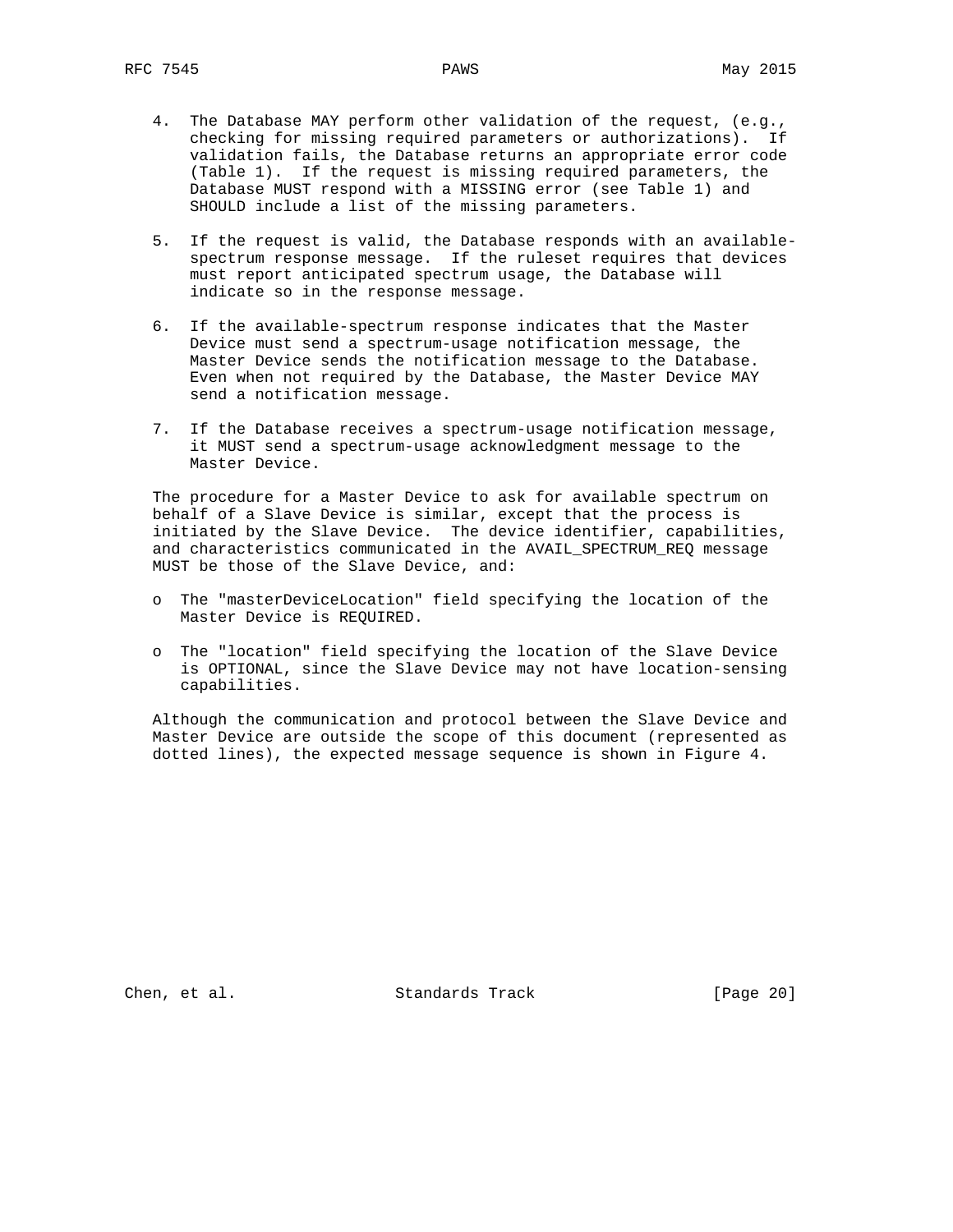4. The Database MAY perform other validation of the request, (e.g., checking for missing required parameters or authorizations). If validation fails, the Database returns an appropriate error code (Table 1). If the request is missing required parameters, the Database MUST respond with a MISSING error (see Table 1) and SHOULD include a list of the missing parameters.

5. If the request is valid, the Database responds with an available-spectrum response message. If the ruleset requires that devices must report anticipated spectrum usage, the Database will indicate so in the response message.

6. If the available-spectrum response indicates that the Master Device must send a spectrum-usage notification message, the Master Device sends the notification message to the Database. Even when not required by the Database, the Master Device MAY send a notification message.

7. If the Database receives a spectrum-usage notification message, it MUST send a spectrum-usage acknowledgment message to the Master Device.

The procedure for a Master Device to ask for available spectrum on behalf of a Slave Device is similar, except that the process is initiated by the Slave Device. The device identifier, capabilities, and characteristics communicated in the AVAIL_SPECTRUM_REQ message MUST be those of the Slave Device, and:

- The "masterDeviceLocation" field specifying the location of the Master Device is REQUIRED.

- The "location" field specifying the location of the Slave Device is OPTIONAL, since the Slave Device may not have location-sensing capabilities.

Although the communication and protocol between the Slave Device and Master Device are outside the scope of this document (represented as dotted lines), the expected message sequence is shown in Figure 4.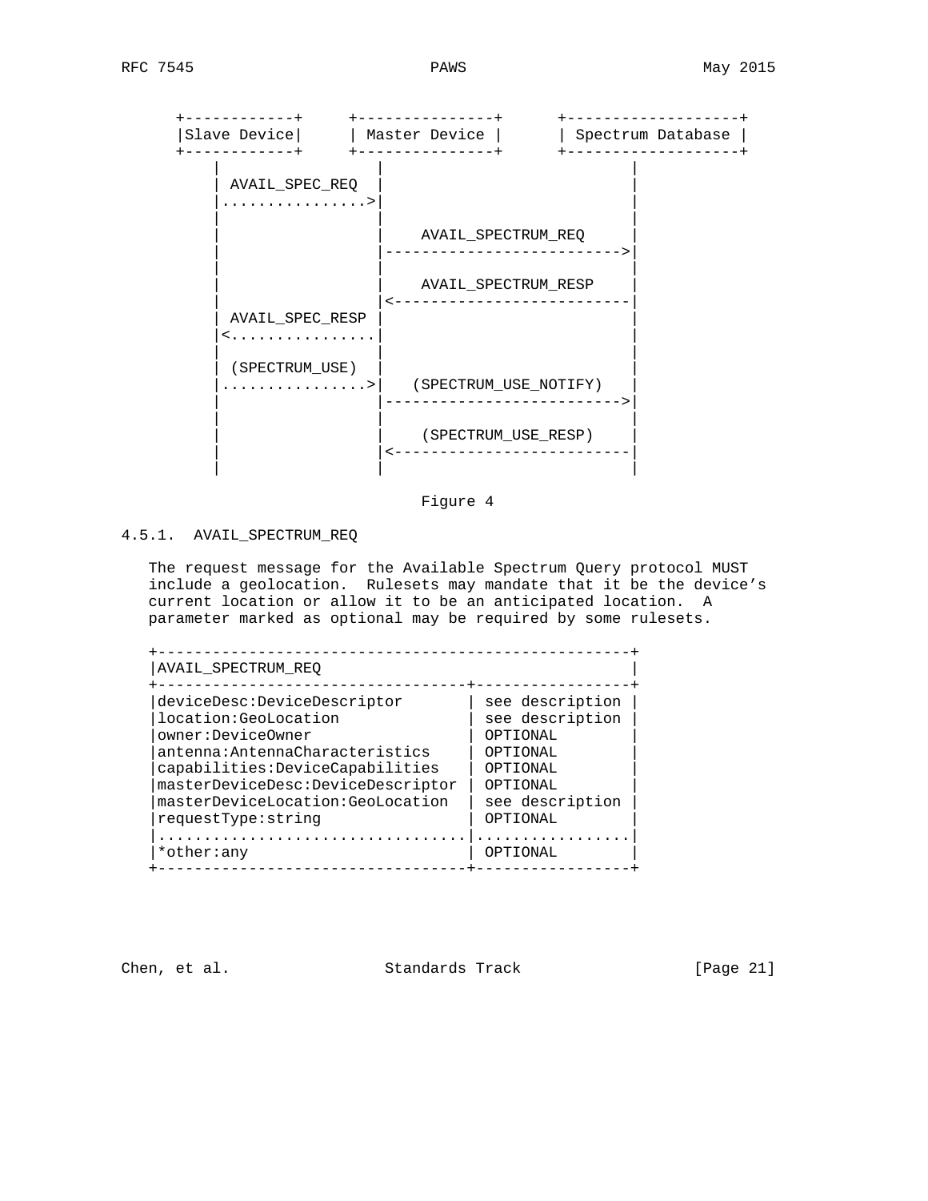```
  +------------+     +---------------+      +-------------------+
  |Slave Device|     | Master Device |      | Spectrum Database |
  +------------+     +---------------+      +-------------------+
      |                  |                           |
      | AVAIL_SPEC_REQ   |                           |
      |................>|                           |
      |                  |                           |
      |                  |    AVAIL_SPECTRUM_REQ     |
      |                  |-------------------------->|
      |                  |                           |
      |                  |    AVAIL_SPECTRUM_RESP    |
      |                  |<--------------------------|
      | AVAIL_SPEC_RESP  |                           |
      |<................|                           |
      |                  |                           |
      | (SPECTRUM_USE)   |                           |
      |................>|   (SPECTRUM_USE_NOTIFY)   |
      |                  |-------------------------->|
      |                  |                           |
      |                  |    (SPECTRUM_USE_RESP)    |
      |                  |<--------------------------|
      |                  |                           |
```

Figure 4

### 4.5.1. AVAIL_SPECTRUM_REQ

The request message for the Available Spectrum Query protocol MUST include a geolocation. Rulesets may mandate that it be the device's current location or allow it to be an anticipated location. A parameter marked as optional may be required by some rulesets.

| AVAIL_SPECTRUM_REQ | |
|---|---|
| deviceDesc:DeviceDescriptor | see description |
| location:GeoLocation | see description |
| owner:DeviceOwner | OPTIONAL |
| antenna:AntennaCharacteristics | OPTIONAL |
| capabilities:DeviceCapabilities | OPTIONAL |
| masterDeviceDesc:DeviceDescriptor | OPTIONAL |
| masterDeviceLocation:GeoLocation | see description |
| requestType:string | OPTIONAL |
| ................................. | ................. |
| *other:any | OPTIONAL |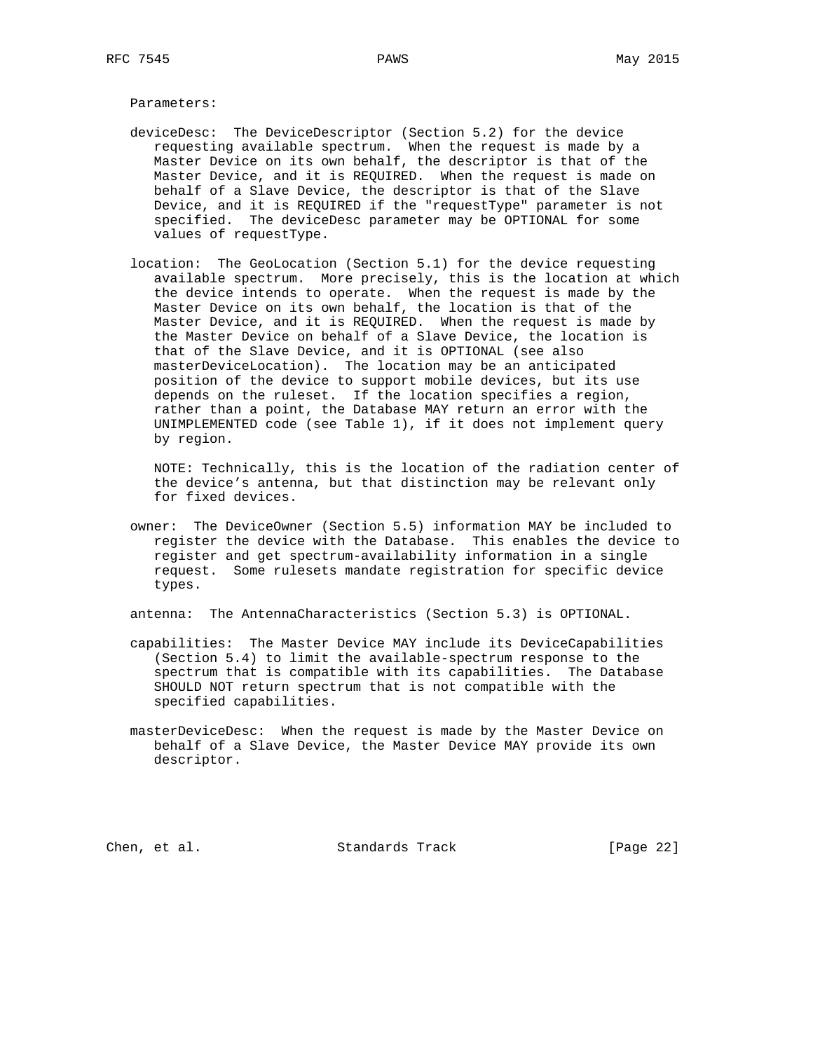Parameters:

deviceDesc: The DeviceDescriptor (Section 5.2) for the device requesting available spectrum. When the request is made by a Master Device on its own behalf, the descriptor is that of the Master Device, and it is REQUIRED. When the request is made on behalf of a Slave Device, the descriptor is that of the Slave Device, and it is REQUIRED if the "requestType" parameter is not specified. The deviceDesc parameter may be OPTIONAL for some values of requestType.

location: The GeoLocation (Section 5.1) for the device requesting available spectrum. More precisely, this is the location at which the device intends to operate. When the request is made by the Master Device on its own behalf, the location is that of the Master Device, and it is REQUIRED. When the request is made by the Master Device on behalf of a Slave Device, the location is that of the Slave Device, and it is OPTIONAL (see also masterDeviceLocation). The location may be an anticipated position of the device to support mobile devices, but its use depends on the ruleset. If the location specifies a region, rather than a point, the Database MAY return an error with the UNIMPLEMENTED code (see Table 1), if it does not implement query by region.

NOTE: Technically, this is the location of the radiation center of the device’s antenna, but that distinction may be relevant only for fixed devices.

owner: The DeviceOwner (Section 5.5) information MAY be included to register the device with the Database. This enables the device to register and get spectrum-availability information in a single request. Some rulesets mandate registration for specific device types.

antenna: The AntennaCharacteristics (Section 5.3) is OPTIONAL.

capabilities: The Master Device MAY include its DeviceCapabilities (Section 5.4) to limit the available-spectrum response to the spectrum that is compatible with its capabilities. The Database SHOULD NOT return spectrum that is not compatible with the specified capabilities.

masterDeviceDesc: When the request is made by the Master Device on behalf of a Slave Device, the Master Device MAY provide its own descriptor.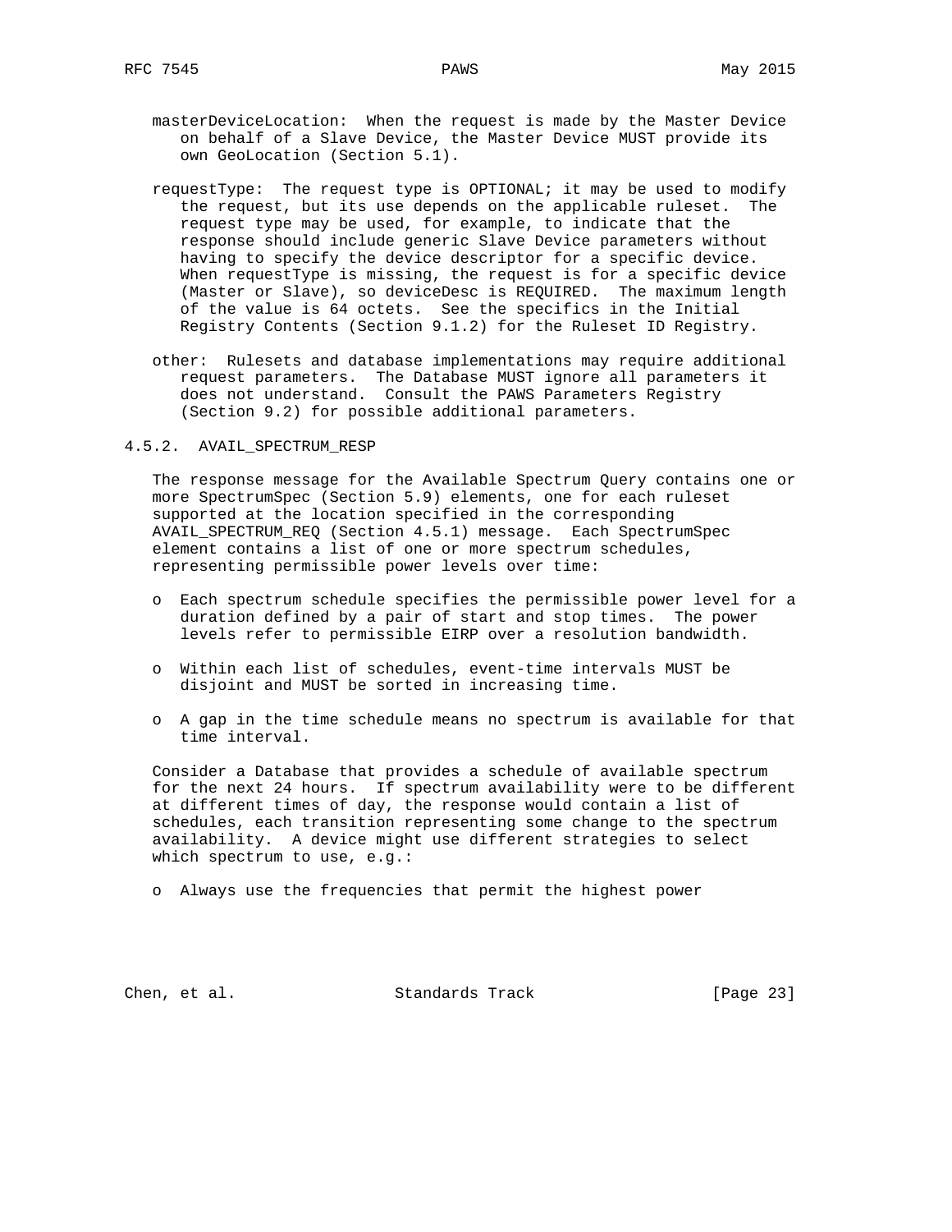masterDeviceLocation: When the request is made by the Master Device on behalf of a Slave Device, the Master Device MUST provide its own GeoLocation (Section 5.1).

requestType: The request type is OPTIONAL; it may be used to modify the request, but its use depends on the applicable ruleset. The request type may be used, for example, to indicate that the response should include generic Slave Device parameters without having to specify the device descriptor for a specific device. When requestType is missing, the request is for a specific device (Master or Slave), so deviceDesc is REQUIRED. The maximum length of the value is 64 octets. See the specifics in the Initial Registry Contents (Section 9.1.2) for the Ruleset ID Registry.

other: Rulesets and database implementations may require additional request parameters. The Database MUST ignore all parameters it does not understand. Consult the PAWS Parameters Registry (Section 9.2) for possible additional parameters.

### 4.5.2. AVAIL_SPECTRUM_RESP

The response message for the Available Spectrum Query contains one or more SpectrumSpec (Section 5.9) elements, one for each ruleset supported at the location specified in the corresponding AVAIL_SPECTRUM_REQ (Section 4.5.1) message. Each SpectrumSpec element contains a list of one or more spectrum schedules, representing permissible power levels over time:

- Each spectrum schedule specifies the permissible power level for a duration defined by a pair of start and stop times. The power levels refer to permissible EIRP over a resolution bandwidth.
- Within each list of schedules, event-time intervals MUST be disjoint and MUST be sorted in increasing time.
- A gap in the time schedule means no spectrum is available for that time interval.

Consider a Database that provides a schedule of available spectrum for the next 24 hours. If spectrum availability were to be different at different times of day, the response would contain a list of schedules, each transition representing some change to the spectrum availability. A device might use different strategies to select which spectrum to use, e.g.:

- Always use the frequencies that permit the highest power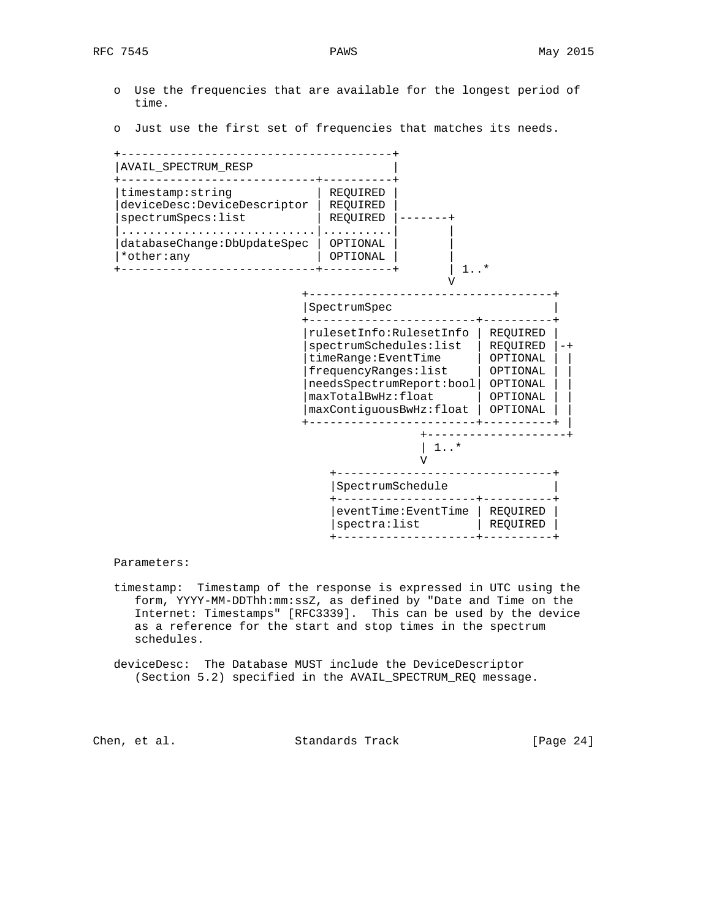- Use the frequencies that are available for the longest period of time.

- Just use the first set of frequencies that matches its needs.

```
+---------------------------------------+
|AVAIL_SPECTRUM_RESP                    |
+----------------------------+----------+
|timestamp:string            | REQUIRED |
|deviceDesc:DeviceDescriptor | REQUIRED |
|spectrumSpecs:list          | REQUIRED |-------+
|............................|..........|       |
|databaseChange:DbUpdateSpec | OPTIONAL |       |
|*other:any                  | OPTIONAL |       |
+----------------------------+----------+       | 1..*
                                                V
                        +----------------------------------+
                        |SpectrumSpec                      |
                        +------------------------+---------+
                        |rulesetInfo:RulesetInfo | REQUIRED |
                        |spectrumSchedules:list  | REQUIRED |-+
                        |timeRange:EventTime     | OPTIONAL | |
                        |frequencyRanges:list    | OPTIONAL | |
                        |needsSpectrumReport:bool| OPTIONAL | |
                        |maxTotalBwHz:float      | OPTIONAL | |
                        |maxContiguousBwHz:float | OPTIONAL | |
                        +------------------------+----------+ |
                                     +--------------------+
                                     | 1..*
                                     V
                           +-------------------------------+
                           |SpectrumSchedule               |
                           +--------------------+----------+
                           |eventTime:EventTime | REQUIRED |
                           |spectra:list        | REQUIRED |
                           +--------------------+----------+
```

Parameters:

timestamp: Timestamp of the response is expressed in UTC using the form, YYYY-MM-DDThh:mm:ssZ, as defined by "Date and Time on the Internet: Timestamps" [RFC3339]. This can be used by the device as a reference for the start and stop times in the spectrum schedules.

deviceDesc: The Database MUST include the DeviceDescriptor (Section 5.2) specified in the AVAIL_SPECTRUM_REQ message.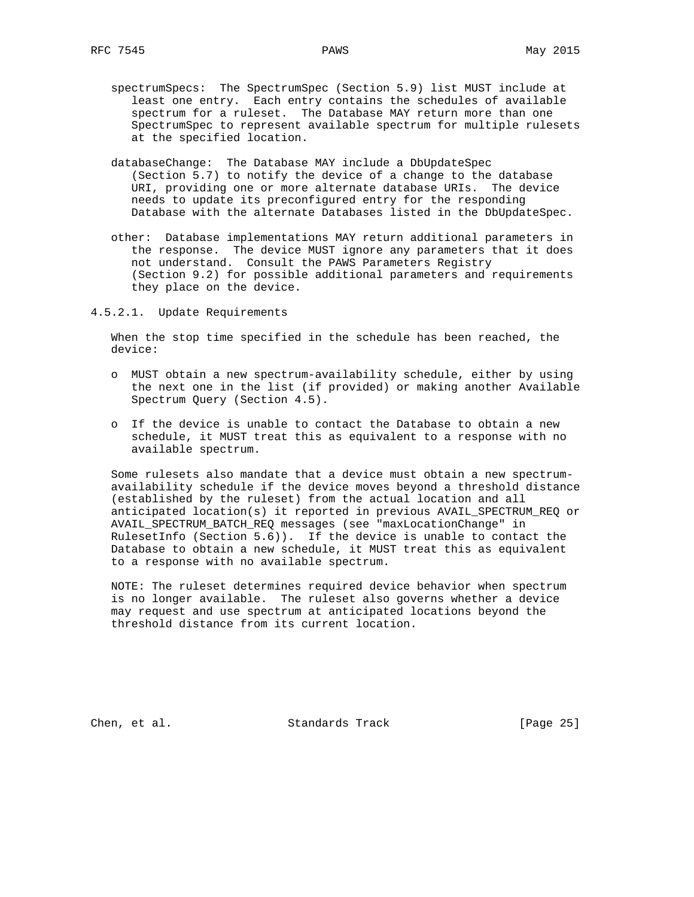spectrumSpecs: The SpectrumSpec (Section 5.9) list MUST include at least one entry. Each entry contains the schedules of available spectrum for a ruleset. The Database MAY return more than one SpectrumSpec to represent available spectrum for multiple rulesets at the specified location.

databaseChange: The Database MAY include a DbUpdateSpec (Section 5.7) to notify the device of a change to the database URI, providing one or more alternate database URIs. The device needs to update its preconfigured entry for the responding Database with the alternate Databases listed in the DbUpdateSpec.

other: Database implementations MAY return additional parameters in the response. The device MUST ignore any parameters that it does not understand. Consult the PAWS Parameters Registry (Section 9.2) for possible additional parameters and requirements they place on the device.

#### 4.5.2.1. Update Requirements

When the stop time specified in the schedule has been reached, the device:

- MUST obtain a new spectrum-availability schedule, either by using the next one in the list (if provided) or making another Available Spectrum Query (Section 4.5).
- If the device is unable to contact the Database to obtain a new schedule, it MUST treat this as equivalent to a response with no available spectrum.

Some rulesets also mandate that a device must obtain a new spectrum-availability schedule if the device moves beyond a threshold distance (established by the ruleset) from the actual location and all anticipated location(s) it reported in previous AVAIL_SPECTRUM_REQ or AVAIL_SPECTRUM_BATCH_REQ messages (see "maxLocationChange" in RulesetInfo (Section 5.6)). If the device is unable to contact the Database to obtain a new schedule, it MUST treat this as equivalent to a response with no available spectrum.

NOTE: The ruleset determines required device behavior when spectrum is no longer available. The ruleset also governs whether a device may request and use spectrum at anticipated locations beyond the threshold distance from its current location.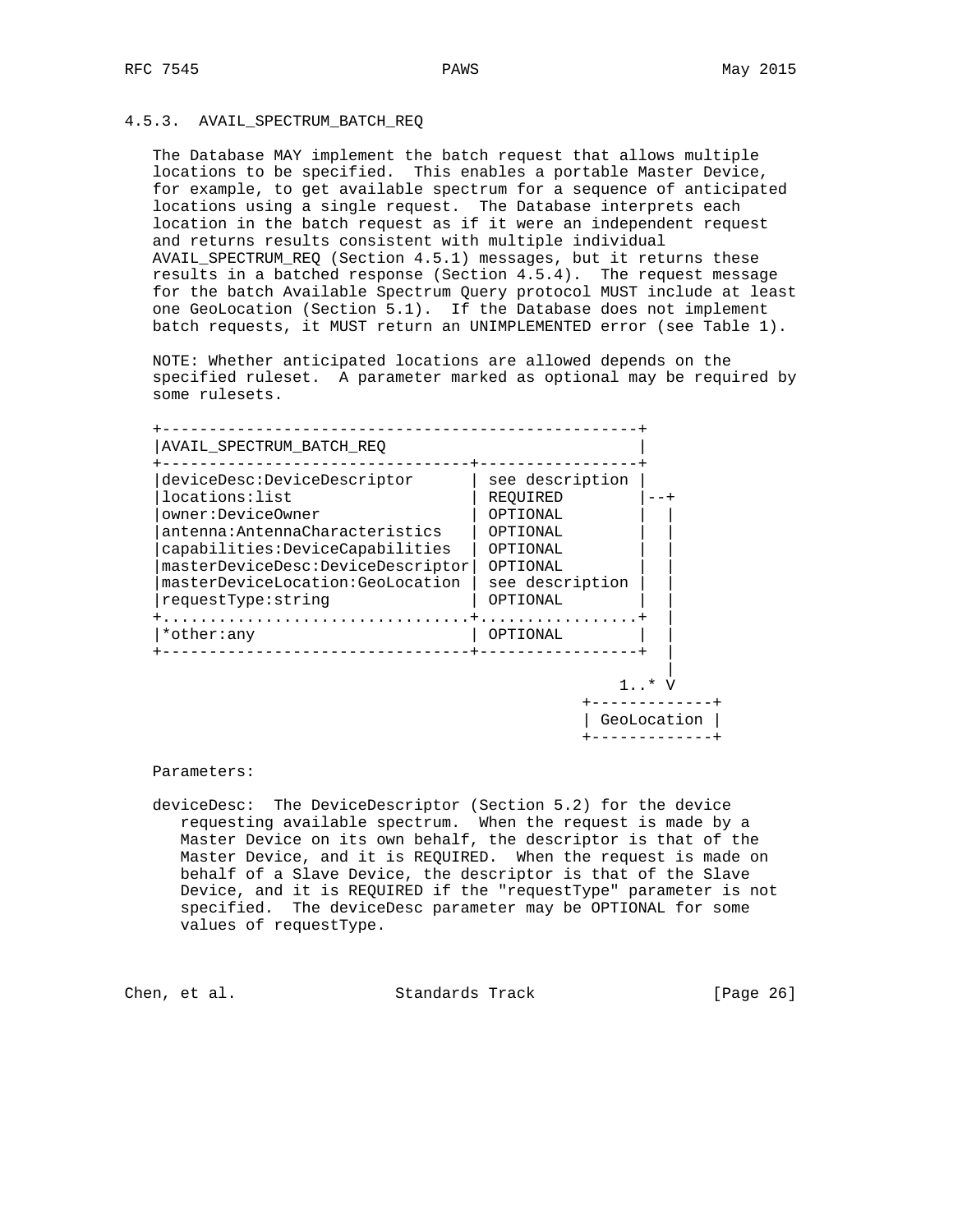### 4.5.3. AVAIL_SPECTRUM_BATCH_REQ

The Database MAY implement the batch request that allows multiple locations to be specified. This enables a portable Master Device, for example, to get available spectrum for a sequence of anticipated locations using a single request. The Database interprets each location in the batch request as if it were an independent request and returns results consistent with multiple individual AVAIL_SPECTRUM_REQ (Section 4.5.1) messages, but it returns these results in a batched response (Section 4.5.4). The request message for the batch Available Spectrum Query protocol MUST include at least one GeoLocation (Section 5.1). If the Database does not implement batch requests, it MUST return an UNIMPLEMENTED error (see Table 1).

NOTE: Whether anticipated locations are allowed depends on the specified ruleset. A parameter marked as optional may be required by some rulesets.

```
+--------------------------------------------------+
|AVAIL_SPECTRUM_BATCH_REQ                          |
+--------------------------------+-----------------+
|deviceDesc:DeviceDescriptor     | see description |
|locations:list                  | REQUIRED        |--+
|owner:DeviceOwner               | OPTIONAL        |  |
|antenna:AntennaCharacteristics  | OPTIONAL        |  |
|capabilities:DeviceCapabilities | OPTIONAL        |  |
|masterDeviceDesc:DeviceDescriptor| OPTIONAL       |  |
|masterDeviceLocation:GeoLocation | see description |  |
|requestType:string              | OPTIONAL        |  |
+................................+.................+  |
|*other:any                      | OPTIONAL        |  |
+--------------------------------+-----------------+  |
                                                      |
                                                 1..* V
                                             +-------------+
                                             | GeoLocation |
                                             +-------------+
```

Parameters:

deviceDesc: The DeviceDescriptor (Section 5.2) for the device requesting available spectrum. When the request is made by a Master Device on its own behalf, the descriptor is that of the Master Device, and it is REQUIRED. When the request is made on behalf of a Slave Device, the descriptor is that of the Slave Device, and it is REQUIRED if the "requestType" parameter is not specified. The deviceDesc parameter may be OPTIONAL for some values of requestType.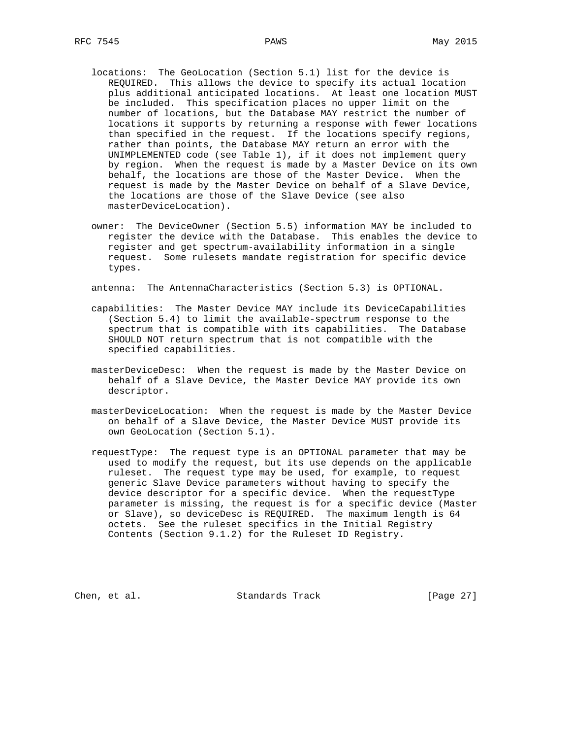locations: The GeoLocation (Section 5.1) list for the device is REQUIRED. This allows the device to specify its actual location plus additional anticipated locations. At least one location MUST be included. This specification places no upper limit on the number of locations, but the Database MAY restrict the number of locations it supports by returning a response with fewer locations than specified in the request. If the locations specify regions, rather than points, the Database MAY return an error with the UNIMPLEMENTED code (see Table 1), if it does not implement query by region. When the request is made by a Master Device on its own behalf, the locations are those of the Master Device. When the request is made by the Master Device on behalf of a Slave Device, the locations are those of the Slave Device (see also masterDeviceLocation).

owner: The DeviceOwner (Section 5.5) information MAY be included to register the device with the Database. This enables the device to register and get spectrum-availability information in a single request. Some rulesets mandate registration for specific device types.

antenna: The AntennaCharacteristics (Section 5.3) is OPTIONAL.

capabilities: The Master Device MAY include its DeviceCapabilities (Section 5.4) to limit the available-spectrum response to the spectrum that is compatible with its capabilities. The Database SHOULD NOT return spectrum that is not compatible with the specified capabilities.

masterDeviceDesc: When the request is made by the Master Device on behalf of a Slave Device, the Master Device MAY provide its own descriptor.

masterDeviceLocation: When the request is made by the Master Device on behalf of a Slave Device, the Master Device MUST provide its own GeoLocation (Section 5.1).

requestType: The request type is an OPTIONAL parameter that may be used to modify the request, but its use depends on the applicable ruleset. The request type may be used, for example, to request generic Slave Device parameters without having to specify the device descriptor for a specific device. When the requestType parameter is missing, the request is for a specific device (Master or Slave), so deviceDesc is REQUIRED. The maximum length is 64 octets. See the ruleset specifics in the Initial Registry Contents (Section 9.1.2) for the Ruleset ID Registry.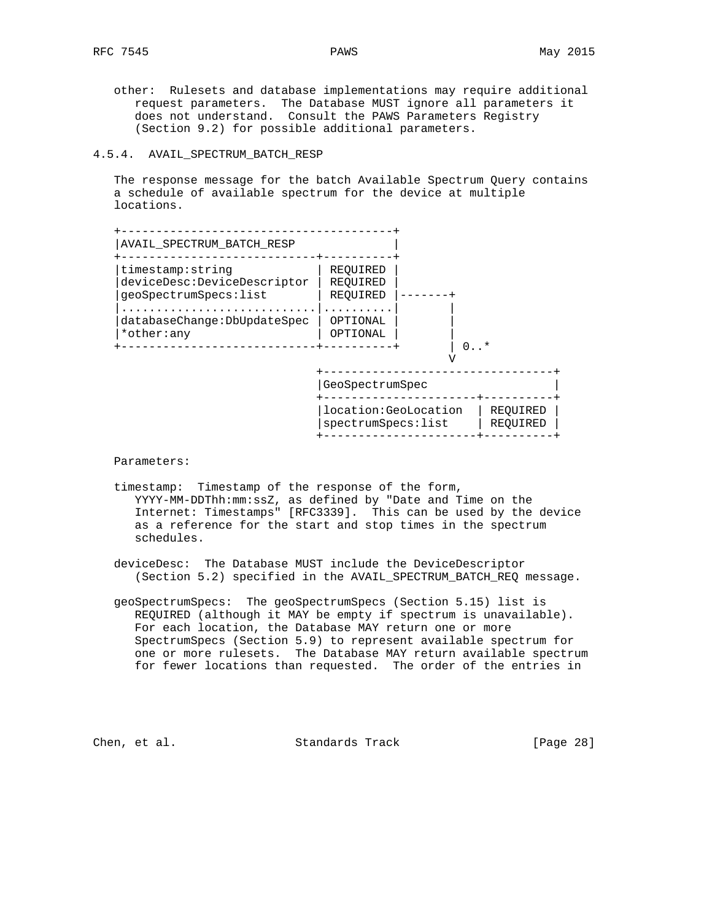other: Rulesets and database implementations may require additional request parameters. The Database MUST ignore all parameters it does not understand. Consult the PAWS Parameters Registry (Section 9.2) for possible additional parameters.

#### 4.5.4. AVAIL_SPECTRUM_BATCH_RESP

The response message for the batch Available Spectrum Query contains a schedule of available spectrum for the device at multiple locations.

```
+--------------------------------------+
|AVAIL_SPECTRUM_BATCH_RESP             |
+---------------------------+----------+
|timestamp:string           | REQUIRED |
|deviceDesc:DeviceDescriptor| REQUIRED |
|geoSpectrumSpecs:list      | REQUIRED |-------+
|...........................|..........|       |
|databaseChange:DbUpdateSpec| OPTIONAL |       |
|*other:any                 | OPTIONAL |       |
+---------------------------+----------+       | 0..*
                                               V
                              +---------------------------------+
                              |GeoSpectrumSpec                  |
                              +----------------------+----------+
                              |location:GeoLocation  | REQUIRED |
                              |spectrumSpecs:list    | REQUIRED |
                              +----------------------+----------+
```

Parameters:

timestamp: Timestamp of the response of the form, YYYY-MM-DDThh:mm:ssZ, as defined by "Date and Time on the Internet: Timestamps" [RFC3339]. This can be used by the device as a reference for the start and stop times in the spectrum schedules.

deviceDesc: The Database MUST include the DeviceDescriptor (Section 5.2) specified in the AVAIL_SPECTRUM_BATCH_REQ message.

geoSpectrumSpecs: The geoSpectrumSpecs (Section 5.15) list is REQUIRED (although it MAY be empty if spectrum is unavailable). For each location, the Database MAY return one or more SpectrumSpecs (Section 5.9) to represent available spectrum for one or more rulesets. The Database MAY return available spectrum for fewer locations than requested. The order of the entries in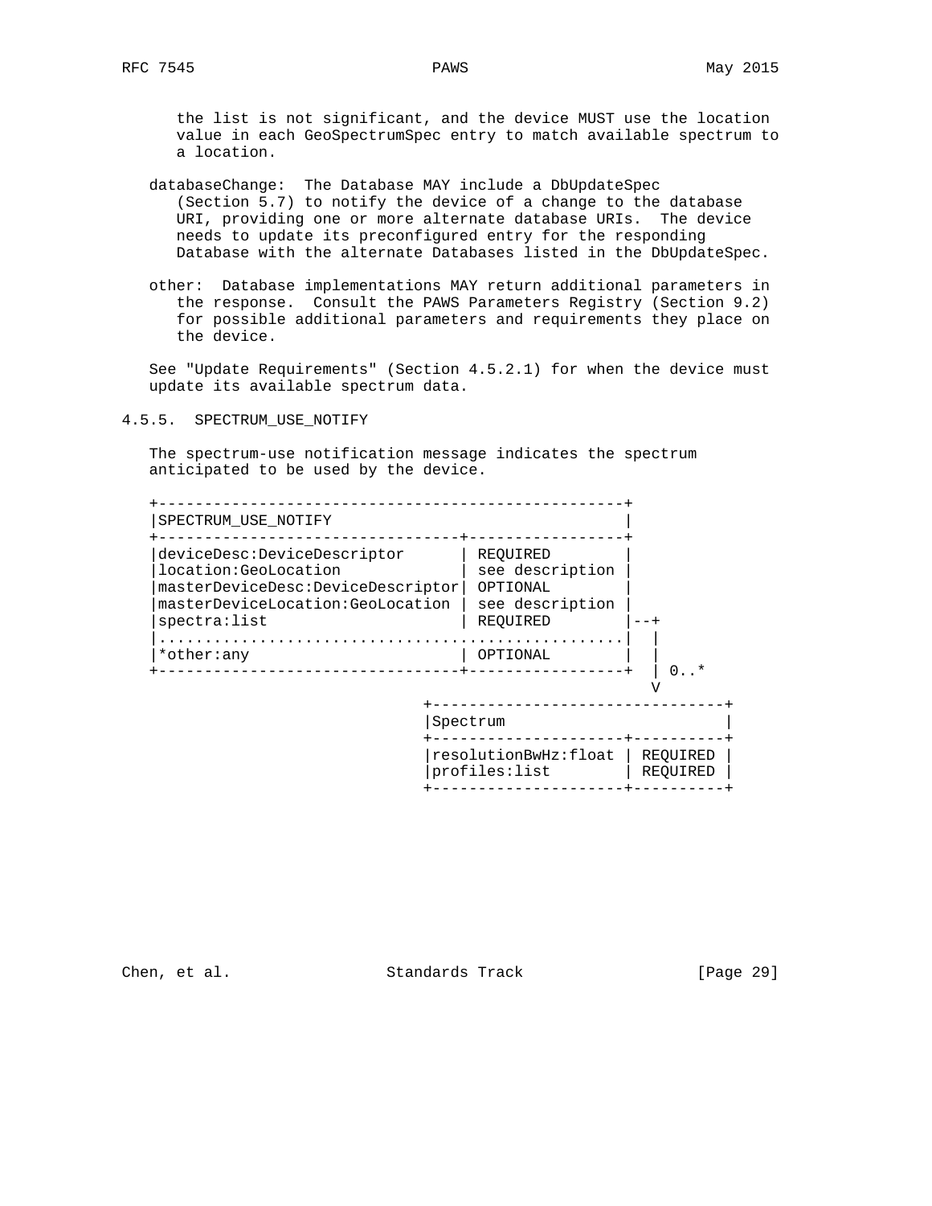the list is not significant, and the device MUST use the location value in each GeoSpectrumSpec entry to match available spectrum to a location.

databaseChange: The Database MAY include a DbUpdateSpec (Section 5.7) to notify the device of a change to the database URI, providing one or more alternate database URIs. The device needs to update its preconfigured entry for the responding Database with the alternate Databases listed in the DbUpdateSpec.

other: Database implementations MAY return additional parameters in the response. Consult the PAWS Parameters Registry (Section 9.2) for possible additional parameters and requirements they place on the device.

See "Update Requirements" (Section 4.5.2.1) for when the device must update its available spectrum data.

### 4.5.5. SPECTRUM_USE_NOTIFY

The spectrum-use notification message indicates the spectrum anticipated to be used by the device.

```
+--------------------------------------------------+
|SPECTRUM_USE_NOTIFY                               |
+---------------------------------+----------------+
|deviceDesc:DeviceDescriptor      | REQUIRED        |
|location:GeoLocation             | see description |
|masterDeviceDesc:DeviceDescriptor| OPTIONAL        |
|masterDeviceLocation:GeoLocation | see description |
|spectra:list                     | REQUIRED        |--+
|..................................................|  |
|*other:any                       | OPTIONAL        |  |
+---------------------------------+-----------------+  | 0..*
                                                       V
                               +-------------------------------+
                               |Spectrum                       |
                               +---------------------+---------+
                               |resolutionBwHz:float | REQUIRED |
                               |profiles:list        | REQUIRED |
                               +---------------------+----------+
```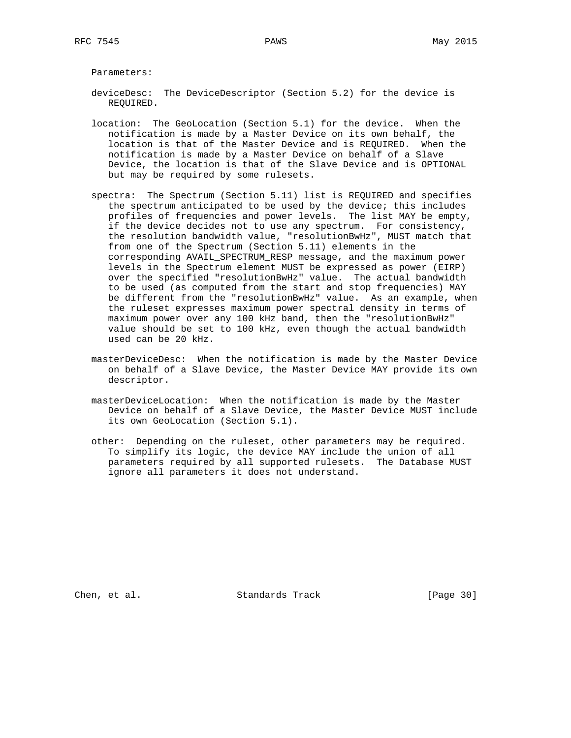Parameters:

deviceDesc: The DeviceDescriptor (Section 5.2) for the device is REQUIRED.

location: The GeoLocation (Section 5.1) for the device. When the notification is made by a Master Device on its own behalf, the location is that of the Master Device and is REQUIRED. When the notification is made by a Master Device on behalf of a Slave Device, the location is that of the Slave Device and is OPTIONAL but may be required by some rulesets.

spectra: The Spectrum (Section 5.11) list is REQUIRED and specifies the spectrum anticipated to be used by the device; this includes profiles of frequencies and power levels. The list MAY be empty, if the device decides not to use any spectrum. For consistency, the resolution bandwidth value, "resolutionBwHz", MUST match that from one of the Spectrum (Section 5.11) elements in the corresponding AVAIL_SPECTRUM_RESP message, and the maximum power levels in the Spectrum element MUST be expressed as power (EIRP) over the specified "resolutionBwHz" value. The actual bandwidth to be used (as computed from the start and stop frequencies) MAY be different from the "resolutionBwHz" value. As an example, when the ruleset expresses maximum power spectral density in terms of maximum power over any 100 kHz band, then the "resolutionBwHz" value should be set to 100 kHz, even though the actual bandwidth used can be 20 kHz.

masterDeviceDesc: When the notification is made by the Master Device on behalf of a Slave Device, the Master Device MAY provide its own descriptor.

masterDeviceLocation: When the notification is made by the Master Device on behalf of a Slave Device, the Master Device MUST include its own GeoLocation (Section 5.1).

other: Depending on the ruleset, other parameters may be required. To simplify its logic, the device MAY include the union of all parameters required by all supported rulesets. The Database MUST ignore all parameters it does not understand.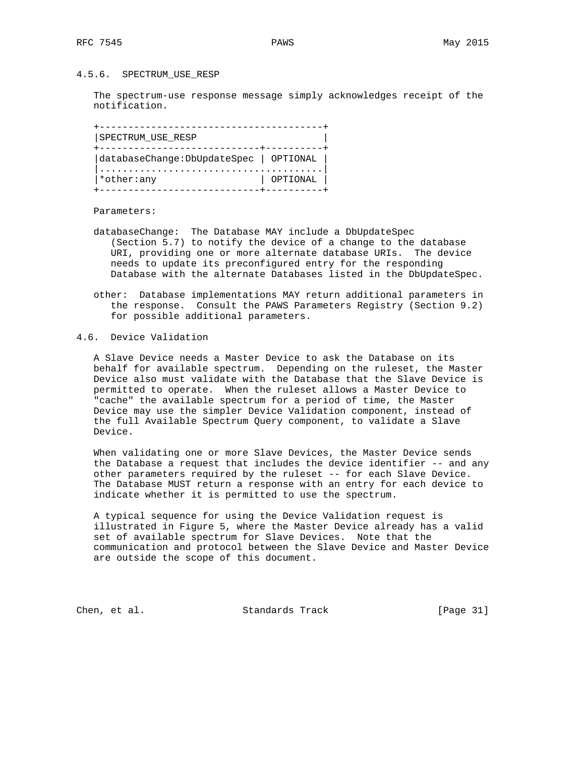#### 4.5.6. SPECTRUM_USE_RESP

The spectrum-use response message simply acknowledges receipt of the notification.

| SPECTRUM_USE_RESP | |
|---|---|
| databaseChange:DbUpdateSpec | OPTIONAL |
| *other:any | OPTIONAL |

Parameters:

databaseChange: The Database MAY include a DbUpdateSpec (Section 5.7) to notify the device of a change to the database URI, providing one or more alternate database URIs. The device needs to update its preconfigured entry for the responding Database with the alternate Databases listed in the DbUpdateSpec.

other: Database implementations MAY return additional parameters in the response. Consult the PAWS Parameters Registry (Section 9.2) for possible additional parameters.

### 4.6. Device Validation

A Slave Device needs a Master Device to ask the Database on its behalf for available spectrum. Depending on the ruleset, the Master Device also must validate with the Database that the Slave Device is permitted to operate. When the ruleset allows a Master Device to "cache" the available spectrum for a period of time, the Master Device may use the simpler Device Validation component, instead of the full Available Spectrum Query component, to validate a Slave Device.

When validating one or more Slave Devices, the Master Device sends the Database a request that includes the device identifier -- and any other parameters required by the ruleset -- for each Slave Device. The Database MUST return a response with an entry for each device to indicate whether it is permitted to use the spectrum.

A typical sequence for using the Device Validation request is illustrated in Figure 5, where the Master Device already has a valid set of available spectrum for Slave Devices. Note that the communication and protocol between the Slave Device and Master Device are outside the scope of this document.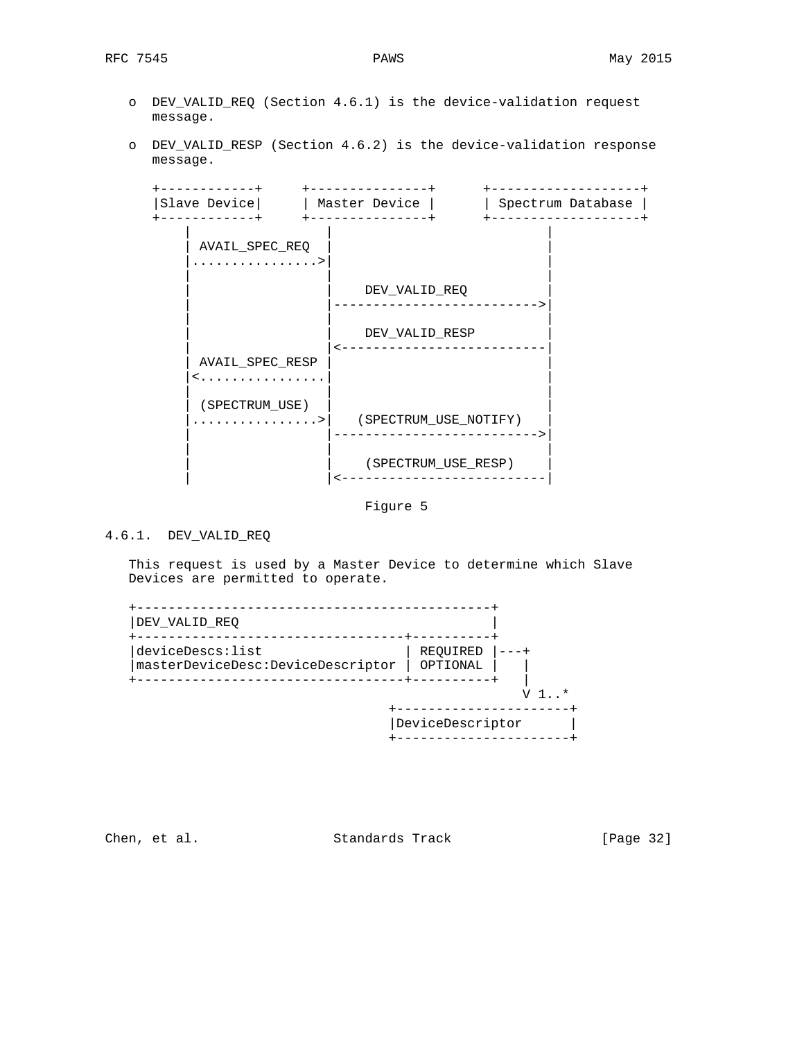- DEV_VALID_REQ (Section 4.6.1) is the device-validation request message.

- DEV_VALID_RESP (Section 4.6.2) is the device-validation response message.

```
+------------+     +---------------+      +-------------------+
|Slave Device|     | Master Device |      | Spectrum Database |
+------------+     +---------------+      +-------------------+
     |                  |                          |
     | AVAIL_SPEC_REQ   |                          |
     |................>|                          |
     |                  |                          |
     |                  |    DEV_VALID_REQ         |
     |                  |------------------------->|
     |                  |                          |
     |                  |    DEV_VALID_RESP        |
     |                  |<-------------------------|
     | AVAIL_SPEC_RESP  |                          |
     |<.................|                          |
     |                  |                          |
     | (SPECTRUM_USE)   |                          |
     |................>|   (SPECTRUM_USE_NOTIFY)  |
     |                  |------------------------->|
     |                  |                          |
     |                  |    (SPECTRUM_USE_RESP)   |
     |                  |<-------------------------|
```

Figure 5

### 4.6.1. DEV_VALID_REQ

This request is used by a Master Device to determine which Slave Devices are permitted to operate.

```
+--------------------------------------------+
|DEV_VALID_REQ                               |
+---------------------------------+----------+
|deviceDescs:list                 | REQUIRED |---+
|masterDeviceDesc:DeviceDescriptor| OPTIONAL |   |
+---------------------------------+----------+   |
                                                 V 1..*
                                 +----------------------+
                                 |DeviceDescriptor      |
                                 +----------------------+
```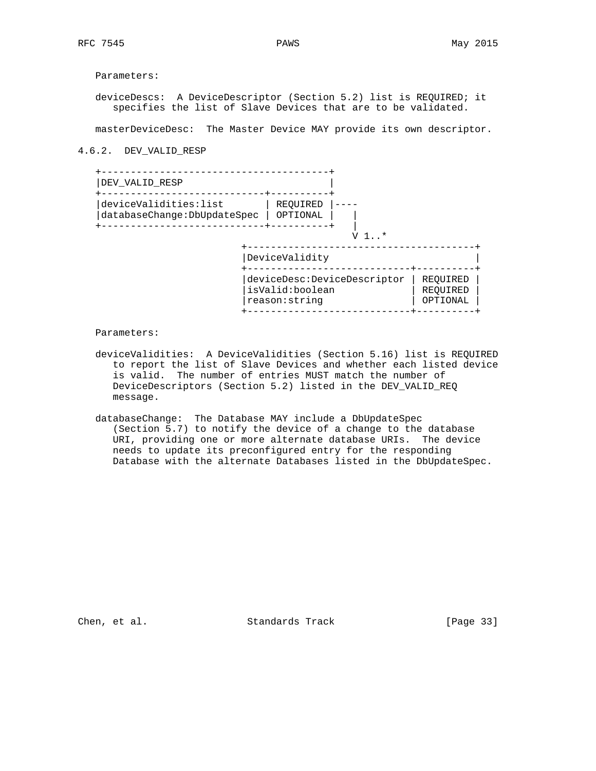Parameters:

deviceDescs: A DeviceDescriptor (Section 5.2) list is REQUIRED; it specifies the list of Slave Devices that are to be validated.

masterDeviceDesc: The Master Device MAY provide its own descriptor.

### 4.6.2. DEV_VALID_RESP

```
+--------------------------------------+
|DEV_VALID_RESP                        |
+----------------------------+---------+
|deviceValidities:list       | REQUIRED |----
|databaseChange:DbUpdateSpec | OPTIONAL |   |
+----------------------------+----------+   |
                                            V 1..*
                        +--------------------------------------+
                        |DeviceValidity                        |
                        +----------------------------+---------+
                        |deviceDesc:DeviceDescriptor | REQUIRED |
                        |isValid:boolean             | REQUIRED |
                        |reason:string               | OPTIONAL |
                        +----------------------------+----------+
```

Parameters:

deviceValidities: A DeviceValidities (Section 5.16) list is REQUIRED to report the list of Slave Devices and whether each listed device is valid. The number of entries MUST match the number of DeviceDescriptors (Section 5.2) listed in the DEV_VALID_REQ message.

databaseChange: The Database MAY include a DbUpdateSpec (Section 5.7) to notify the device of a change to the database URI, providing one or more alternate database URIs. The device needs to update its preconfigured entry for the responding Database with the alternate Databases listed in the DbUpdateSpec.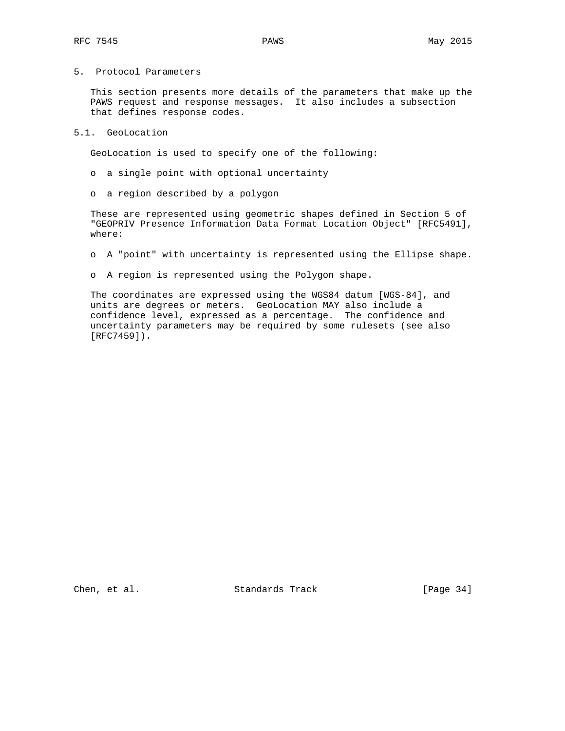## 5. Protocol Parameters

This section presents more details of the parameters that make up the PAWS request and response messages. It also includes a subsection that defines response codes.

### 5.1. GeoLocation

GeoLocation is used to specify one of the following:

- a single point with optional uncertainty
- a region described by a polygon

These are represented using geometric shapes defined in Section 5 of "GEOPRIV Presence Information Data Format Location Object" [RFC5491], where:

- A "point" with uncertainty is represented using the Ellipse shape.
- A region is represented using the Polygon shape.

The coordinates are expressed using the WGS84 datum [WGS-84], and units are degrees or meters. GeoLocation MAY also include a confidence level, expressed as a percentage. The confidence and uncertainty parameters may be required by some rulesets (see also [RFC7459]).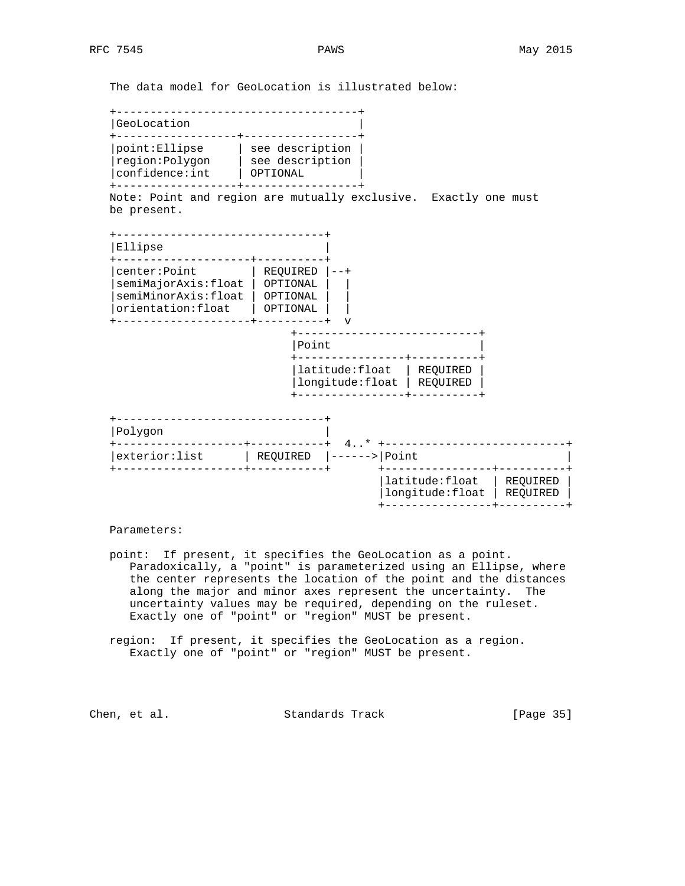The data model for GeoLocation is illustrated below:

```
+------------------------------------+
|GeoLocation                         |
+------------------+-----------------+
|point:Ellipse     | see description |
|region:Polygon    | see description |
|confidence:int    | OPTIONAL        |
+------------------+-----------------+
Note: Point and region are mutually exclusive.  Exactly one must
be present.

+-------------------------------+
|Ellipse                        |
+--------------------+----------+
|center:Point        | REQUIRED |--+
|semiMajorAxis:float | OPTIONAL |  |
|semiMinorAxis:float | OPTIONAL |  |
|orientation:float   | OPTIONAL |  |
+--------------------+----------+  v
                         +---------------------------+
                         |Point                      |
                         +----------------+----------+
                         |latitude:float  | REQUIRED |
                         |longitude:float | REQUIRED |
                         +----------------+----------+

+-------------------------------+
|Polygon                        |
+--------------------+----------+  4..* +---------------------------+
|exterior:list      | REQUIRED  |------>|Point                      |
+--------------------+----------+       +----------------+----------+
                                        |latitude:float  | REQUIRED |
                                        |longitude:float | REQUIRED |
                                        +----------------+----------+
```

Parameters:

point: If present, it specifies the GeoLocation as a point. Paradoxically, a "point" is parameterized using an Ellipse, where the center represents the location of the point and the distances along the major and minor axes represent the uncertainty. The uncertainty values may be required, depending on the ruleset. Exactly one of "point" or "region" MUST be present.

region: If present, it specifies the GeoLocation as a region. Exactly one of "point" or "region" MUST be present.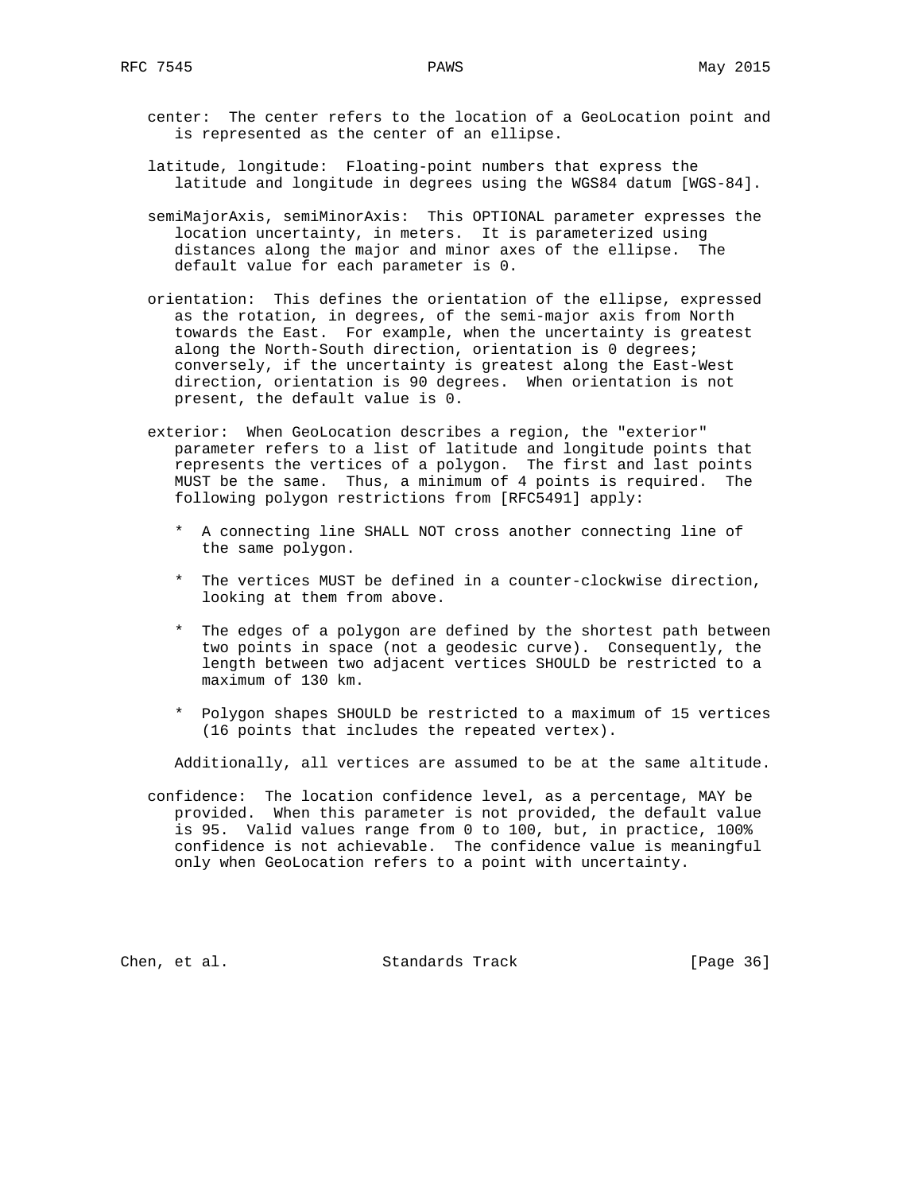center: The center refers to the location of a GeoLocation point and is represented as the center of an ellipse.

latitude, longitude: Floating-point numbers that express the latitude and longitude in degrees using the WGS84 datum [WGS-84].

semiMajorAxis, semiMinorAxis: This OPTIONAL parameter expresses the location uncertainty, in meters. It is parameterized using distances along the major and minor axes of the ellipse. The default value for each parameter is 0.

orientation: This defines the orientation of the ellipse, expressed as the rotation, in degrees, of the semi-major axis from North towards the East. For example, when the uncertainty is greatest along the North-South direction, orientation is 0 degrees; conversely, if the uncertainty is greatest along the East-West direction, orientation is 90 degrees. When orientation is not present, the default value is 0.

exterior: When GeoLocation describes a region, the "exterior" parameter refers to a list of latitude and longitude points that represents the vertices of a polygon. The first and last points MUST be the same. Thus, a minimum of 4 points is required. The following polygon restrictions from [RFC5491] apply:

* A connecting line SHALL NOT cross another connecting line of the same polygon.

* The vertices MUST be defined in a counter-clockwise direction, looking at them from above.

* The edges of a polygon are defined by the shortest path between two points in space (not a geodesic curve). Consequently, the length between two adjacent vertices SHOULD be restricted to a maximum of 130 km.

* Polygon shapes SHOULD be restricted to a maximum of 15 vertices (16 points that includes the repeated vertex).

Additionally, all vertices are assumed to be at the same altitude.

confidence: The location confidence level, as a percentage, MAY be provided. When this parameter is not provided, the default value is 95. Valid values range from 0 to 100, but, in practice, 100% confidence is not achievable. The confidence value is meaningful only when GeoLocation refers to a point with uncertainty.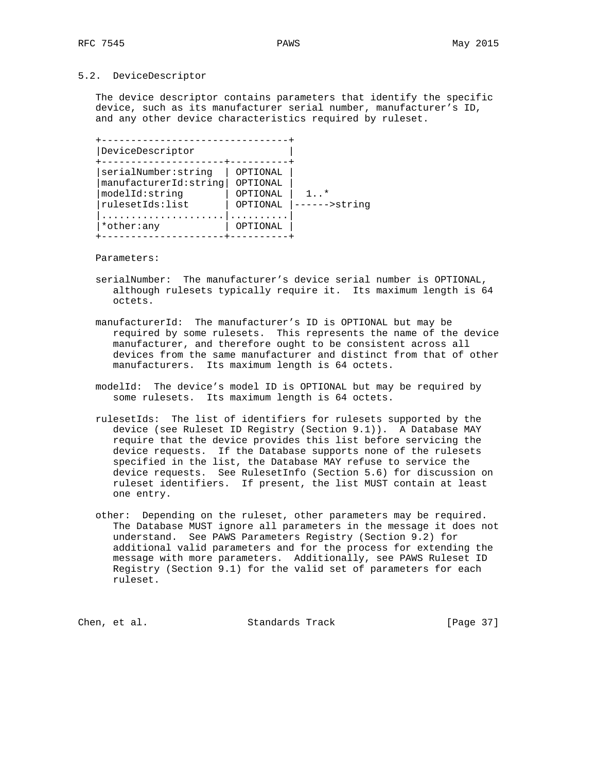## 5.2. DeviceDescriptor

The device descriptor contains parameters that identify the specific device, such as its manufacturer serial number, manufacturer's ID, and any other device characteristics required by ruleset.

```
+--------------------------------+
|DeviceDescriptor                |
+---------------------+----------+
|serialNumber:string  | OPTIONAL |
|manufacturerId:string| OPTIONAL |
|modelId:string       | OPTIONAL |  1..*
|rulesetIds:list      | OPTIONAL |------>string
|.....................|..........|
|*other:any           | OPTIONAL |
+---------------------+----------+
```

Parameters:

serialNumber: The manufacturer's device serial number is OPTIONAL, although rulesets typically require it. Its maximum length is 64 octets.

manufacturerId: The manufacturer's ID is OPTIONAL but may be required by some rulesets. This represents the name of the device manufacturer, and therefore ought to be consistent across all devices from the same manufacturer and distinct from that of other manufacturers. Its maximum length is 64 octets.

modelId: The device's model ID is OPTIONAL but may be required by some rulesets. Its maximum length is 64 octets.

rulesetIds: The list of identifiers for rulesets supported by the device (see Ruleset ID Registry (Section 9.1)). A Database MAY require that the device provides this list before servicing the device requests. If the Database supports none of the rulesets specified in the list, the Database MAY refuse to service the device requests. See RulesetInfo (Section 5.6) for discussion on ruleset identifiers. If present, the list MUST contain at least one entry.

other: Depending on the ruleset, other parameters may be required. The Database MUST ignore all parameters in the message it does not understand. See PAWS Parameters Registry (Section 9.2) for additional valid parameters and for the process for extending the message with more parameters. Additionally, see PAWS Ruleset ID Registry (Section 9.1) for the valid set of parameters for each ruleset.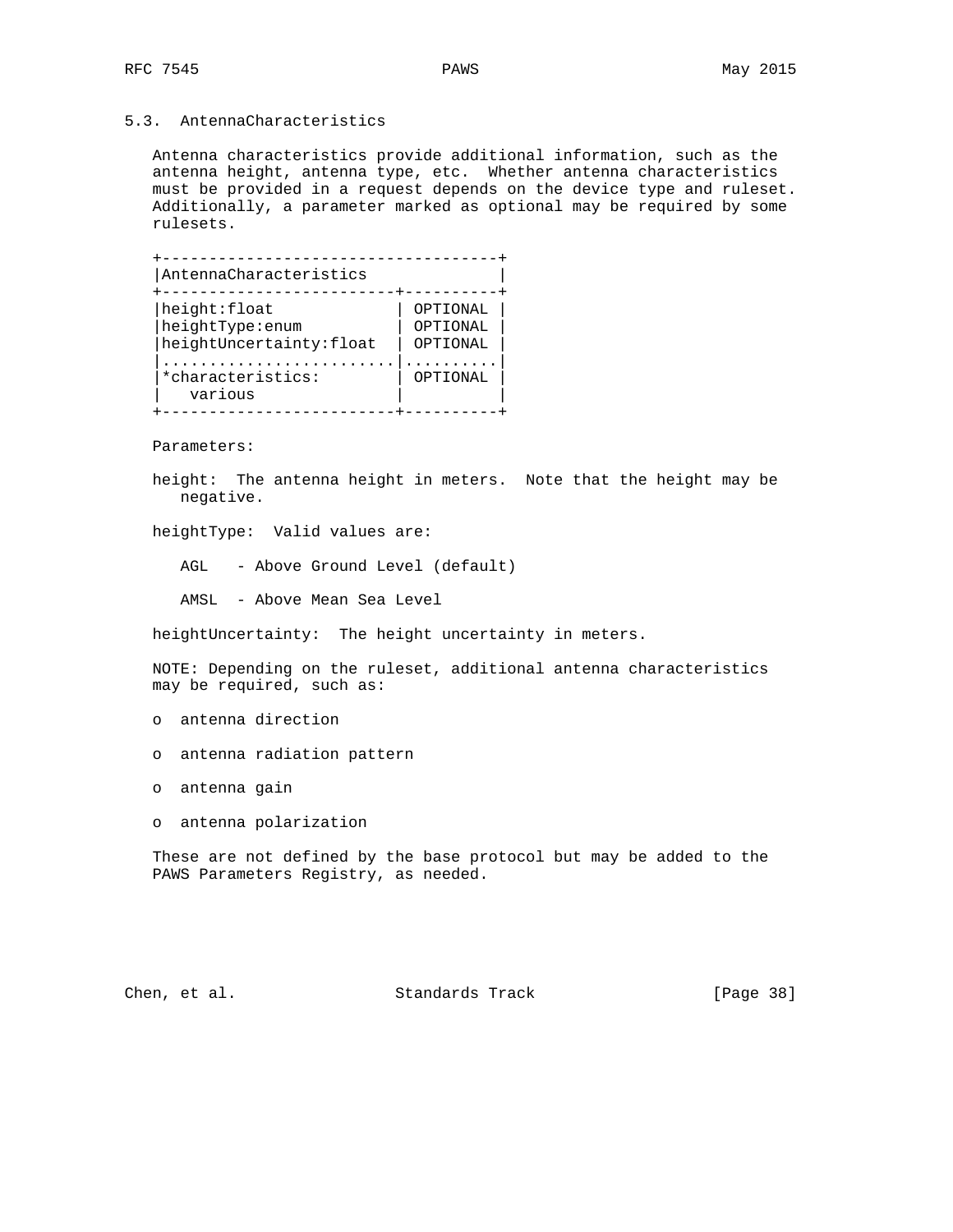### 5.3. AntennaCharacteristics

Antenna characteristics provide additional information, such as the antenna height, antenna type, etc. Whether antenna characteristics must be provided in a request depends on the device type and ruleset. Additionally, a parameter marked as optional may be required by some rulesets.

| AntennaCharacteristics | |
|---|---|
| height:float | OPTIONAL |
| heightType:enum | OPTIONAL |
| heightUncertainty:float | OPTIONAL |
| *characteristics: various | OPTIONAL |

Parameters:

height: The antenna height in meters. Note that the height may be negative.

heightType: Valid values are:

- AGL - Above Ground Level (default)
- AMSL - Above Mean Sea Level

heightUncertainty: The height uncertainty in meters.

NOTE: Depending on the ruleset, additional antenna characteristics may be required, such as:

- antenna direction
- antenna radiation pattern
- antenna gain
- antenna polarization

These are not defined by the base protocol but may be added to the PAWS Parameters Registry, as needed.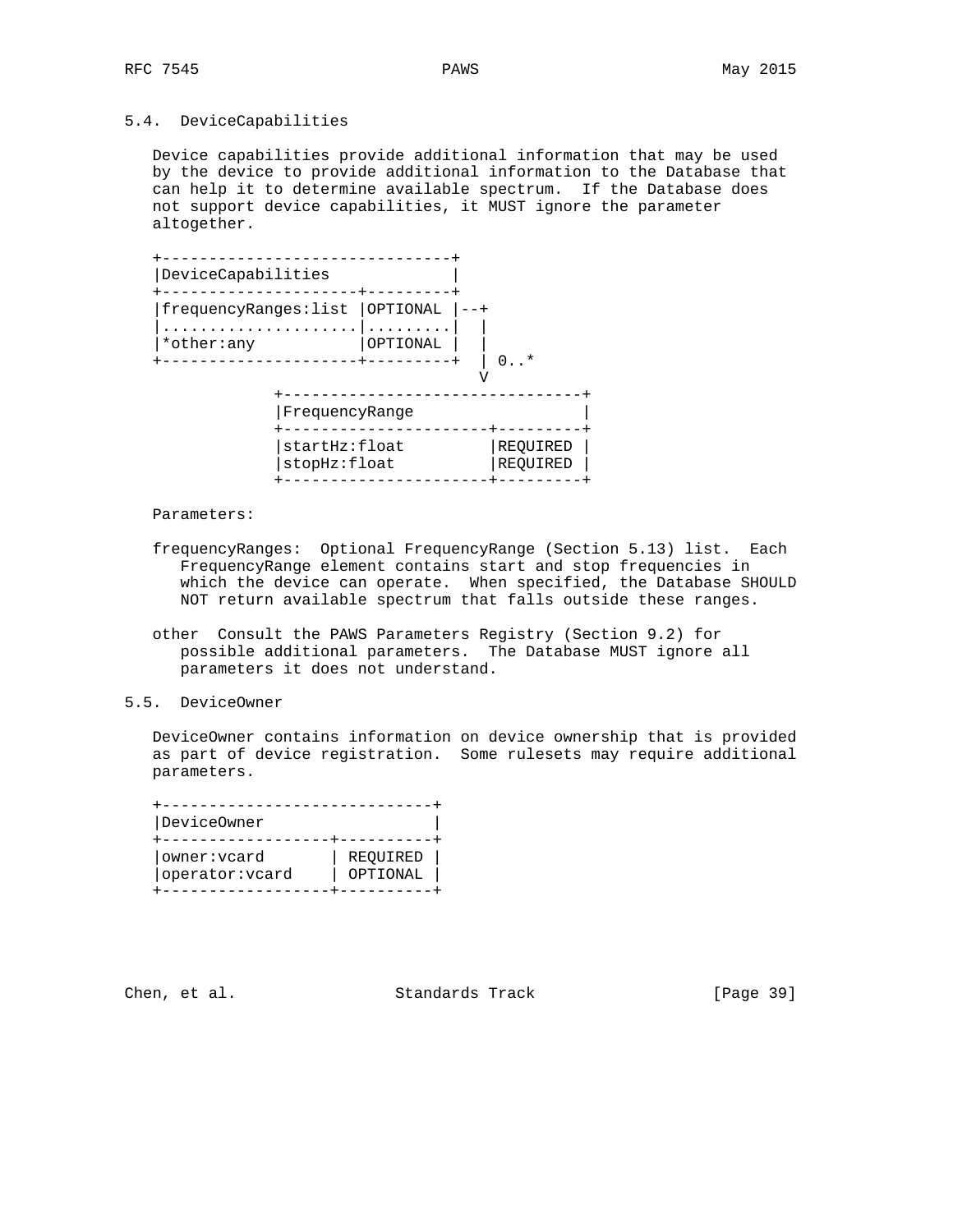## 5.4. DeviceCapabilities

Device capabilities provide additional information that may be used by the device to provide additional information to the Database that can help it to determine available spectrum. If the Database does not support device capabilities, it MUST ignore the parameter altogether.

```
+-------------------------------+
|DeviceCapabilities             |
+---------------------+---------+
|frequencyRanges:list |OPTIONAL |--+
|.....................|.........|  |
|*other:any           |OPTIONAL |  |
+---------------------+---------+  | 0..*
                                   V
              +--------------------------------+
              |FrequencyRange                  |
              +----------------------+---------+
              |startHz:float         |REQUIRED |
              |stopHz:float          |REQUIRED |
              +----------------------+---------+
```

Parameters:

frequencyRanges: Optional FrequencyRange (Section 5.13) list. Each FrequencyRange element contains start and stop frequencies in which the device can operate. When specified, the Database SHOULD NOT return available spectrum that falls outside these ranges.

other Consult the PAWS Parameters Registry (Section 9.2) for possible additional parameters. The Database MUST ignore all parameters it does not understand.

## 5.5. DeviceOwner

DeviceOwner contains information on device ownership that is provided as part of device registration. Some rulesets may require additional parameters.

```
+-----------------------------+
|DeviceOwner                  |
+------------------+----------+
|owner:vcard       | REQUIRED |
|operator:vcard    | OPTIONAL |
+------------------+----------+
```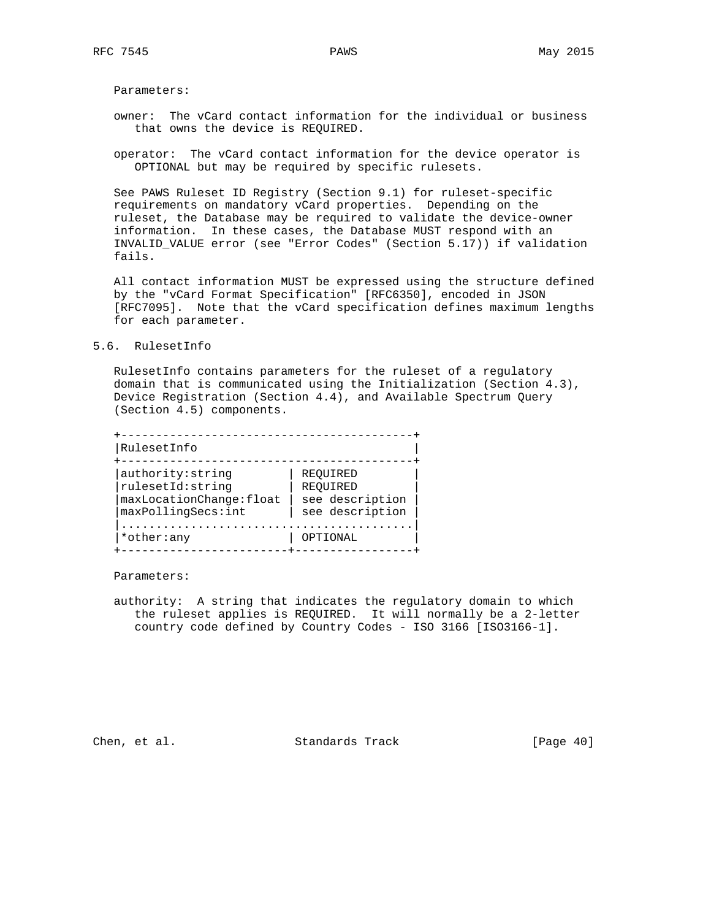Parameters:

owner: The vCard contact information for the individual or business that owns the device is REQUIRED.

operator: The vCard contact information for the device operator is OPTIONAL but may be required by specific rulesets.

See PAWS Ruleset ID Registry (Section 9.1) for ruleset-specific requirements on mandatory vCard properties. Depending on the ruleset, the Database may be required to validate the device-owner information. In these cases, the Database MUST respond with an INVALID_VALUE error (see "Error Codes" (Section 5.17)) if validation fails.

All contact information MUST be expressed using the structure defined by the "vCard Format Specification" [RFC6350], encoded in JSON [RFC7095]. Note that the vCard specification defines maximum lengths for each parameter.

## 5.6. RulesetInfo

RulesetInfo contains parameters for the ruleset of a regulatory domain that is communicated using the Initialization (Section 4.3), Device Registration (Section 4.4), and Available Spectrum Query (Section 4.5) components.

| RulesetInfo | |
|---|---|
| authority:string | REQUIRED |
| rulesetId:string | REQUIRED |
| maxLocationChange:float | see description |
| maxPollingSecs:int | see description |
| *other:any | OPTIONAL |

Parameters:

authority: A string that indicates the regulatory domain to which the ruleset applies is REQUIRED. It will normally be a 2-letter country code defined by Country Codes - ISO 3166 [ISO3166-1].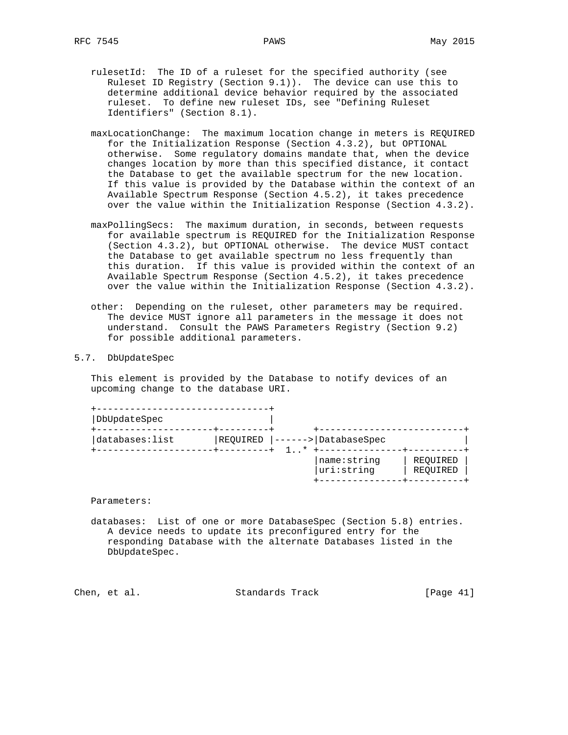rulesetId: The ID of a ruleset for the specified authority (see Ruleset ID Registry (Section 9.1)). The device can use this to determine additional device behavior required by the associated ruleset. To define new ruleset IDs, see "Defining Ruleset Identifiers" (Section 8.1).

maxLocationChange: The maximum location change in meters is REQUIRED for the Initialization Response (Section 4.3.2), but OPTIONAL otherwise. Some regulatory domains mandate that, when the device changes location by more than this specified distance, it contact the Database to get the available spectrum for the new location. If this value is provided by the Database within the context of an Available Spectrum Response (Section 4.5.2), it takes precedence over the value within the Initialization Response (Section 4.3.2).

maxPollingSecs: The maximum duration, in seconds, between requests for available spectrum is REQUIRED for the Initialization Response (Section 4.3.2), but OPTIONAL otherwise. The device MUST contact the Database to get available spectrum no less frequently than this duration. If this value is provided within the context of an Available Spectrum Response (Section 4.5.2), it takes precedence over the value within the Initialization Response (Section 4.3.2).

other: Depending on the ruleset, other parameters may be required. The device MUST ignore all parameters in the message it does not understand. Consult the PAWS Parameters Registry (Section 9.2) for possible additional parameters.

## 5.7. DbUpdateSpec

This element is provided by the Database to notify devices of an upcoming change to the database URI.

```
+-------------------------------+
|DbUpdateSpec                   |
+---------------------+---------+       +--------------------------+
|databases:list       |REQUIRED |------>|DatabaseSpec              |
+---------------------+---------+  1..* +---------------+----------+
                                        |name:string    | REQUIRED |
                                        |uri:string     | REQUIRED |
                                        +---------------+----------+
```

Parameters:

databases: List of one or more DatabaseSpec (Section 5.8) entries. A device needs to update its preconfigured entry for the responding Database with the alternate Databases listed in the DbUpdateSpec.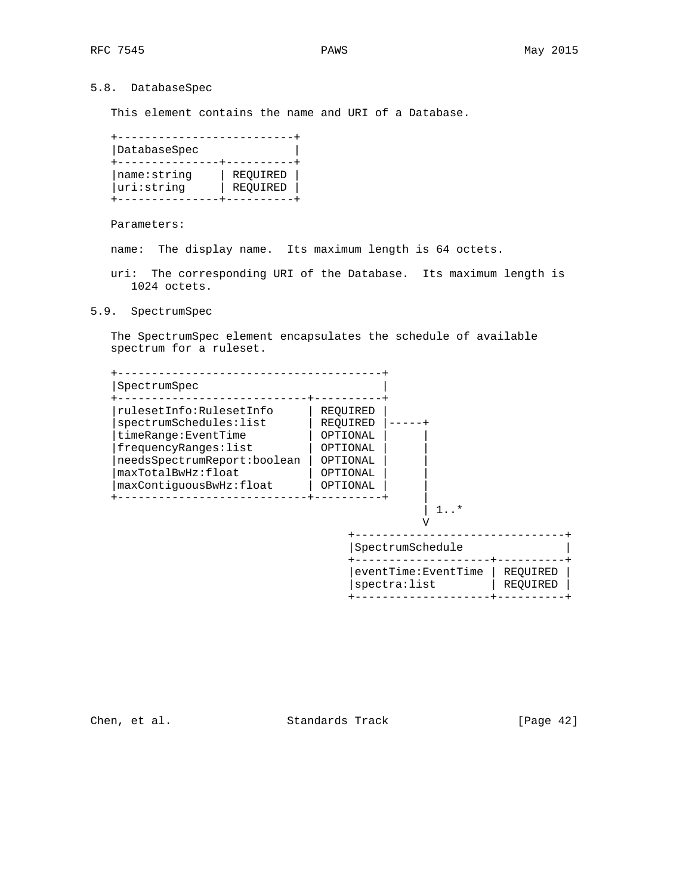## 5.8. DatabaseSpec

This element contains the name and URI of a Database.

```
+--------------------------+
|DatabaseSpec              |
+---------------+----------+
|name:string    | REQUIRED |
|uri:string     | REQUIRED |
+---------------+----------+
```

Parameters:

name: The display name. Its maximum length is 64 octets.

uri: The corresponding URI of the Database. Its maximum length is 1024 octets.

## 5.9. SpectrumSpec

The SpectrumSpec element encapsulates the schedule of available spectrum for a ruleset.

```
+---------------------------------------+
|SpectrumSpec                           |
+----------------------------+----------+
|rulesetInfo:RulesetInfo     | REQUIRED |
|spectrumSchedules:list      | REQUIRED |-----+
|timeRange:EventTime         | OPTIONAL |     |
|frequencyRanges:list        | OPTIONAL |     |
|needsSpectrumReport:boolean | OPTIONAL |     |
|maxTotalBwHz:float          | OPTIONAL |     |
|maxContiguousBwHz:float     | OPTIONAL |     |
+----------------------------+----------+     |
                                              | 1..*
                                              V
                                  +-------------------------------+
                                  |SpectrumSchedule               |
                                  +--------------------+----------+
                                  |eventTime:EventTime | REQUIRED |
                                  |spectra:list        | REQUIRED |
                                  +--------------------+----------+
```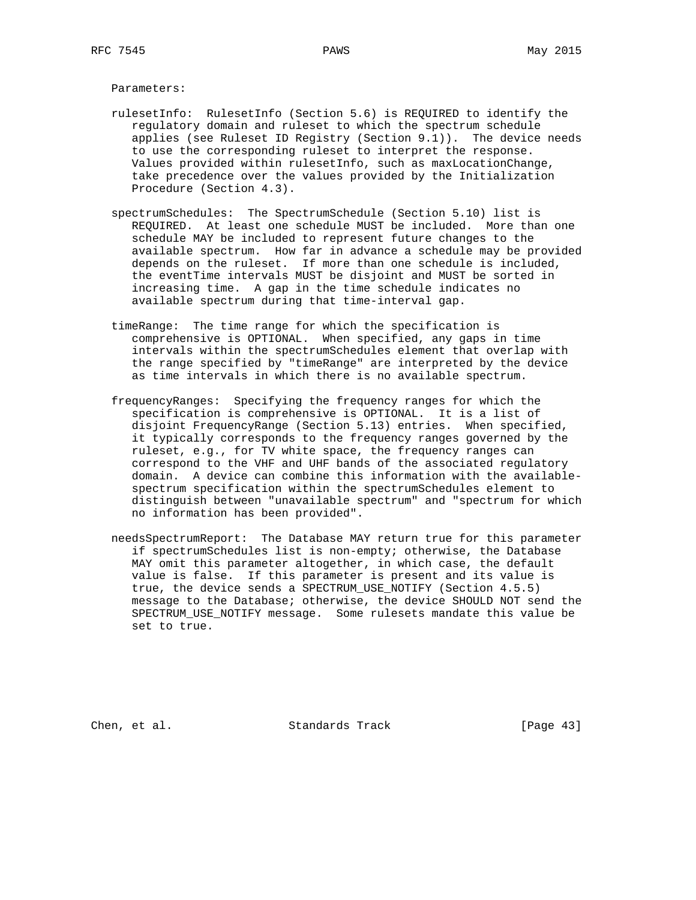Parameters:

rulesetInfo:  RulesetInfo (Section 5.6) is REQUIRED to identify the regulatory domain and ruleset to which the spectrum schedule applies (see Ruleset ID Registry (Section 9.1)).  The device needs to use the corresponding ruleset to interpret the response. Values provided within rulesetInfo, such as maxLocationChange, take precedence over the values provided by the Initialization Procedure (Section 4.3).

spectrumSchedules:  The SpectrumSchedule (Section 5.10) list is REQUIRED.  At least one schedule MUST be included.  More than one schedule MAY be included to represent future changes to the available spectrum.  How far in advance a schedule may be provided depends on the ruleset.  If more than one schedule is included, the eventTime intervals MUST be disjoint and MUST be sorted in increasing time.  A gap in the time schedule indicates no available spectrum during that time-interval gap.

timeRange:  The time range for which the specification is comprehensive is OPTIONAL.  When specified, any gaps in time intervals within the spectrumSchedules element that overlap with the range specified by "timeRange" are interpreted by the device as time intervals in which there is no available spectrum.

frequencyRanges:  Specifying the frequency ranges for which the specification is comprehensive is OPTIONAL.  It is a list of disjoint FrequencyRange (Section 5.13) entries.  When specified, it typically corresponds to the frequency ranges governed by the ruleset, e.g., for TV white space, the frequency ranges can correspond to the VHF and UHF bands of the associated regulatory domain.  A device can combine this information with the available-spectrum specification within the spectrumSchedules element to distinguish between "unavailable spectrum" and "spectrum for which no information has been provided".

needsSpectrumReport:  The Database MAY return true for this parameter if spectrumSchedules list is non-empty; otherwise, the Database MAY omit this parameter altogether, in which case, the default value is false.  If this parameter is present and its value is true, the device sends a SPECTRUM_USE_NOTIFY (Section 4.5.5) message to the Database; otherwise, the device SHOULD NOT send the SPECTRUM_USE_NOTIFY message.  Some rulesets mandate this value be set to true.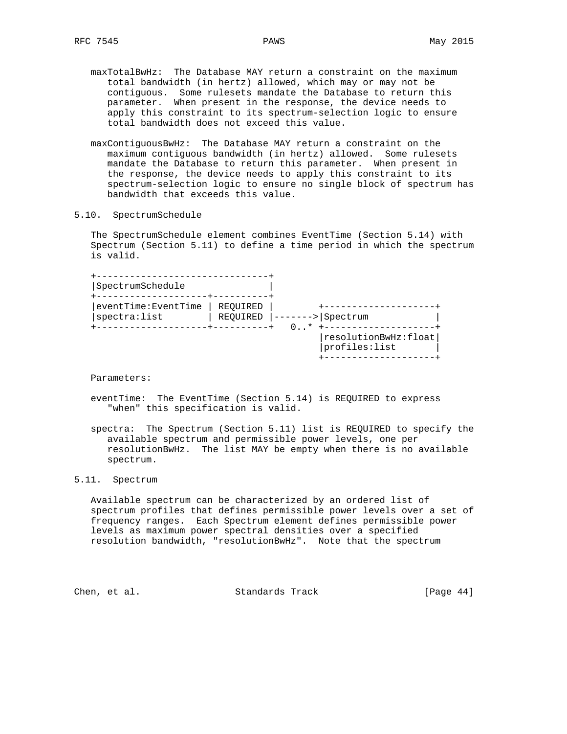maxTotalBwHz: The Database MAY return a constraint on the maximum total bandwidth (in hertz) allowed, which may or may not be contiguous. Some rulesets mandate the Database to return this parameter. When present in the response, the device needs to apply this constraint to its spectrum-selection logic to ensure total bandwidth does not exceed this value.

maxContiguousBwHz: The Database MAY return a constraint on the maximum contiguous bandwidth (in hertz) allowed. Some rulesets mandate the Database to return this parameter. When present in the response, the device needs to apply this constraint to its spectrum-selection logic to ensure no single block of spectrum has bandwidth that exceeds this value.

## 5.10. SpectrumSchedule

The SpectrumSchedule element combines EventTime (Section 5.14) with Spectrum (Section 5.11) to define a time period in which the spectrum is valid.

```
+-------------------------------+
|SpectrumSchedule               |
+--------------------+----------+
|eventTime:EventTime | REQUIRED |        +--------------------+
|spectra:list        | REQUIRED |------->|Spectrum            |
+--------------------+----------+   0..* +--------------------+
                                         |resolutionBwHz:float|
                                         |profiles:list       |
                                         +--------------------+
```

Parameters:

eventTime: The EventTime (Section 5.14) is REQUIRED to express "when" this specification is valid.

spectra: The Spectrum (Section 5.11) list is REQUIRED to specify the available spectrum and permissible power levels, one per resolutionBwHz. The list MAY be empty when there is no available spectrum.

## 5.11. Spectrum

Available spectrum can be characterized by an ordered list of spectrum profiles that defines permissible power levels over a set of frequency ranges. Each Spectrum element defines permissible power levels as maximum power spectral densities over a specified resolution bandwidth, "resolutionBwHz". Note that the spectrum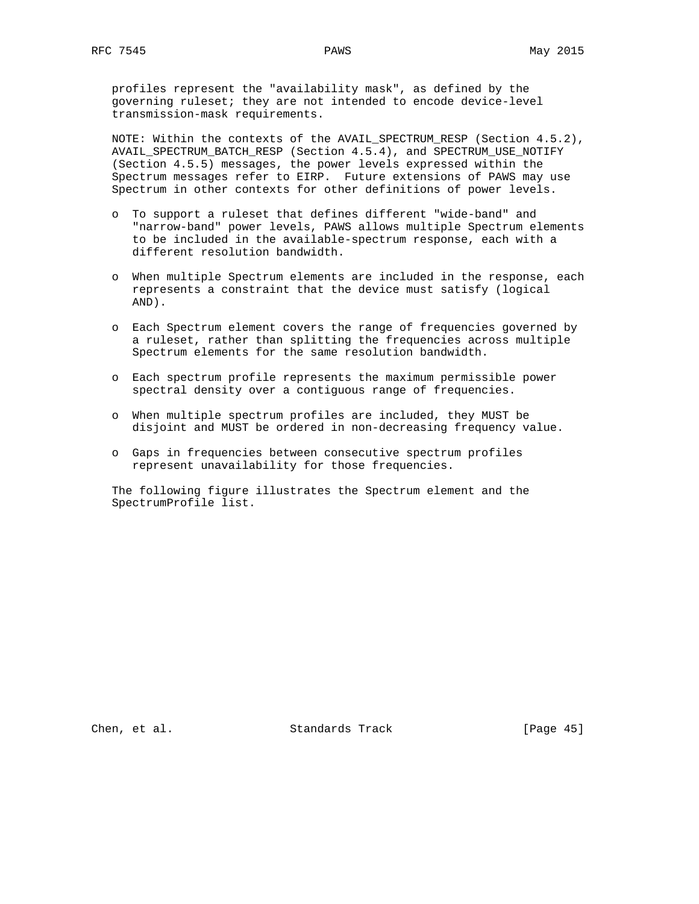profiles represent the "availability mask", as defined by the governing ruleset; they are not intended to encode device-level transmission-mask requirements.

NOTE: Within the contexts of the AVAIL_SPECTRUM_RESP (Section 4.5.2), AVAIL_SPECTRUM_BATCH_RESP (Section 4.5.4), and SPECTRUM_USE_NOTIFY (Section 4.5.5) messages, the power levels expressed within the Spectrum messages refer to EIRP. Future extensions of PAWS may use Spectrum in other contexts for other definitions of power levels.

- To support a ruleset that defines different "wide-band" and "narrow-band" power levels, PAWS allows multiple Spectrum elements to be included in the available-spectrum response, each with a different resolution bandwidth.
- When multiple Spectrum elements are included in the response, each represents a constraint that the device must satisfy (logical AND).
- Each Spectrum element covers the range of frequencies governed by a ruleset, rather than splitting the frequencies across multiple Spectrum elements for the same resolution bandwidth.
- Each spectrum profile represents the maximum permissible power spectral density over a contiguous range of frequencies.
- When multiple spectrum profiles are included, they MUST be disjoint and MUST be ordered in non-decreasing frequency value.
- Gaps in frequencies between consecutive spectrum profiles represent unavailability for those frequencies.

The following figure illustrates the Spectrum element and the SpectrumProfile list.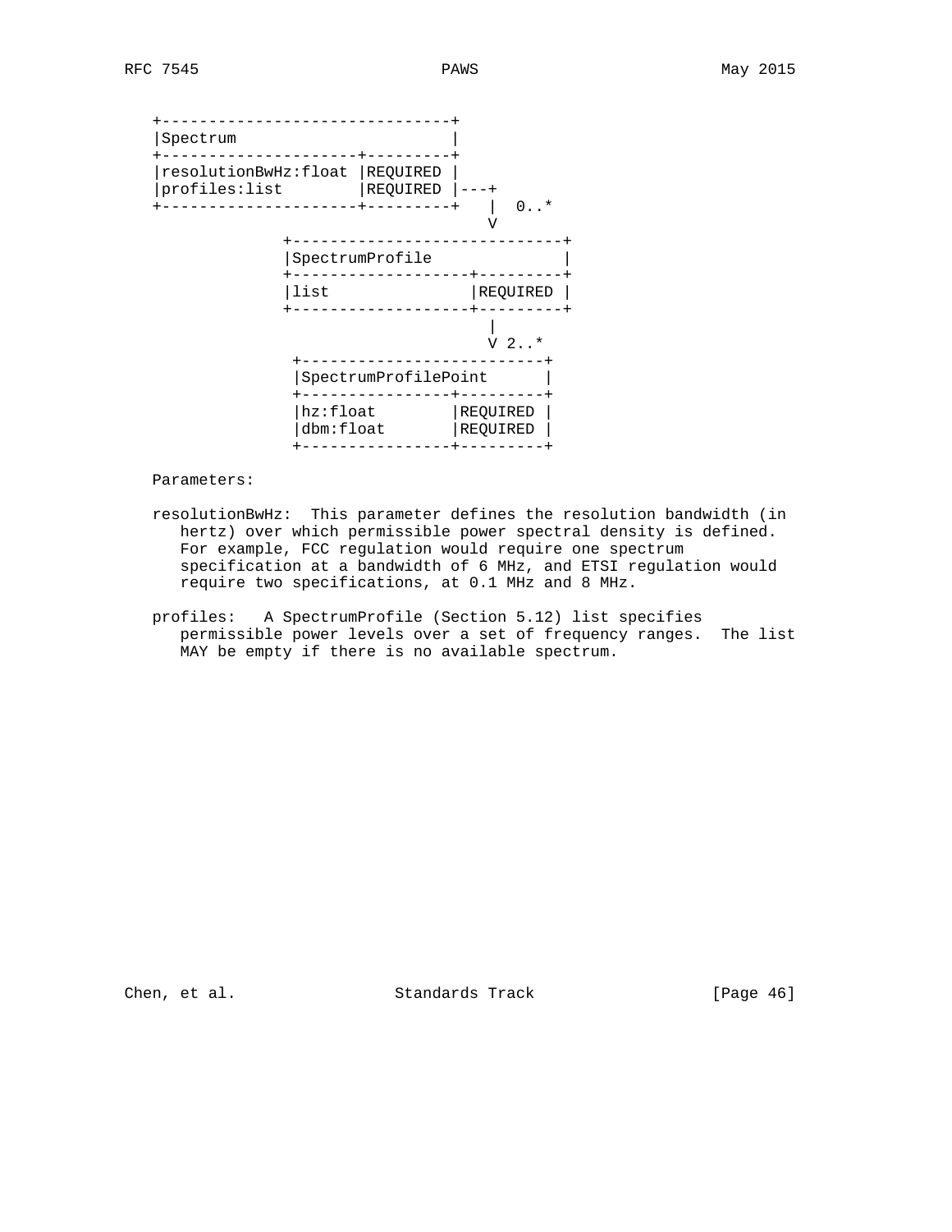```
+--------------------------------+
|Spectrum                        |
+---------------------+----------+
|resolutionBwHz:float |REQUIRED  |
|profiles:list        |REQUIRED  |---+
+---------------------+----------+   |  0..*
                                     V
              +------------------------------+
              |SpectrumProfile               |
              +--------------------+---------+
              |list                |REQUIRED |
              +--------------------+---------+
                                     |
                                     V 2..*
               +--------------------------+
               |SpectrumProfilePoint      |
               +----------------+---------+
               |hz:float        |REQUIRED |
               |dbm:float       |REQUIRED |
               +----------------+---------+
```

Parameters:

resolutionBwHz: This parameter defines the resolution bandwidth (in hertz) over which permissible power spectral density is defined. For example, FCC regulation would require one spectrum specification at a bandwidth of 6 MHz, and ETSI regulation would require two specifications, at 0.1 MHz and 8 MHz.

profiles: A SpectrumProfile (Section 5.12) list specifies permissible power levels over a set of frequency ranges. The list MAY be empty if there is no available spectrum.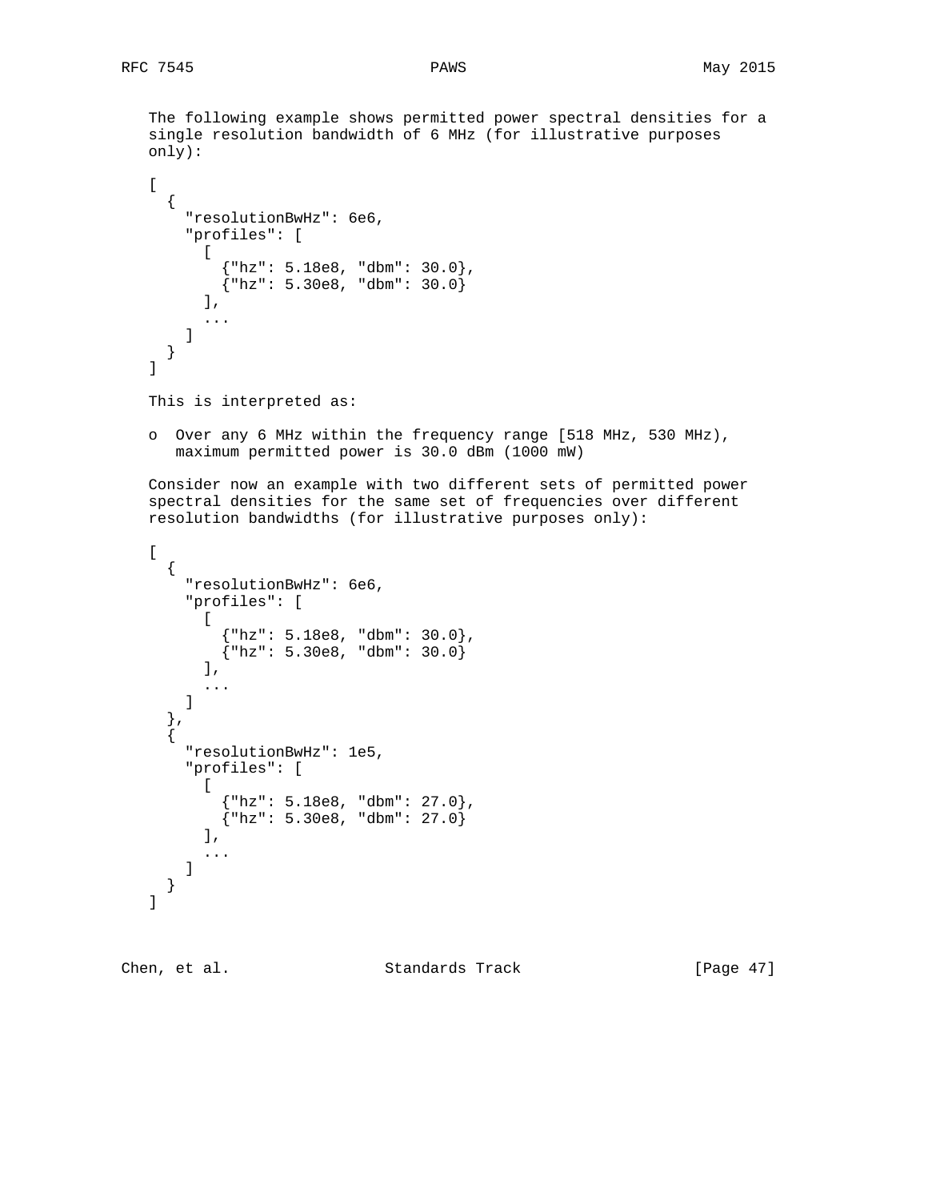The following example shows permitted power spectral densities for a single resolution bandwidth of 6 MHz (for illustrative purposes only):

```
[
  {
    "resolutionBwHz": 6e6,
    "profiles": [
      [
        {"hz": 5.18e8, "dbm": 30.0},
        {"hz": 5.30e8, "dbm": 30.0}
      ],
      ...
    ]
  }
]
```

This is interpreted as:

- Over any 6 MHz within the frequency range [518 MHz, 530 MHz), maximum permitted power is 30.0 dBm (1000 mW)

Consider now an example with two different sets of permitted power spectral densities for the same set of frequencies over different resolution bandwidths (for illustrative purposes only):

```
[
  {
    "resolutionBwHz": 6e6,
    "profiles": [
      [
        {"hz": 5.18e8, "dbm": 30.0},
        {"hz": 5.30e8, "dbm": 30.0}
      ],
      ...
    ]
  },
  {
    "resolutionBwHz": 1e5,
    "profiles": [
      [
        {"hz": 5.18e8, "dbm": 27.0},
        {"hz": 5.30e8, "dbm": 27.0}
      ],
      ...
    ]
  }
]
```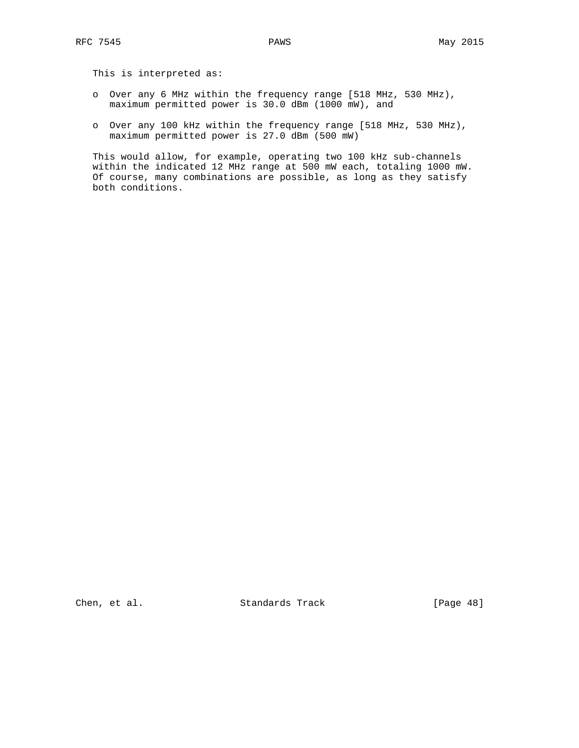This is interpreted as:

- Over any 6 MHz within the frequency range [518 MHz, 530 MHz), maximum permitted power is 30.0 dBm (1000 mW), and
- Over any 100 kHz within the frequency range [518 MHz, 530 MHz), maximum permitted power is 27.0 dBm (500 mW)

This would allow, for example, operating two 100 kHz sub-channels within the indicated 12 MHz range at 500 mW each, totaling 1000 mW. Of course, many combinations are possible, as long as they satisfy both conditions.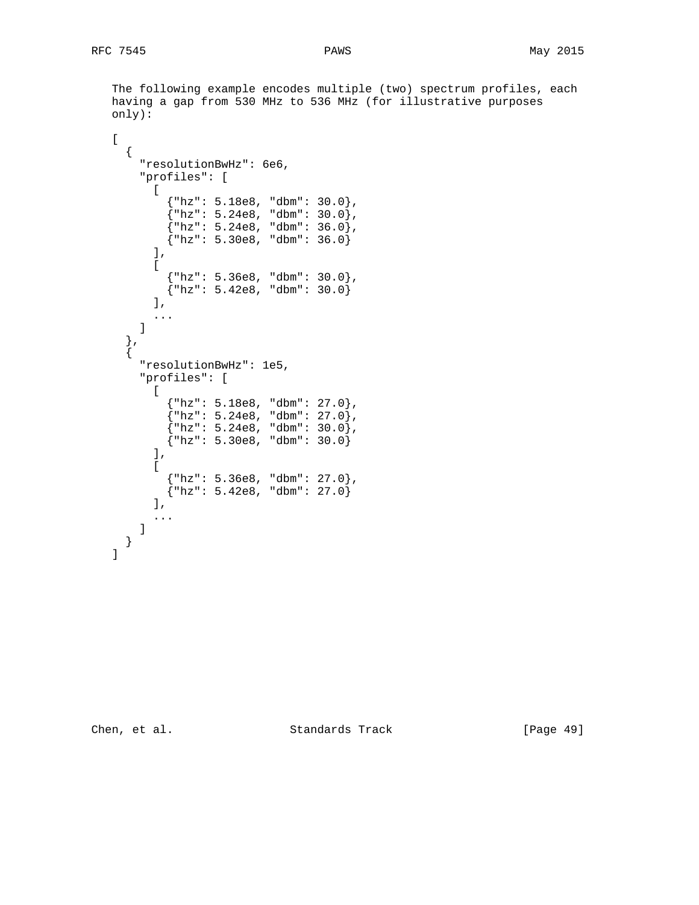The following example encodes multiple (two) spectrum profiles, each having a gap from 530 MHz to 536 MHz (for illustrative purposes only):

```
[
  {
    "resolutionBwHz": 6e6,
    "profiles": [
      [
        {"hz": 5.18e8, "dbm": 30.0},
        {"hz": 5.24e8, "dbm": 30.0},
        {"hz": 5.24e8, "dbm": 36.0},
        {"hz": 5.30e8, "dbm": 36.0}
      ],
      [
        {"hz": 5.36e8, "dbm": 30.0},
        {"hz": 5.42e8, "dbm": 30.0}
      ],
      ...
    ]
  },
  {
    "resolutionBwHz": 1e5,
    "profiles": [
      [
        {"hz": 5.18e8, "dbm": 27.0},
        {"hz": 5.24e8, "dbm": 27.0},
        {"hz": 5.24e8, "dbm": 30.0},
        {"hz": 5.30e8, "dbm": 30.0}
      ],
      [
        {"hz": 5.36e8, "dbm": 27.0},
        {"hz": 5.42e8, "dbm": 27.0}
      ],
      ...
    ]
  }
]
```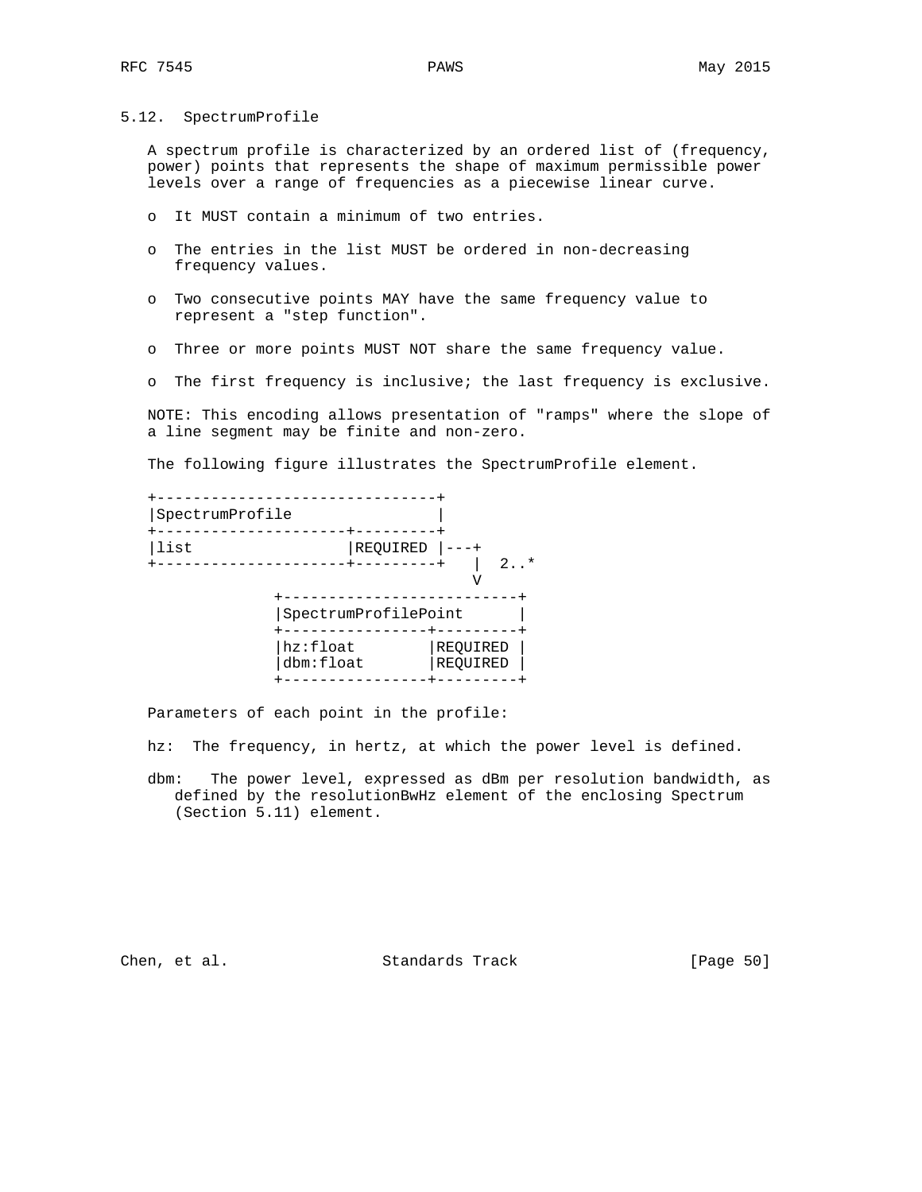## 5.12. SpectrumProfile

A spectrum profile is characterized by an ordered list of (frequency, power) points that represents the shape of maximum permissible power levels over a range of frequencies as a piecewise linear curve.

- It MUST contain a minimum of two entries.
- The entries in the list MUST be ordered in non-decreasing frequency values.
- Two consecutive points MAY have the same frequency value to represent a "step function".
- Three or more points MUST NOT share the same frequency value.
- The first frequency is inclusive; the last frequency is exclusive.

NOTE: This encoding allows presentation of "ramps" where the slope of a line segment may be finite and non-zero.

The following figure illustrates the SpectrumProfile element.

```
+--------------------------------+
|SpectrumProfile                 |
+---------------------+---------+
|list                 |REQUIRED |---+
+---------------------+---------+   |  2..*
                                     V
               +--------------------------+
               |SpectrumProfilePoint      |
               +----------------+---------+
               |hz:float        |REQUIRED |
               |dbm:float       |REQUIRED |
               +----------------+---------+
```

Parameters of each point in the profile:

hz: The frequency, in hertz, at which the power level is defined.

dbm: The power level, expressed as dBm per resolution bandwidth, as defined by the resolutionBwHz element of the enclosing Spectrum (Section 5.11) element.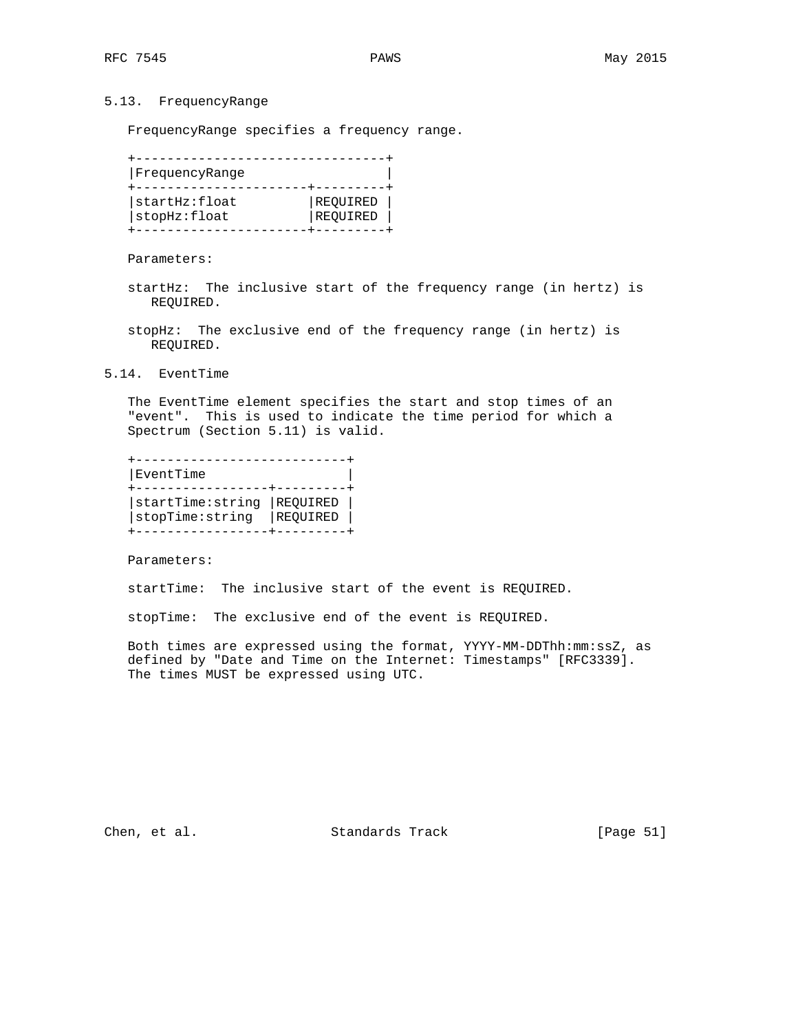## 5.13. FrequencyRange

FrequencyRange specifies a frequency range.

| FrequencyRange | |
|---|---|
| startHz:float | REQUIRED |
| stopHz:float | REQUIRED |

Parameters:

startHz: The inclusive start of the frequency range (in hertz) is REQUIRED.

stopHz: The exclusive end of the frequency range (in hertz) is REQUIRED.

## 5.14. EventTime

The EventTime element specifies the start and stop times of an "event". This is used to indicate the time period for which a Spectrum (Section 5.11) is valid.

| EventTime | |
|---|---|
| startTime:string | REQUIRED |
| stopTime:string | REQUIRED |

Parameters:

startTime: The inclusive start of the event is REQUIRED.

stopTime: The exclusive end of the event is REQUIRED.

Both times are expressed using the format, YYYY-MM-DDThh:mm:ssZ, as defined by "Date and Time on the Internet: Timestamps" [RFC3339]. The times MUST be expressed using UTC.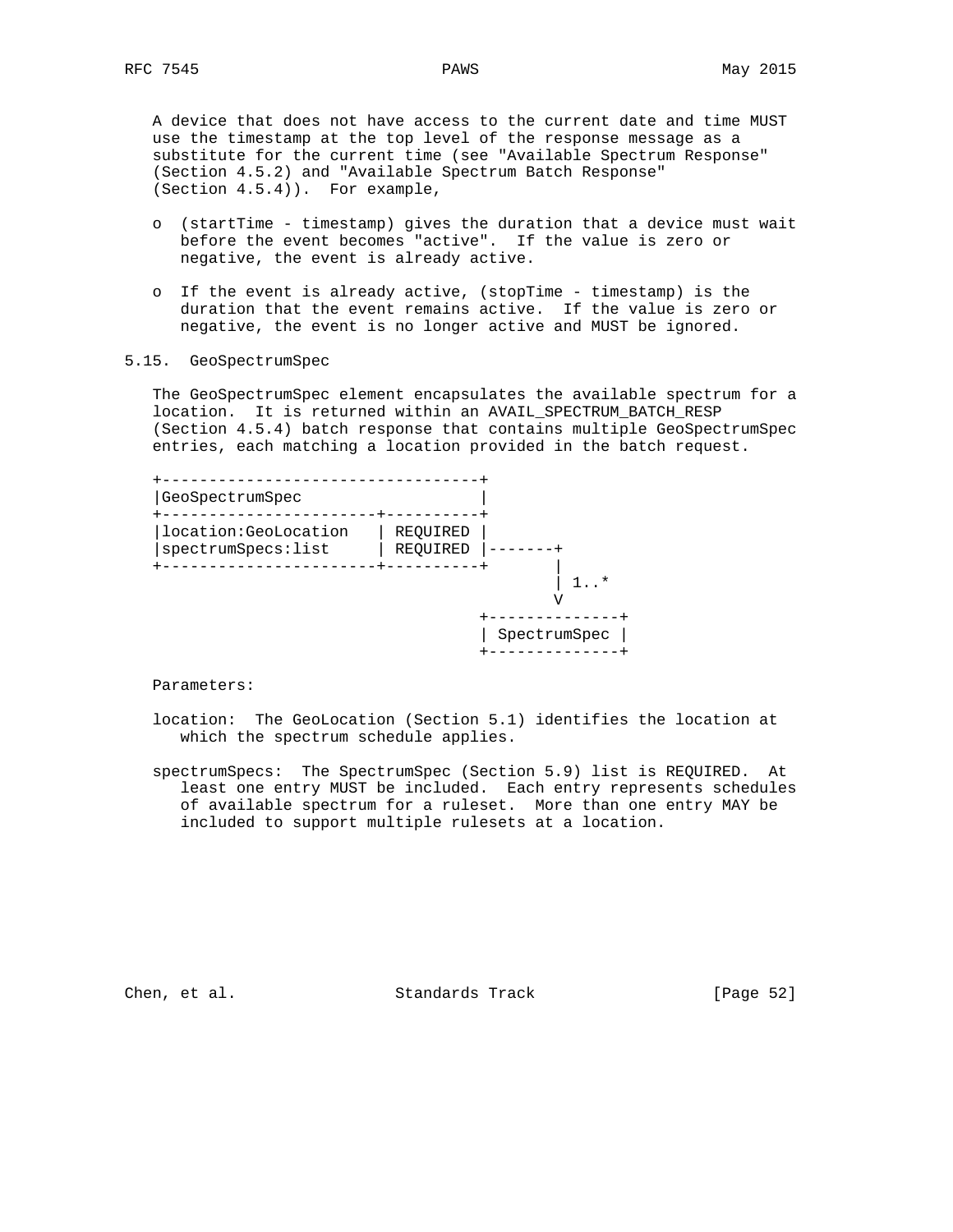A device that does not have access to the current date and time MUST use the timestamp at the top level of the response message as a substitute for the current time (see "Available Spectrum Response" (Section 4.5.2) and "Available Spectrum Batch Response" (Section 4.5.4)). For example,

- (startTime - timestamp) gives the duration that a device must wait before the event becomes "active". If the value is zero or negative, the event is already active.

- If the event is already active, (stopTime - timestamp) is the duration that the event remains active. If the value is zero or negative, the event is no longer active and MUST be ignored.

### 5.15. GeoSpectrumSpec

The GeoSpectrumSpec element encapsulates the available spectrum for a location. It is returned within an AVAIL_SPECTRUM_BATCH_RESP (Section 4.5.4) batch response that contains multiple GeoSpectrumSpec entries, each matching a location provided in the batch request.

```
+----------------------------------+
|GeoSpectrumSpec                   |
+-----------------------+----------+
|location:GeoLocation   | REQUIRED |
|spectrumSpecs:list     | REQUIRED |-------+
+-----------------------+----------+       |
                                           | 1..*
                                           V
                                  +--------------+
                                  | SpectrumSpec |
                                  +--------------+
```

Parameters:

location: The GeoLocation (Section 5.1) identifies the location at which the spectrum schedule applies.

spectrumSpecs: The SpectrumSpec (Section 5.9) list is REQUIRED. At least one entry MUST be included. Each entry represents schedules of available spectrum for a ruleset. More than one entry MAY be included to support multiple rulesets at a location.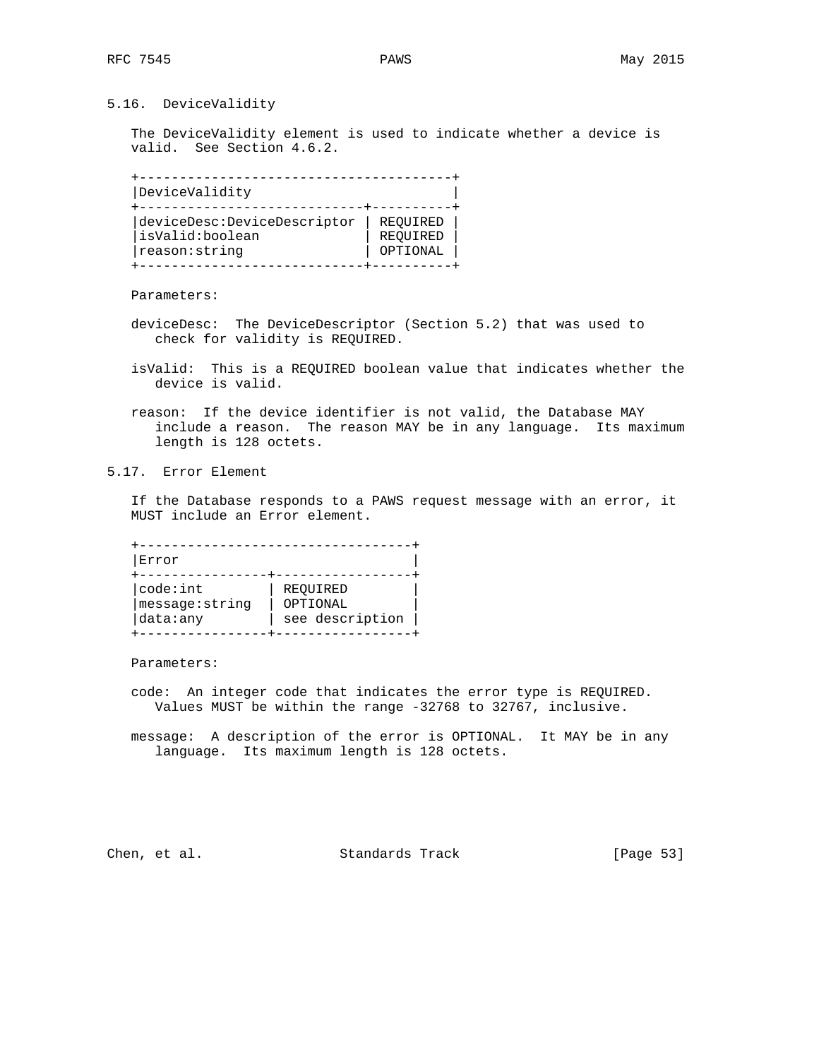## 5.16. DeviceValidity

The DeviceValidity element is used to indicate whether a device is valid. See Section 4.6.2.

| DeviceValidity | |
|---|---|
| deviceDesc:DeviceDescriptor | REQUIRED |
| isValid:boolean | REQUIRED |
| reason:string | OPTIONAL |

Parameters:

deviceDesc: The DeviceDescriptor (Section 5.2) that was used to check for validity is REQUIRED.

isValid: This is a REQUIRED boolean value that indicates whether the device is valid.

reason: If the device identifier is not valid, the Database MAY include a reason. The reason MAY be in any language. Its maximum length is 128 octets.

## 5.17. Error Element

If the Database responds to a PAWS request message with an error, it MUST include an Error element.

| Error | |
|---|---|
| code:int | REQUIRED |
| message:string | OPTIONAL |
| data:any | see description |

Parameters:

code: An integer code that indicates the error type is REQUIRED. Values MUST be within the range -32768 to 32767, inclusive.

message: A description of the error is OPTIONAL. It MAY be in any language. Its maximum length is 128 octets.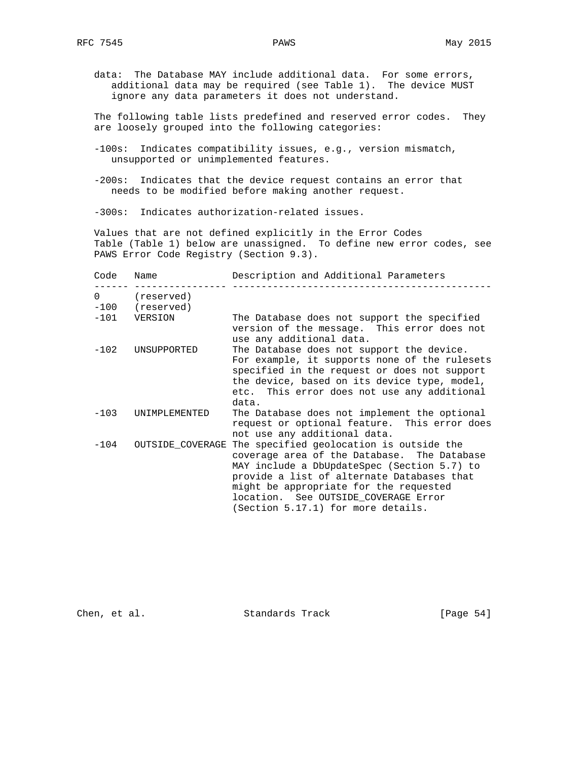data: The Database MAY include additional data. For some errors, additional data may be required (see Table 1). The device MUST ignore any data parameters it does not understand.

The following table lists predefined and reserved error codes. They are loosely grouped into the following categories:

-100s: Indicates compatibility issues, e.g., version mismatch, unsupported or unimplemented features.

-200s: Indicates that the device request contains an error that needs to be modified before making another request.

-300s: Indicates authorization-related issues.

Values that are not defined explicitly in the Error Codes Table (Table 1) below are unassigned. To define new error codes, see PAWS Error Code Registry (Section 9.3).

| Code | Name | Description and Additional Parameters |
| --- | --- | --- |
| 0 | (reserved) | |
| -100 | (reserved) | |
| -101 | VERSION | The Database does not support the specified version of the message. This error does not use any additional data. |
| -102 | UNSUPPORTED | The Database does not support the device. For example, it supports none of the rulesets specified in the request or does not support the device, based on its device type, model, etc. This error does not use any additional data. |
| -103 | UNIMPLEMENTED | The Database does not implement the optional request or optional feature. This error does not use any additional data. |
| -104 | OUTSIDE_COVERAGE | The specified geolocation is outside the coverage area of the Database. The Database MAY include a DbUpdateSpec (Section 5.7) to provide a list of alternate Databases that might be appropriate for the requested location. See OUTSIDE_COVERAGE Error (Section 5.17.1) for more details. |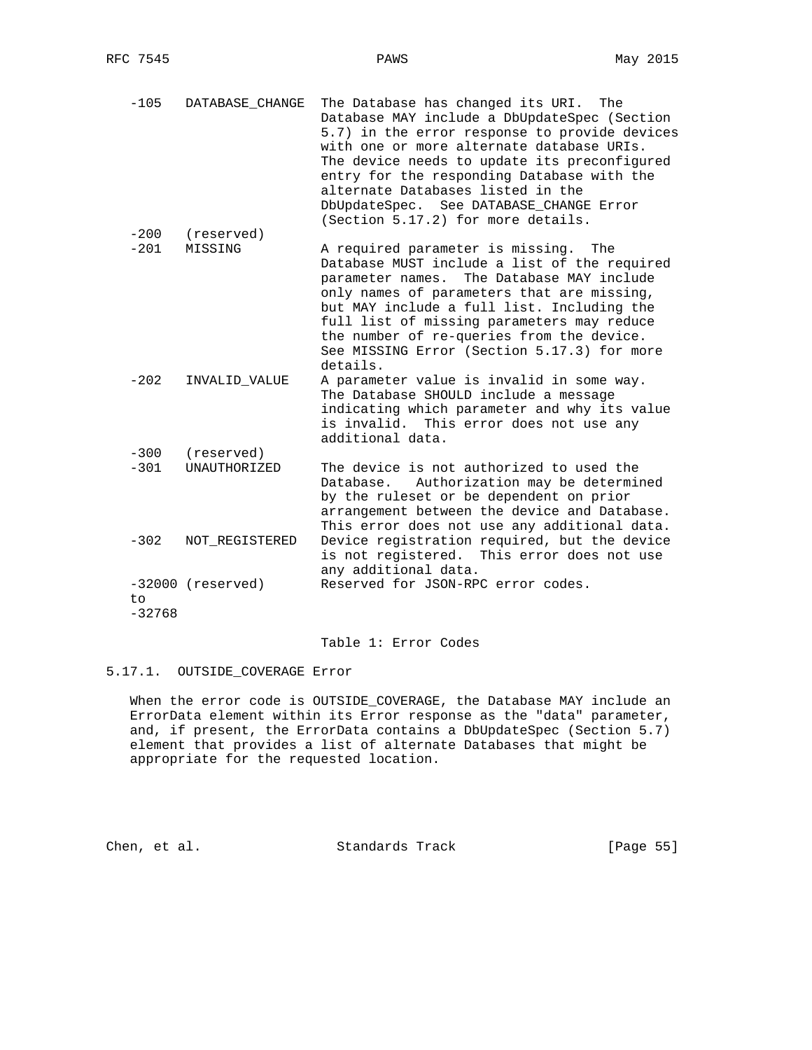| Code | Name | Description |
|---|---|---|
| -105 | DATABASE_CHANGE | The Database has changed its URI. The Database MAY include a DbUpdateSpec (Section 5.7) in the error response to provide devices with one or more alternate database URIs. The device needs to update its preconfigured entry for the responding Database with the alternate Databases listed in the DbUpdateSpec. See DATABASE_CHANGE Error (Section 5.17.2) for more details. |
| -200 | (reserved) | |
| -201 | MISSING | A required parameter is missing. The Database MUST include a list of the required parameter names. The Database MAY include only names of parameters that are missing, but MAY include a full list. Including the full list of missing parameters may reduce the number of re-queries from the device. See MISSING Error (Section 5.17.3) for more details. |
| -202 | INVALID_VALUE | A parameter value is invalid in some way. The Database SHOULD include a message indicating which parameter and why its value is invalid. This error does not use any additional data. |
| -300 | (reserved) | |
| -301 | UNAUTHORIZED | The device is not authorized to used the Database. Authorization may be determined by the ruleset or be dependent on prior arrangement between the device and Database. This error does not use any additional data. |
| -302 | NOT_REGISTERED | Device registration required, but the device is not registered. This error does not use any additional data. |
| -32000 to -32768 | (reserved) | Reserved for JSON-RPC error codes. |

Table 1: Error Codes

### 5.17.1. OUTSIDE_COVERAGE Error

When the error code is OUTSIDE_COVERAGE, the Database MAY include an ErrorData element within its Error response as the "data" parameter, and, if present, the ErrorData contains a DbUpdateSpec (Section 5.7) element that provides a list of alternate Databases that might be appropriate for the requested location.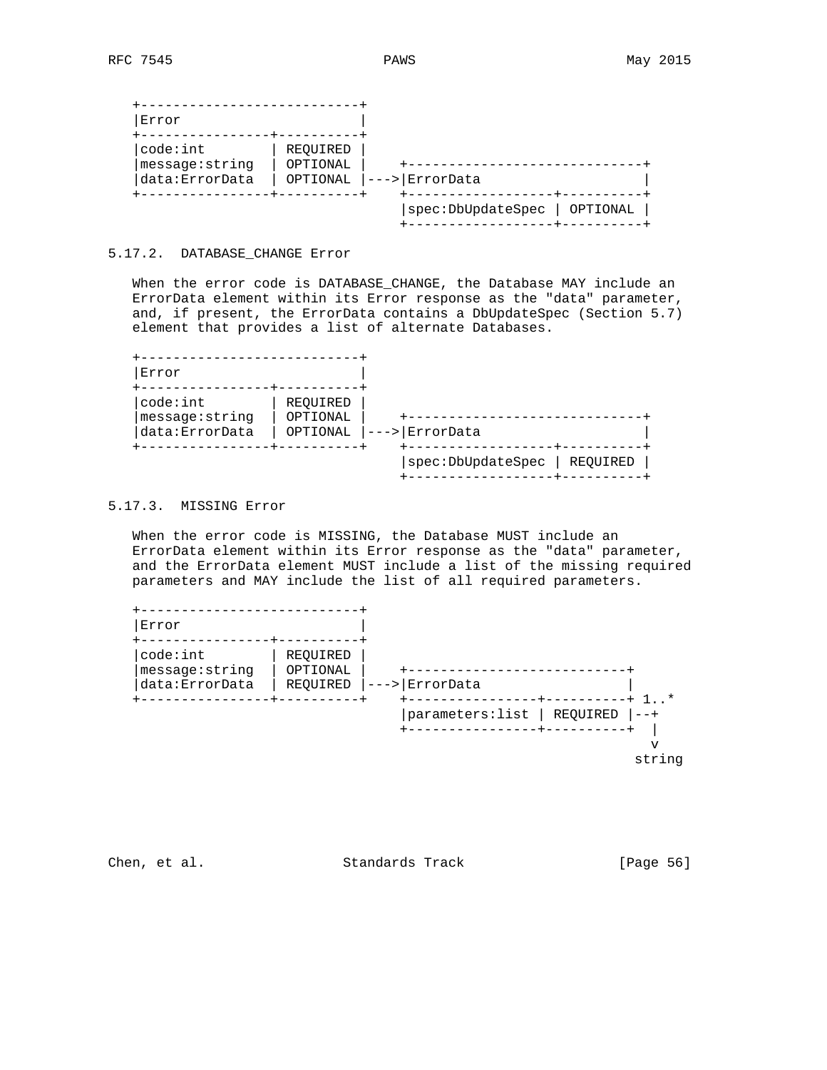```
   +---------------------------+
   |Error                      |
   +----------------+----------+
   |code:int        | REQUIRED |
   |message:string  | OPTIONAL |    +-----------------------------+
   |data:ErrorData  | OPTIONAL |--->|ErrorData                    |
   +----------------+----------+    +------------------+----------+
                                    |spec:DbUpdateSpec | OPTIONAL |
                                    +------------------+----------+
```

### 5.17.2. DATABASE_CHANGE Error

When the error code is DATABASE_CHANGE, the Database MAY include an ErrorData element within its Error response as the "data" parameter, and, if present, the ErrorData contains a DbUpdateSpec (Section 5.7) element that provides a list of alternate Databases.

```
   +---------------------------+
   |Error                      |
   +----------------+----------+
   |code:int        | REQUIRED |
   |message:string  | OPTIONAL |    +-----------------------------+
   |data:ErrorData  | OPTIONAL |--->|ErrorData                    |
   +----------------+----------+    +------------------+----------+
                                    |spec:DbUpdateSpec | REQUIRED |
                                    +------------------+----------+
```

### 5.17.3. MISSING Error

When the error code is MISSING, the Database MUST include an ErrorData element within its Error response as the "data" parameter, and the ErrorData element MUST include a list of the missing required parameters and MAY include the list of all required parameters.

```
   +---------------------------+
   |Error                      |
   +----------------+----------+
   |code:int        | REQUIRED |
   |message:string  | OPTIONAL |    +---------------------------+
   |data:ErrorData  | REQUIRED |--->|ErrorData                  |
   +----------------+----------+    +----------------+----------+ 1..*
                                    |parameters:list | REQUIRED |--+
                                    +----------------+----------+  |
                                                                   v
                                                                 string
```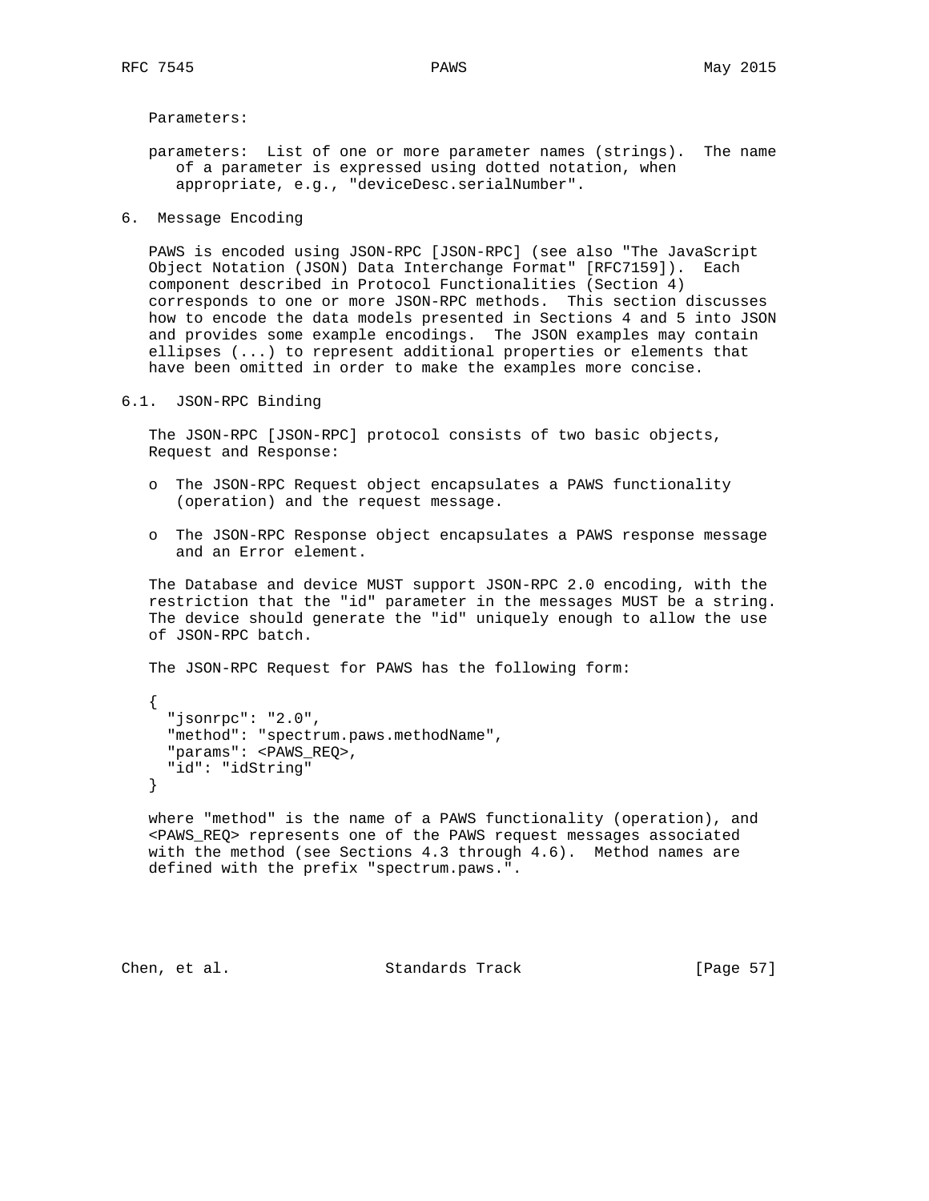Parameters:

parameters: List of one or more parameter names (strings). The name of a parameter is expressed using dotted notation, when appropriate, e.g., "deviceDesc.serialNumber".

## 6. Message Encoding

PAWS is encoded using JSON-RPC [JSON-RPC] (see also "The JavaScript Object Notation (JSON) Data Interchange Format" [RFC7159]). Each component described in Protocol Functionalities (Section 4) corresponds to one or more JSON-RPC methods. This section discusses how to encode the data models presented in Sections 4 and 5 into JSON and provides some example encodings. The JSON examples may contain ellipses (...) to represent additional properties or elements that have been omitted in order to make the examples more concise.

### 6.1. JSON-RPC Binding

The JSON-RPC [JSON-RPC] protocol consists of two basic objects, Request and Response:

- The JSON-RPC Request object encapsulates a PAWS functionality (operation) and the request message.
- The JSON-RPC Response object encapsulates a PAWS response message and an Error element.

The Database and device MUST support JSON-RPC 2.0 encoding, with the restriction that the "id" parameter in the messages MUST be a string. The device should generate the "id" uniquely enough to allow the use of JSON-RPC batch.

The JSON-RPC Request for PAWS has the following form:

```
{
  "jsonrpc": "2.0",
  "method": "spectrum.paws.methodName",
  "params": <PAWS_REQ>,
  "id": "idString"
}
```

where "method" is the name of a PAWS functionality (operation), and <PAWS_REQ> represents one of the PAWS request messages associated with the method (see Sections 4.3 through 4.6). Method names are defined with the prefix "spectrum.paws.".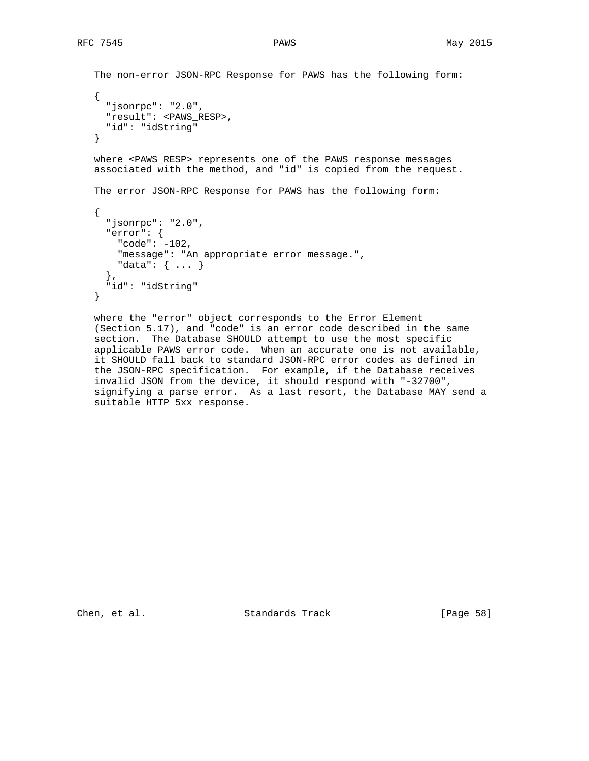The non-error JSON-RPC Response for PAWS has the following form:

```
{
  "jsonrpc": "2.0",
  "result": <PAWS_RESP>,
  "id": "idString"
}
```

where <PAWS_RESP> represents one of the PAWS response messages associated with the method, and "id" is copied from the request.

The error JSON-RPC Response for PAWS has the following form:

```
{
  "jsonrpc": "2.0",
  "error": {
    "code": -102,
    "message": "An appropriate error message.",
    "data": { ... }
  },
  "id": "idString"
}
```

where the "error" object corresponds to the Error Element (Section 5.17), and "code" is an error code described in the same section. The Database SHOULD attempt to use the most specific applicable PAWS error code. When an accurate one is not available, it SHOULD fall back to standard JSON-RPC error codes as defined in the JSON-RPC specification. For example, if the Database receives invalid JSON from the device, it should respond with "-32700", signifying a parse error. As a last resort, the Database MAY send a suitable HTTP 5xx response.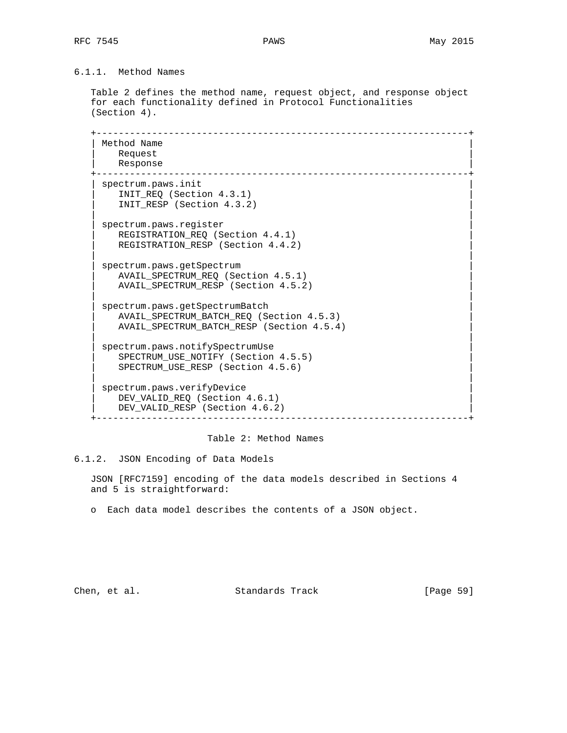### 6.1.1. Method Names

Table 2 defines the method name, request object, and response object for each functionality defined in Protocol Functionalities (Section 4).

| Method Name | Request | Response |
|---|---|---|
| spectrum.paws.init | INIT_REQ (Section 4.3.1) | INIT_RESP (Section 4.3.2) |
| spectrum.paws.register | REGISTRATION_REQ (Section 4.4.1) | REGISTRATION_RESP (Section 4.4.2) |
| spectrum.paws.getSpectrum | AVAIL_SPECTRUM_REQ (Section 4.5.1) | AVAIL_SPECTRUM_RESP (Section 4.5.2) |
| spectrum.paws.getSpectrumBatch | AVAIL_SPECTRUM_BATCH_REQ (Section 4.5.3) | AVAIL_SPECTRUM_BATCH_RESP (Section 4.5.4) |
| spectrum.paws.notifySpectrumUse | SPECTRUM_USE_NOTIFY (Section 4.5.5) | SPECTRUM_USE_RESP (Section 4.5.6) |
| spectrum.paws.verifyDevice | DEV_VALID_REQ (Section 4.6.1) | DEV_VALID_RESP (Section 4.6.2) |

Table 2: Method Names

### 6.1.2. JSON Encoding of Data Models

JSON [RFC7159] encoding of the data models described in Sections 4 and 5 is straightforward:

- Each data model describes the contents of a JSON object.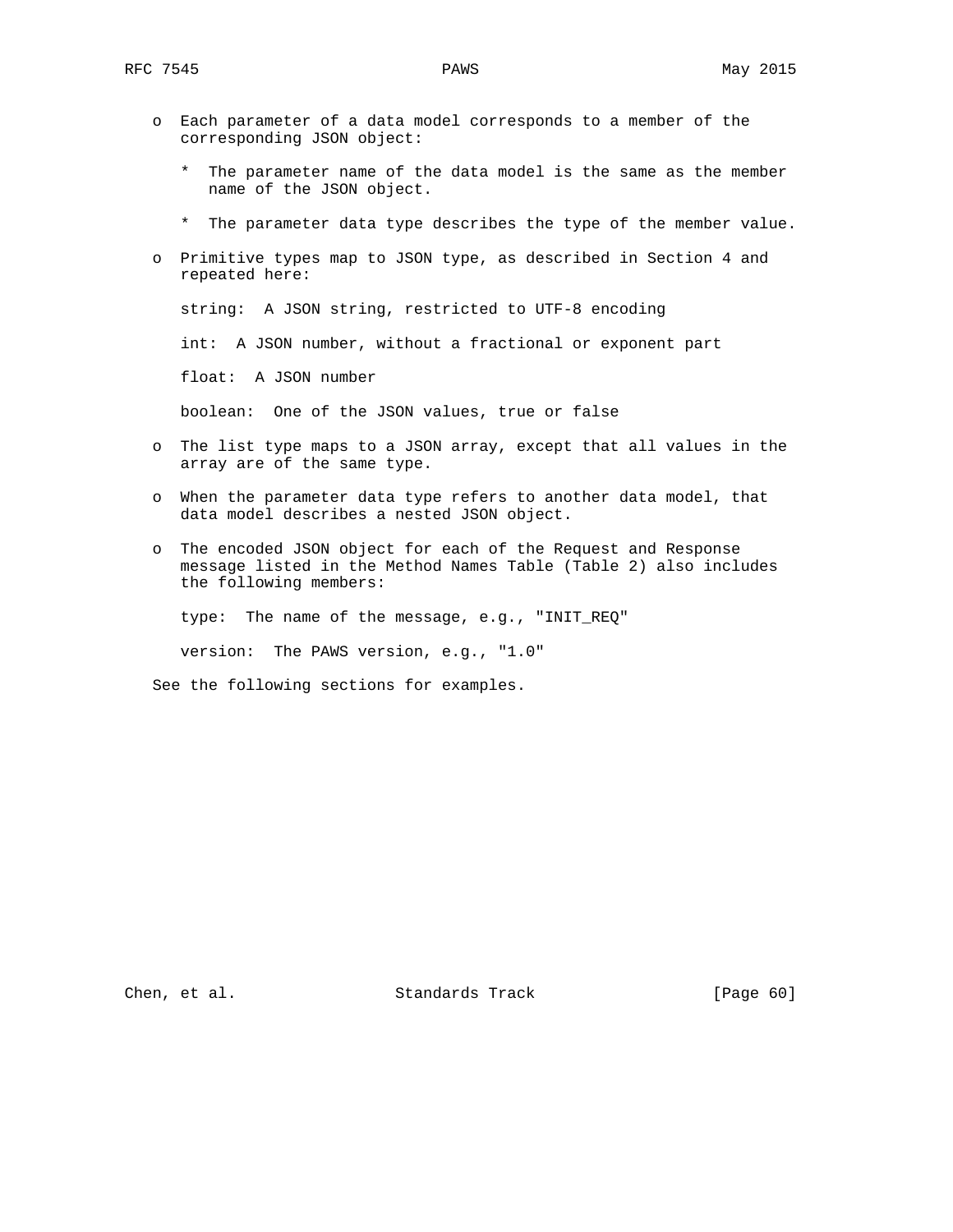- Each parameter of a data model corresponds to a member of the corresponding JSON object:

  * The parameter name of the data model is the same as the member name of the JSON object.

  * The parameter data type describes the type of the member value.

- Primitive types map to JSON type, as described in Section 4 and repeated here:

  string:  A JSON string, restricted to UTF-8 encoding

  int:  A JSON number, without a fractional or exponent part

  float:  A JSON number

  boolean:  One of the JSON values, true or false

- The list type maps to a JSON array, except that all values in the array are of the same type.

- When the parameter data type refers to another data model, that data model describes a nested JSON object.

- The encoded JSON object for each of the Request and Response message listed in the Method Names Table (Table 2) also includes the following members:

  type:  The name of the message, e.g., "INIT_REQ"

  version:  The PAWS version, e.g., "1.0"

See the following sections for examples.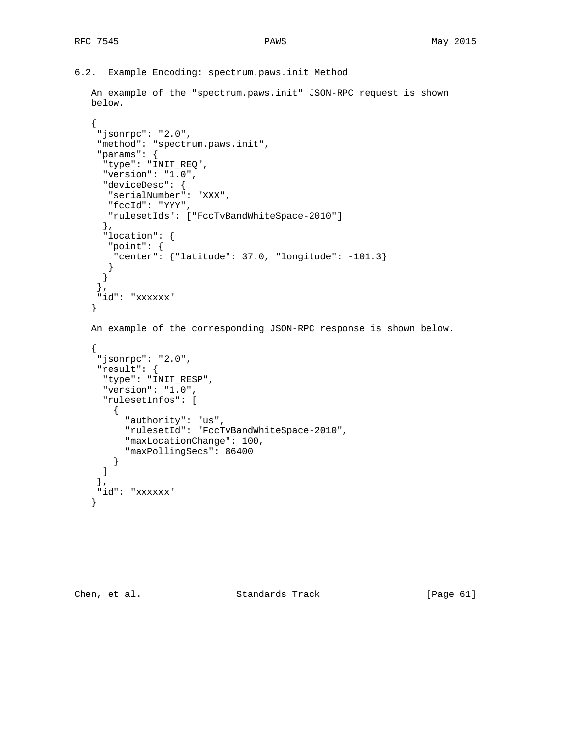### 6.2. Example Encoding: spectrum.paws.init Method

An example of the "spectrum.paws.init" JSON-RPC request is shown below.

```
{
 "jsonrpc": "2.0",
 "method": "spectrum.paws.init",
 "params": {
  "type": "INIT_REQ",
  "version": "1.0",
  "deviceDesc": {
   "serialNumber": "XXX",
   "fccId": "YYY",
   "rulesetIds": ["FccTvBandWhiteSpace-2010"]
  },
  "location": {
   "point": {
    "center": {"latitude": 37.0, "longitude": -101.3}
   }
  }
 },
 "id": "xxxxxx"
}
```

An example of the corresponding JSON-RPC response is shown below.

```
{
 "jsonrpc": "2.0",
 "result": {
  "type": "INIT_RESP",
  "version": "1.0",
  "rulesetInfos": [
    {
      "authority": "us",
      "rulesetId": "FccTvBandWhiteSpace-2010",
      "maxLocationChange": 100,
      "maxPollingSecs": 86400
    }
  ]
 },
 "id": "xxxxxx"
}
```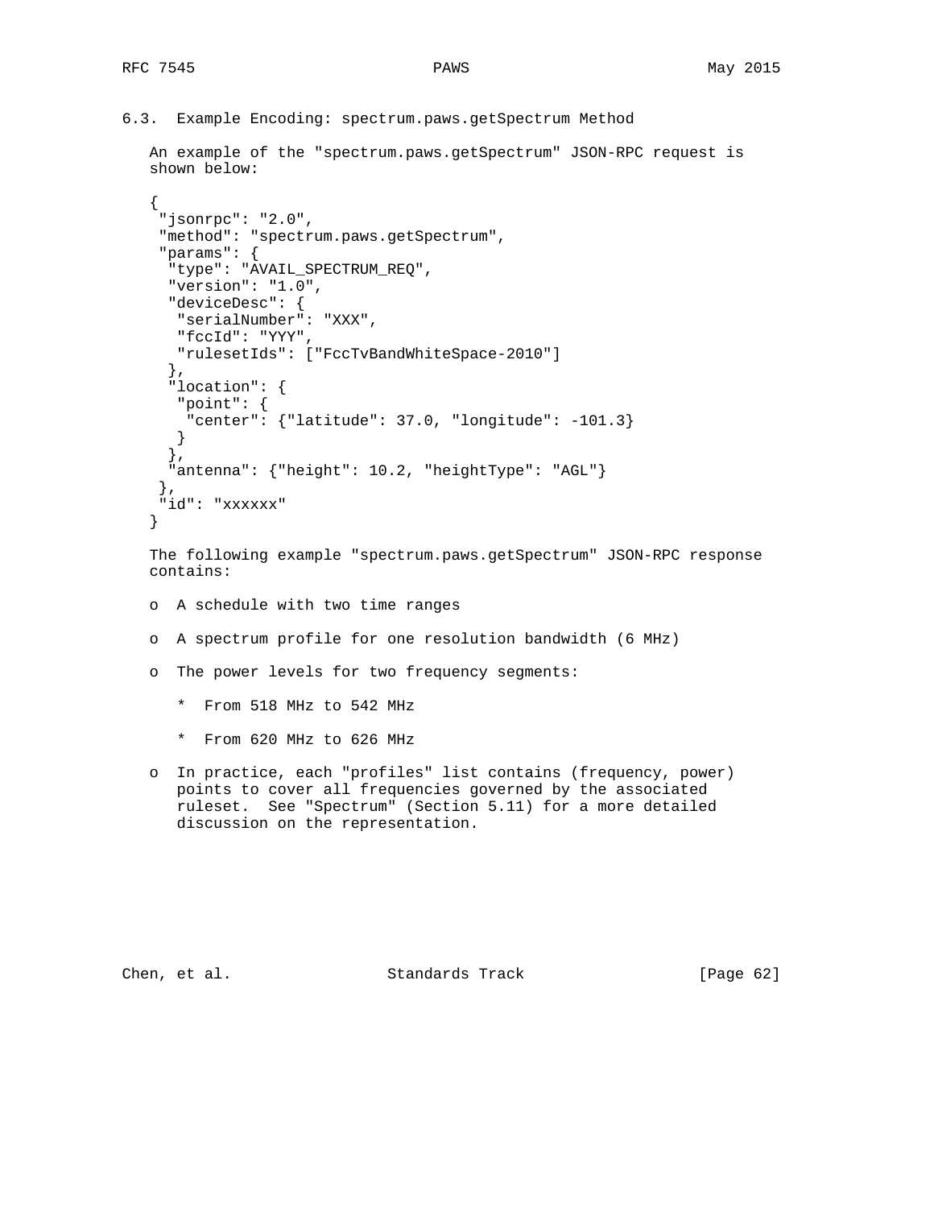### 6.3. Example Encoding: spectrum.paws.getSpectrum Method

An example of the "spectrum.paws.getSpectrum" JSON-RPC request is shown below:

```
{
 "jsonrpc": "2.0",
 "method": "spectrum.paws.getSpectrum",
 "params": {
  "type": "AVAIL_SPECTRUM_REQ",
  "version": "1.0",
  "deviceDesc": {
   "serialNumber": "XXX",
   "fccId": "YYY",
   "rulesetIds": ["FccTvBandWhiteSpace-2010"]
  },
  "location": {
   "point": {
    "center": {"latitude": 37.0, "longitude": -101.3}
   }
  },
  "antenna": {"height": 10.2, "heightType": "AGL"}
 },
 "id": "xxxxxx"
}
```

The following example "spectrum.paws.getSpectrum" JSON-RPC response contains:

- A schedule with two time ranges
- A spectrum profile for one resolution bandwidth (6 MHz)
- The power levels for two frequency segments:
  - From 518 MHz to 542 MHz
  - From 620 MHz to 626 MHz
- In practice, each "profiles" list contains (frequency, power) points to cover all frequencies governed by the associated ruleset. See "Spectrum" (Section 5.11) for a more detailed discussion on the representation.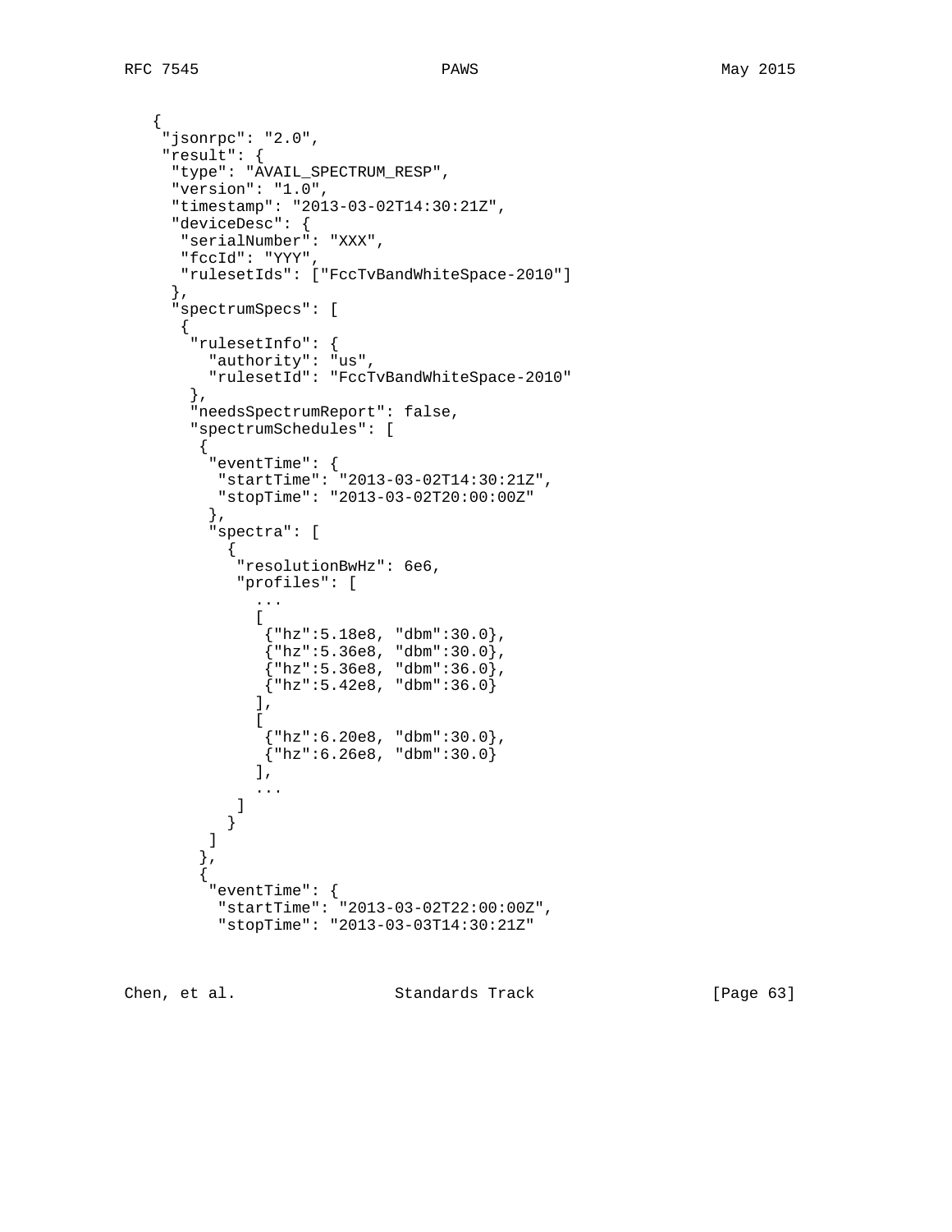```
{
 "jsonrpc": "2.0",
 "result": {
  "type": "AVAIL_SPECTRUM_RESP",
  "version": "1.0",
  "timestamp": "2013-03-02T14:30:21Z",
  "deviceDesc": {
   "serialNumber": "XXX",
   "fccId": "YYY",
   "rulesetIds": ["FccTvBandWhiteSpace-2010"]
  },
  "spectrumSpecs": [
   {
    "rulesetInfo": {
      "authority": "us",
      "rulesetId": "FccTvBandWhiteSpace-2010"
    },
    "needsSpectrumReport": false,
    "spectrumSchedules": [
     {
      "eventTime": {
       "startTime": "2013-03-02T14:30:21Z",
       "stopTime": "2013-03-02T20:00:00Z"
      },
      "spectra": [
        {
         "resolutionBwHz": 6e6,
         "profiles": [
           ...
           [
            {"hz":5.18e8, "dbm":30.0},
            {"hz":5.36e8, "dbm":30.0},
            {"hz":5.36e8, "dbm":36.0},
            {"hz":5.42e8, "dbm":36.0}
           ],
           [
            {"hz":6.20e8, "dbm":30.0},
            {"hz":6.26e8, "dbm":30.0}
           ],
           ...
         ]
        }
      ]
     },
     {
      "eventTime": {
       "startTime": "2013-03-02T22:00:00Z",
       "stopTime": "2013-03-03T14:30:21Z"
```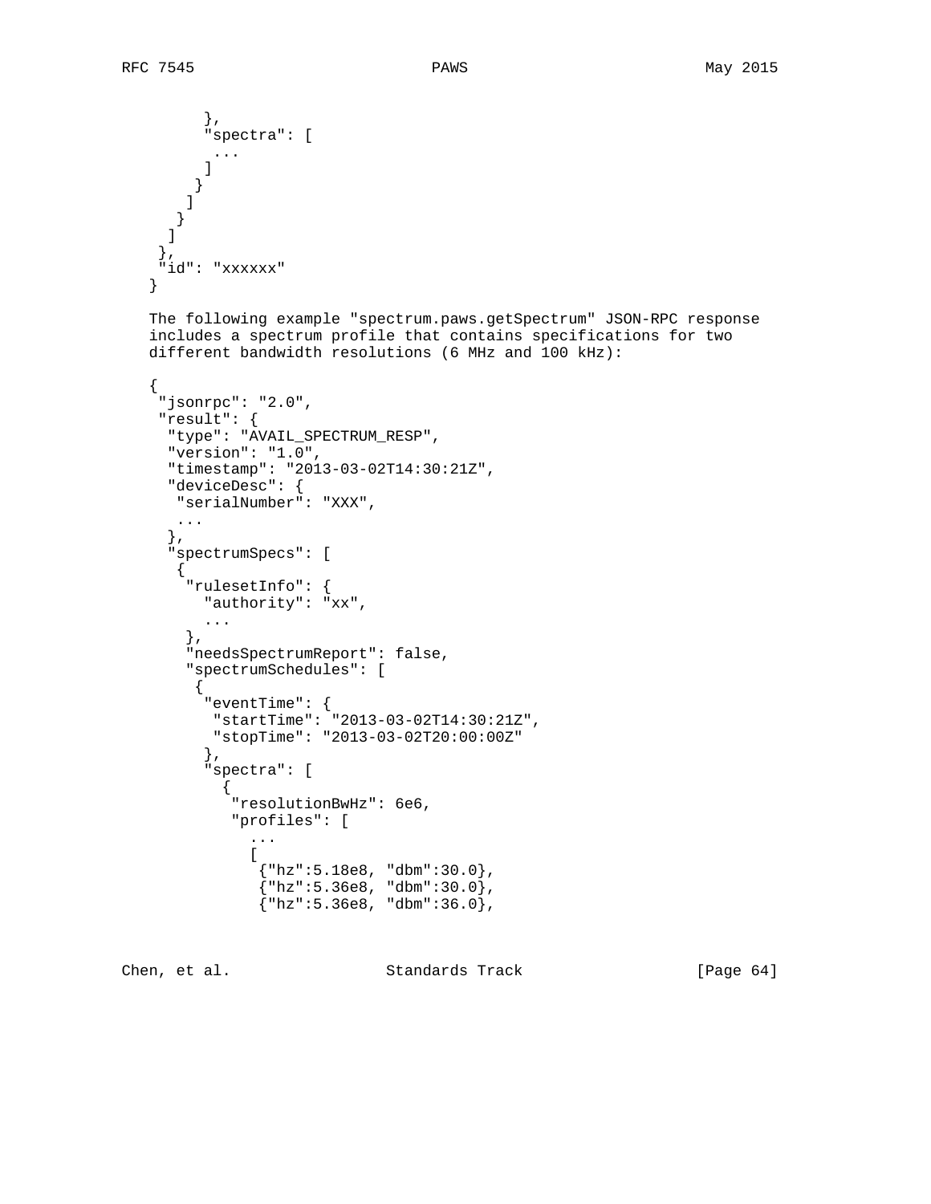```
        },
        "spectra": [
         ...
        ]
       }
      ]
     }
    ]
   },
   "id": "xxxxxx"
  }
```

The following example "spectrum.paws.getSpectrum" JSON-RPC response includes a spectrum profile that contains specifications for two different bandwidth resolutions (6 MHz and 100 kHz):

```
  {
   "jsonrpc": "2.0",
   "result": {
    "type": "AVAIL_SPECTRUM_RESP",
    "version": "1.0",
    "timestamp": "2013-03-02T14:30:21Z",
    "deviceDesc": {
     "serialNumber": "XXX",
     ...
    },
    "spectrumSpecs": [
     {
      "rulesetInfo": {
        "authority": "xx",
        ...
      },
      "needsSpectrumReport": false,
      "spectrumSchedules": [
       {
        "eventTime": {
         "startTime": "2013-03-02T14:30:21Z",
         "stopTime": "2013-03-02T20:00:00Z"
        },
        "spectra": [
          {
           "resolutionBwHz": 6e6,
           "profiles": [
             ...
             [
              {"hz":5.18e8, "dbm":30.0},
              {"hz":5.36e8, "dbm":30.0},
              {"hz":5.36e8, "dbm":36.0},
```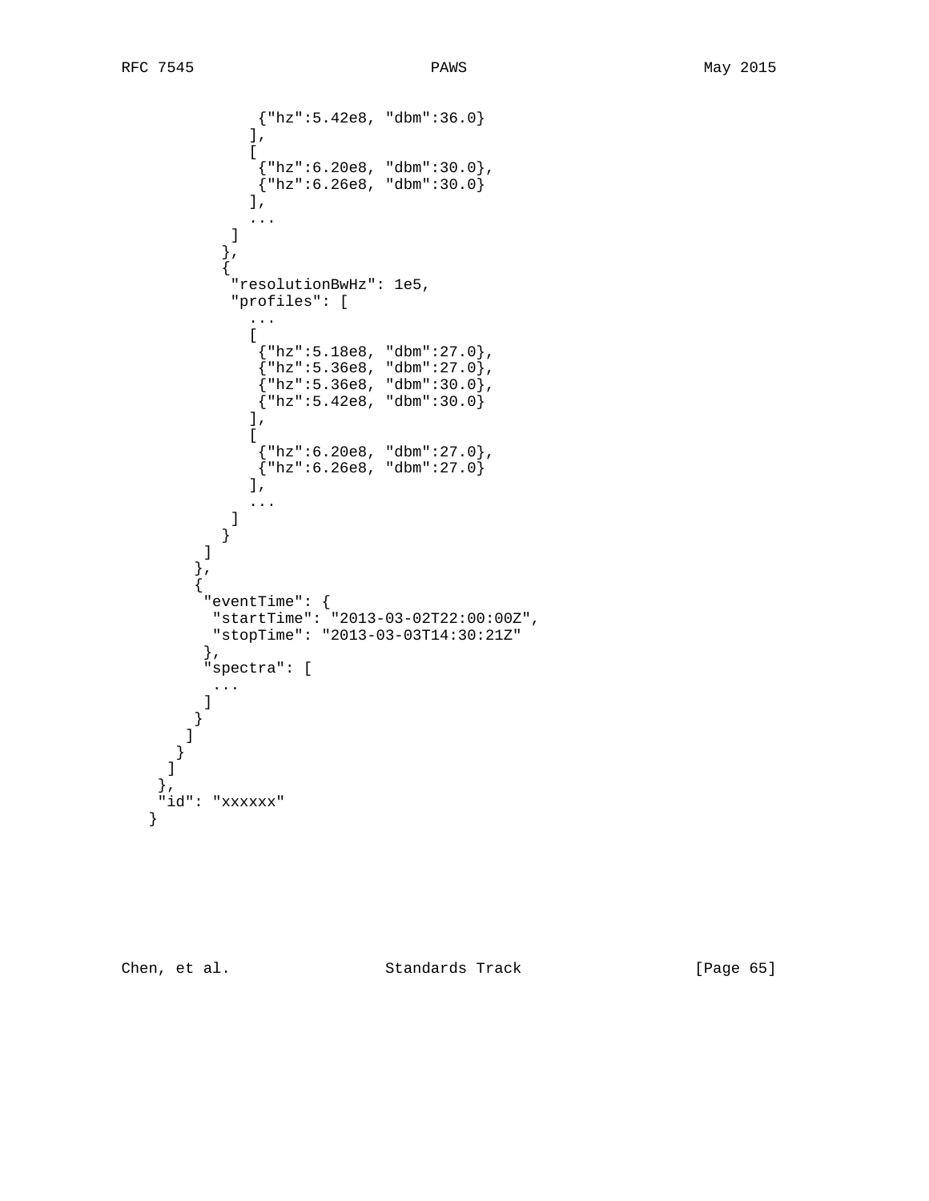```
              {"hz":5.42e8, "dbm":36.0}
             ],
             [
              {"hz":6.20e8, "dbm":30.0},
              {"hz":6.26e8, "dbm":30.0}
             ],
             ...
           ]
          },
          {
           "resolutionBwHz": 1e5,
           "profiles": [
             ...
             [
              {"hz":5.18e8, "dbm":27.0},
              {"hz":5.36e8, "dbm":27.0},
              {"hz":5.36e8, "dbm":30.0},
              {"hz":5.42e8, "dbm":30.0}
             ],
             [
              {"hz":6.20e8, "dbm":27.0},
              {"hz":6.26e8, "dbm":27.0}
             ],
             ...
           ]
          }
        ]
       },
       {
        "eventTime": {
         "startTime": "2013-03-02T22:00:00Z",
         "stopTime": "2013-03-03T14:30:21Z"
        },
        "spectra": [
         ...
        ]
       }
      ]
     }
    ]
   },
   "id": "xxxxxx"
  }
```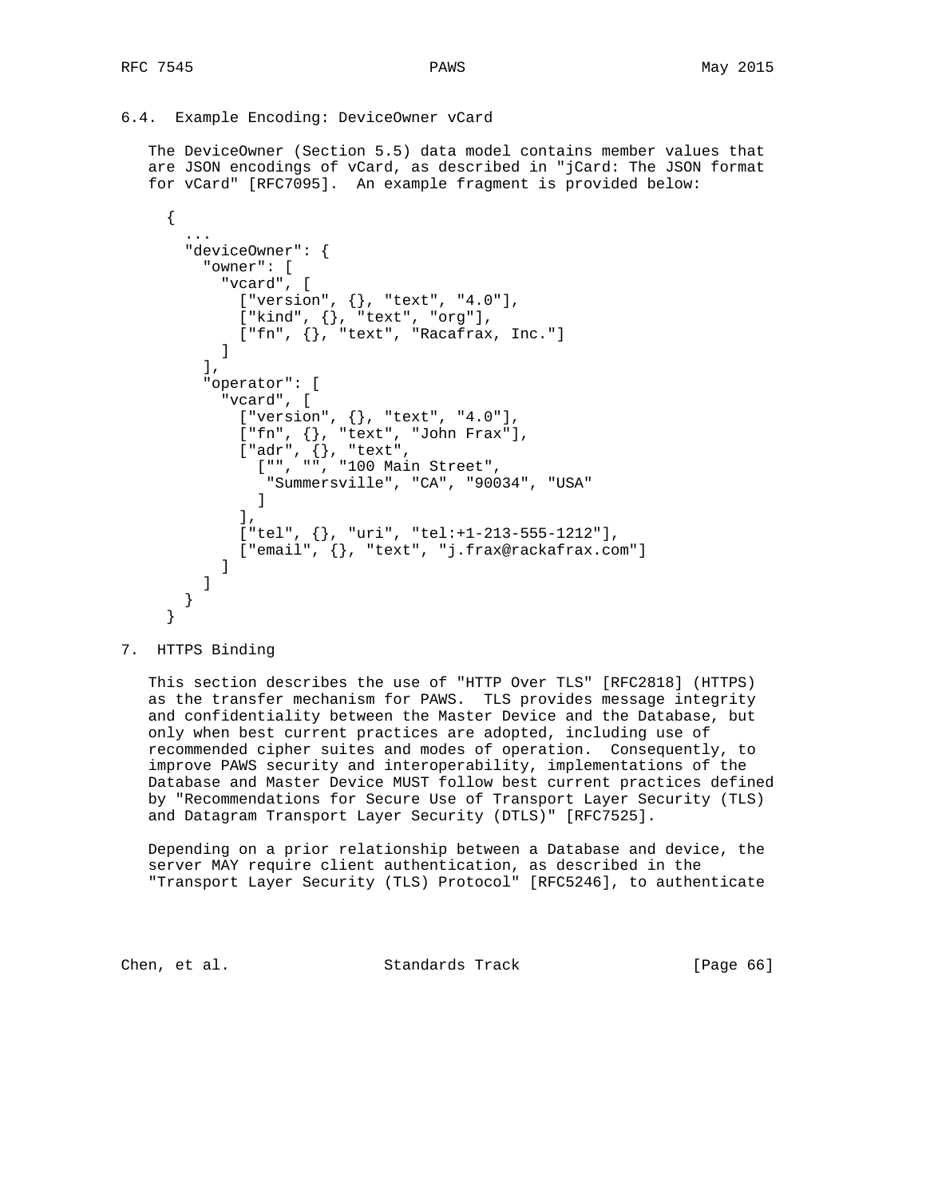## 6.4. Example Encoding: DeviceOwner vCard

The DeviceOwner (Section 5.5) data model contains member values that are JSON encodings of vCard, as described in "jCard: The JSON format for vCard" [RFC7095]. An example fragment is provided below:

```
{
  ...
  "deviceOwner": {
    "owner": [
      "vcard", [
        ["version", {}, "text", "4.0"],
        ["kind", {}, "text", "org"],
        ["fn", {}, "text", "Racafrax, Inc."]
      ]
    ],
    "operator": [
      "vcard", [
        ["version", {}, "text", "4.0"],
        ["fn", {}, "text", "John Frax"],
        ["adr", {}, "text",
          ["", "", "100 Main Street",
           "Summersville", "CA", "90034", "USA"
          ]
        ],
        ["tel", {}, "uri", "tel:+1-213-555-1212"],
        ["email", {}, "text", "j.frax@rackafrax.com"]
      ]
    ]
  }
}
```

# 7. HTTPS Binding

This section describes the use of "HTTP Over TLS" [RFC2818] (HTTPS) as the transfer mechanism for PAWS. TLS provides message integrity and confidentiality between the Master Device and the Database, but only when best current practices are adopted, including use of recommended cipher suites and modes of operation. Consequently, to improve PAWS security and interoperability, implementations of the Database and Master Device MUST follow best current practices defined by "Recommendations for Secure Use of Transport Layer Security (TLS) and Datagram Transport Layer Security (DTLS)" [RFC7525].

Depending on a prior relationship between a Database and device, the server MAY require client authentication, as described in the "Transport Layer Security (TLS) Protocol" [RFC5246], to authenticate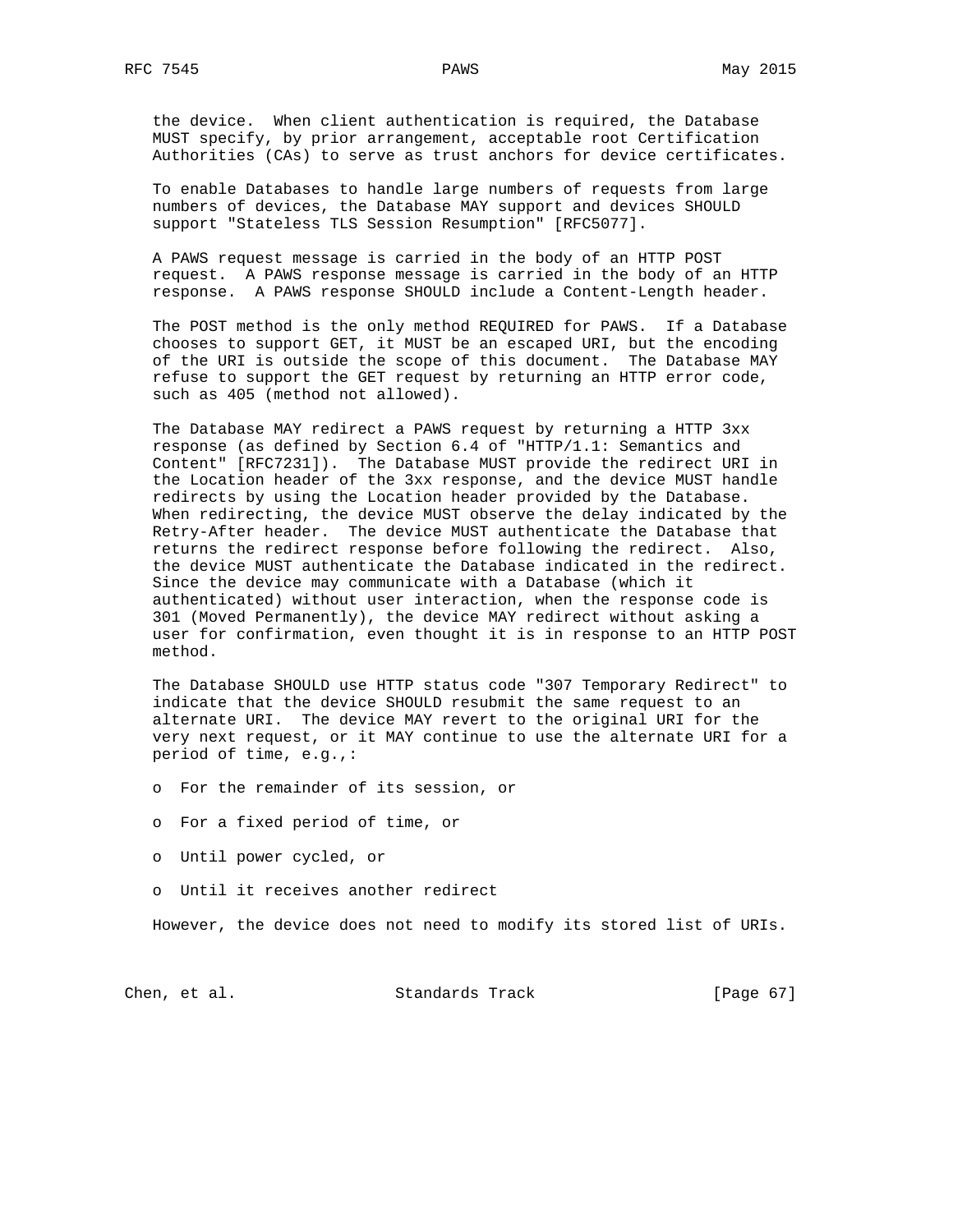the device. When client authentication is required, the Database MUST specify, by prior arrangement, acceptable root Certification Authorities (CAs) to serve as trust anchors for device certificates.

To enable Databases to handle large numbers of requests from large numbers of devices, the Database MAY support and devices SHOULD support "Stateless TLS Session Resumption" [RFC5077].

A PAWS request message is carried in the body of an HTTP POST request. A PAWS response message is carried in the body of an HTTP response. A PAWS response SHOULD include a Content-Length header.

The POST method is the only method REQUIRED for PAWS. If a Database chooses to support GET, it MUST be an escaped URI, but the encoding of the URI is outside the scope of this document. The Database MAY refuse to support the GET request by returning an HTTP error code, such as 405 (method not allowed).

The Database MAY redirect a PAWS request by returning a HTTP 3xx response (as defined by Section 6.4 of "HTTP/1.1: Semantics and Content" [RFC7231]). The Database MUST provide the redirect URI in the Location header of the 3xx response, and the device MUST handle redirects by using the Location header provided by the Database. When redirecting, the device MUST observe the delay indicated by the Retry-After header. The device MUST authenticate the Database that returns the redirect response before following the redirect. Also, the device MUST authenticate the Database indicated in the redirect. Since the device may communicate with a Database (which it authenticated) without user interaction, when the response code is 301 (Moved Permanently), the device MAY redirect without asking a user for confirmation, even thought it is in response to an HTTP POST method.

The Database SHOULD use HTTP status code "307 Temporary Redirect" to indicate that the device SHOULD resubmit the same request to an alternate URI. The device MAY revert to the original URI for the very next request, or it MAY continue to use the alternate URI for a period of time, e.g.,:

- For the remainder of its session, or
- For a fixed period of time, or
- Until power cycled, or
- Until it receives another redirect

However, the device does not need to modify its stored list of URIs.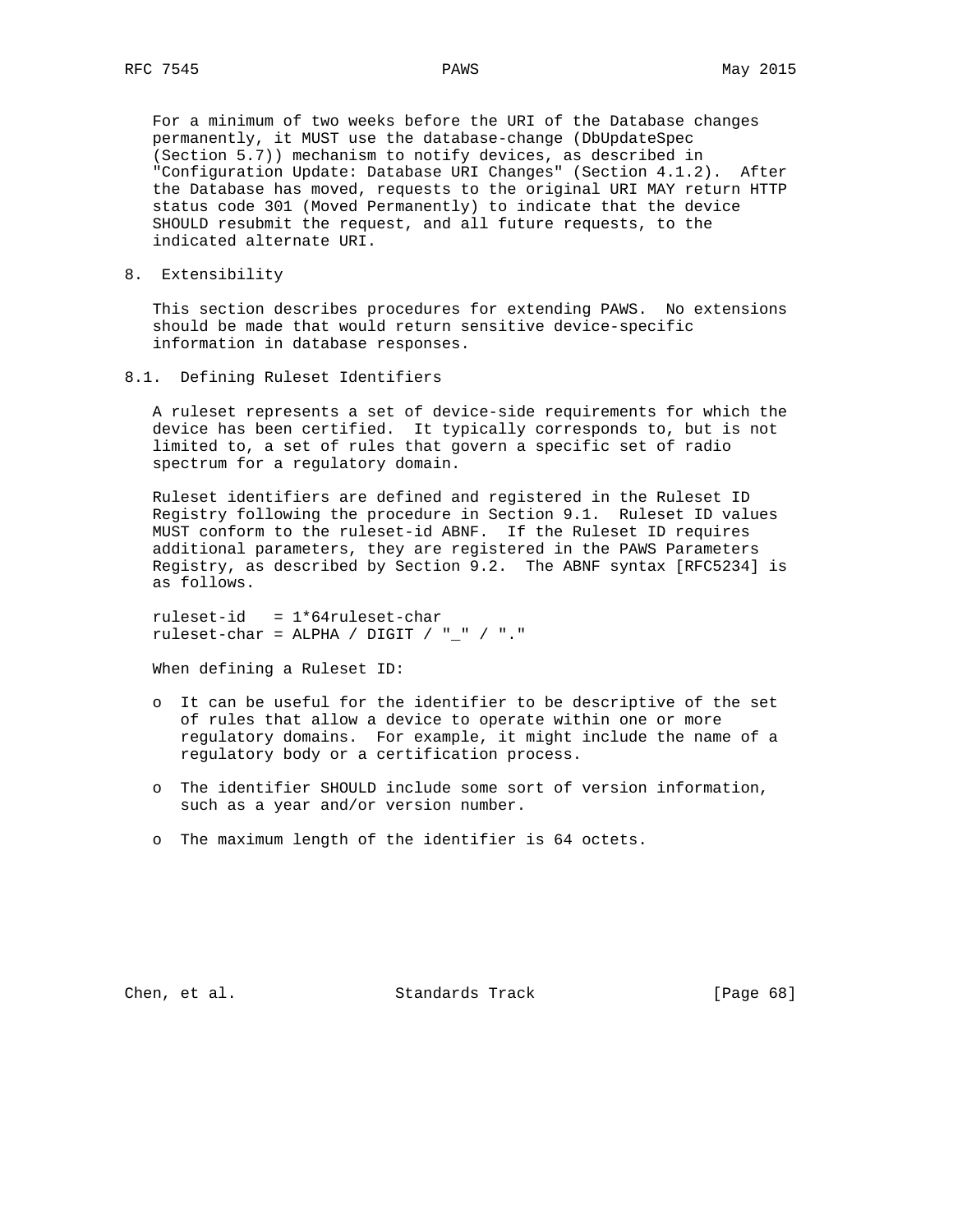For a minimum of two weeks before the URI of the Database changes permanently, it MUST use the database-change (DbUpdateSpec (Section 5.7)) mechanism to notify devices, as described in "Configuration Update: Database URI Changes" (Section 4.1.2). After the Database has moved, requests to the original URI MAY return HTTP status code 301 (Moved Permanently) to indicate that the device SHOULD resubmit the request, and all future requests, to the indicated alternate URI.

## 8. Extensibility

This section describes procedures for extending PAWS. No extensions should be made that would return sensitive device-specific information in database responses.

### 8.1. Defining Ruleset Identifiers

A ruleset represents a set of device-side requirements for which the device has been certified. It typically corresponds to, but is not limited to, a set of rules that govern a specific set of radio spectrum for a regulatory domain.

Ruleset identifiers are defined and registered in the Ruleset ID Registry following the procedure in Section 9.1. Ruleset ID values MUST conform to the ruleset-id ABNF. If the Ruleset ID requires additional parameters, they are registered in the PAWS Parameters Registry, as described by Section 9.2. The ABNF syntax [RFC5234] is as follows.

```
ruleset-id   = 1*64ruleset-char
ruleset-char = ALPHA / DIGIT / "_" / "."
```

When defining a Ruleset ID:

- It can be useful for the identifier to be descriptive of the set of rules that allow a device to operate within one or more regulatory domains. For example, it might include the name of a regulatory body or a certification process.
- The identifier SHOULD include some sort of version information, such as a year and/or version number.
- The maximum length of the identifier is 64 octets.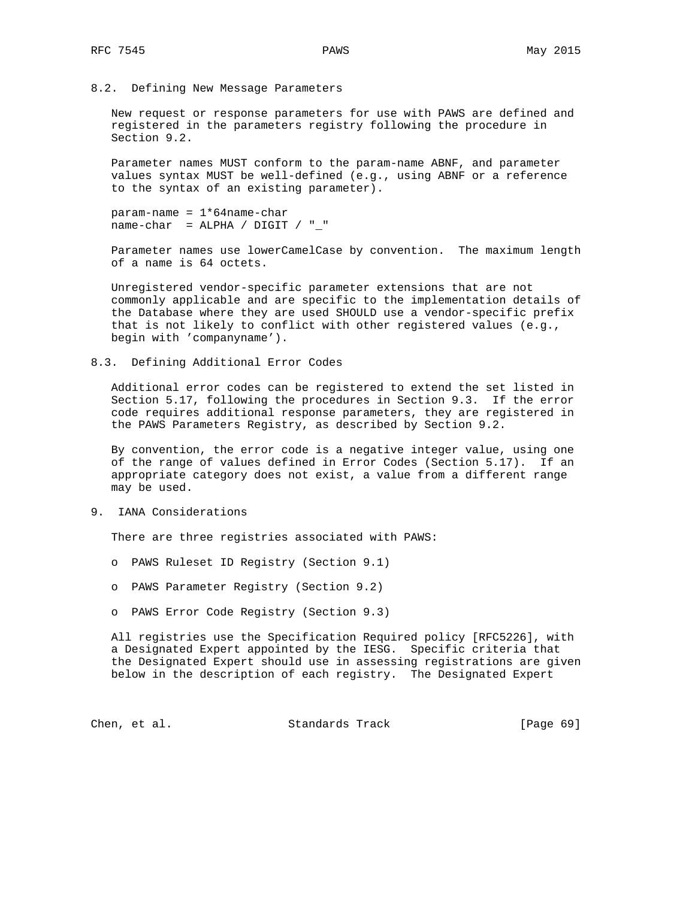### 8.2. Defining New Message Parameters

New request or response parameters for use with PAWS are defined and registered in the parameters registry following the procedure in Section 9.2.

Parameter names MUST conform to the param-name ABNF, and parameter values syntax MUST be well-defined (e.g., using ABNF or a reference to the syntax of an existing parameter).

```
param-name = 1*64name-char
name-char  = ALPHA / DIGIT / "_"
```

Parameter names use lowerCamelCase by convention. The maximum length of a name is 64 octets.

Unregistered vendor-specific parameter extensions that are not commonly applicable and are specific to the implementation details of the Database where they are used SHOULD use a vendor-specific prefix that is not likely to conflict with other registered values (e.g., begin with 'companyname').

### 8.3. Defining Additional Error Codes

Additional error codes can be registered to extend the set listed in Section 5.17, following the procedures in Section 9.3. If the error code requires additional response parameters, they are registered in the PAWS Parameters Registry, as described by Section 9.2.

By convention, the error code is a negative integer value, using one of the range of values defined in Error Codes (Section 5.17). If an appropriate category does not exist, a value from a different range may be used.

## 9. IANA Considerations

There are three registries associated with PAWS:

- PAWS Ruleset ID Registry (Section 9.1)
- PAWS Parameter Registry (Section 9.2)
- PAWS Error Code Registry (Section 9.3)

All registries use the Specification Required policy [RFC5226], with a Designated Expert appointed by the IESG. Specific criteria that the Designated Expert should use in assessing registrations are given below in the description of each registry. The Designated Expert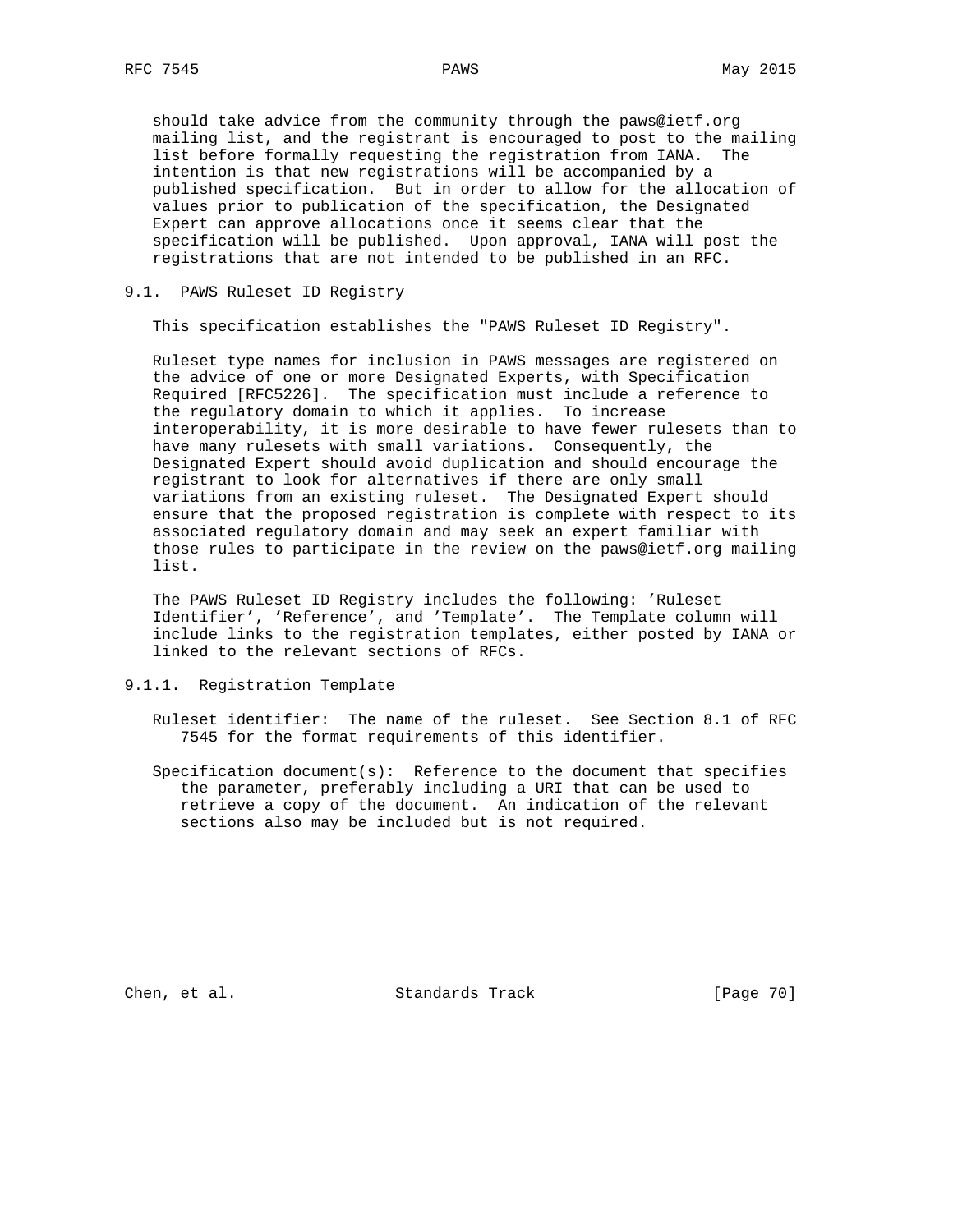should take advice from the community through the paws@ietf.org mailing list, and the registrant is encouraged to post to the mailing list before formally requesting the registration from IANA. The intention is that new registrations will be accompanied by a published specification. But in order to allow for the allocation of values prior to publication of the specification, the Designated Expert can approve allocations once it seems clear that the specification will be published. Upon approval, IANA will post the registrations that are not intended to be published in an RFC.

## 9.1. PAWS Ruleset ID Registry

This specification establishes the "PAWS Ruleset ID Registry".

Ruleset type names for inclusion in PAWS messages are registered on the advice of one or more Designated Experts, with Specification Required [RFC5226]. The specification must include a reference to the regulatory domain to which it applies. To increase interoperability, it is more desirable to have fewer rulesets than to have many rulesets with small variations. Consequently, the Designated Expert should avoid duplication and should encourage the registrant to look for alternatives if there are only small variations from an existing ruleset. The Designated Expert should ensure that the proposed registration is complete with respect to its associated regulatory domain and may seek an expert familiar with those rules to participate in the review on the paws@ietf.org mailing list.

The PAWS Ruleset ID Registry includes the following: 'Ruleset Identifier', 'Reference', and 'Template'. The Template column will include links to the registration templates, either posted by IANA or linked to the relevant sections of RFCs.

### 9.1.1. Registration Template

Ruleset identifier: The name of the ruleset. See Section 8.1 of RFC 7545 for the format requirements of this identifier.

Specification document(s): Reference to the document that specifies the parameter, preferably including a URI that can be used to retrieve a copy of the document. An indication of the relevant sections also may be included but is not required.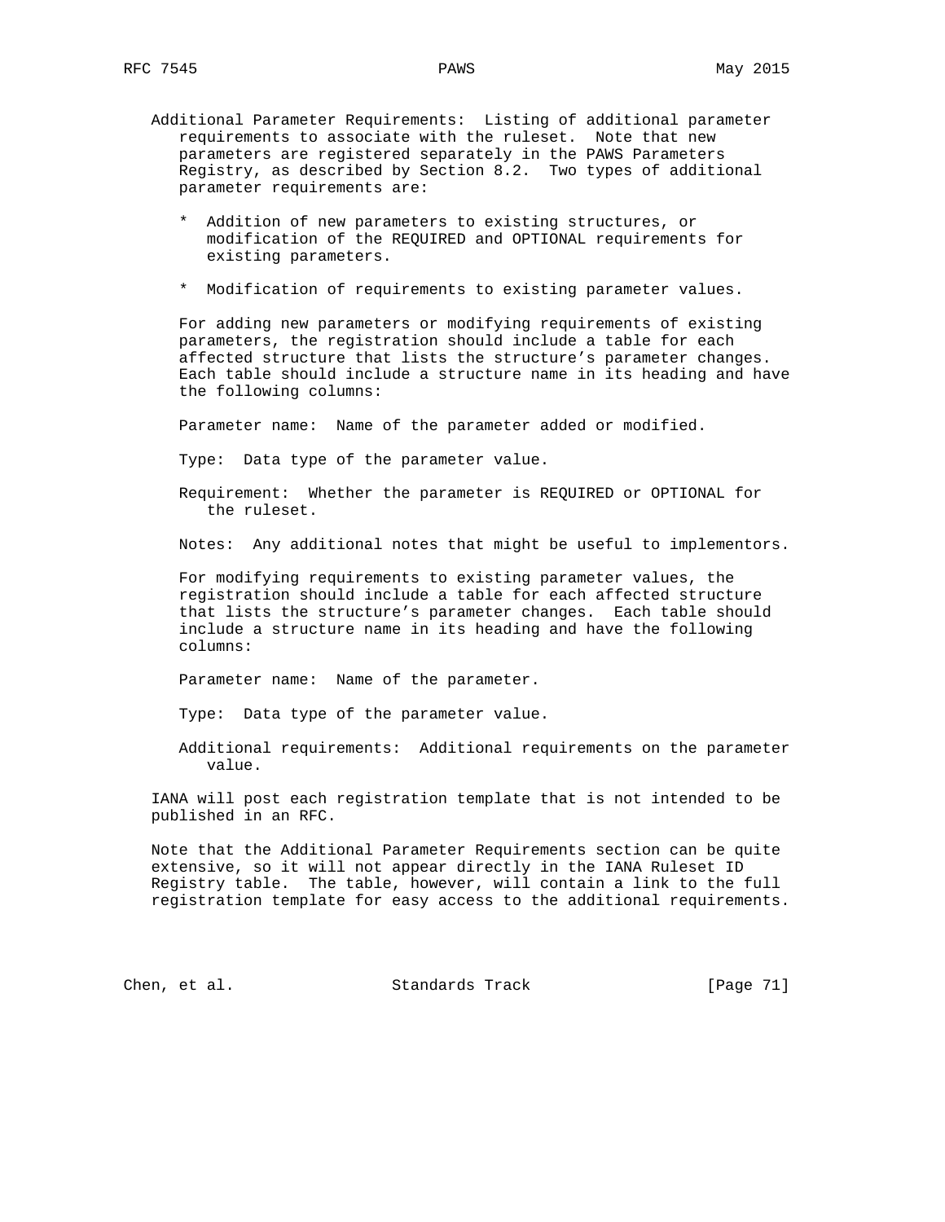Additional Parameter Requirements: Listing of additional parameter requirements to associate with the ruleset. Note that new parameters are registered separately in the PAWS Parameters Registry, as described by Section 8.2. Two types of additional parameter requirements are:

* Addition of new parameters to existing structures, or modification of the REQUIRED and OPTIONAL requirements for existing parameters.

* Modification of requirements to existing parameter values.

For adding new parameters or modifying requirements of existing parameters, the registration should include a table for each affected structure that lists the structure's parameter changes. Each table should include a structure name in its heading and have the following columns:

Parameter name: Name of the parameter added or modified.

Type: Data type of the parameter value.

Requirement: Whether the parameter is REQUIRED or OPTIONAL for the ruleset.

Notes: Any additional notes that might be useful to implementors.

For modifying requirements to existing parameter values, the registration should include a table for each affected structure that lists the structure's parameter changes. Each table should include a structure name in its heading and have the following columns:

Parameter name: Name of the parameter.

Type: Data type of the parameter value.

Additional requirements: Additional requirements on the parameter value.

IANA will post each registration template that is not intended to be published in an RFC.

Note that the Additional Parameter Requirements section can be quite extensive, so it will not appear directly in the IANA Ruleset ID Registry table. The table, however, will contain a link to the full registration template for easy access to the additional requirements.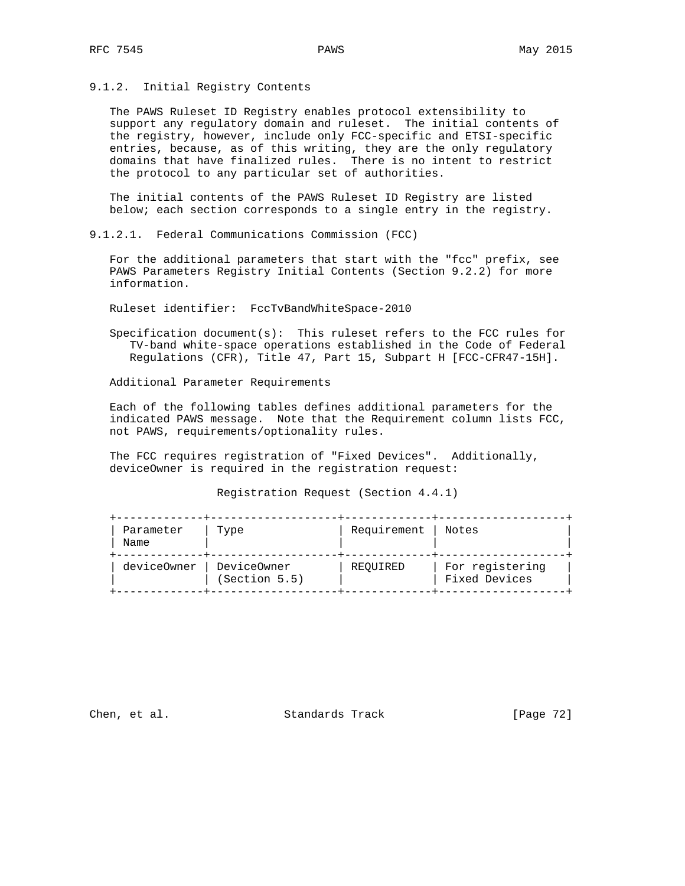### 9.1.2. Initial Registry Contents

The PAWS Ruleset ID Registry enables protocol extensibility to support any regulatory domain and ruleset. The initial contents of the registry, however, include only FCC-specific and ETSI-specific entries, because, as of this writing, they are the only regulatory domains that have finalized rules. There is no intent to restrict the protocol to any particular set of authorities.

The initial contents of the PAWS Ruleset ID Registry are listed below; each section corresponds to a single entry in the registry.

#### 9.1.2.1. Federal Communications Commission (FCC)

For the additional parameters that start with the "fcc" prefix, see PAWS Parameters Registry Initial Contents (Section 9.2.2) for more information.

Ruleset identifier: FccTvBandWhiteSpace-2010

Specification document(s): This ruleset refers to the FCC rules for TV-band white-space operations established in the Code of Federal Regulations (CFR), Title 47, Part 15, Subpart H [FCC-CFR47-15H].

Additional Parameter Requirements

Each of the following tables defines additional parameters for the indicated PAWS message. Note that the Requirement column lists FCC, not PAWS, requirements/optionality rules.

The FCC requires registration of "Fixed Devices". Additionally, deviceOwner is required in the registration request:

Registration Request (Section 4.4.1)

| Parameter Name | Type | Requirement | Notes |
|---|---|---|---|
| deviceOwner | DeviceOwner (Section 5.5) | REQUIRED | For registering Fixed Devices |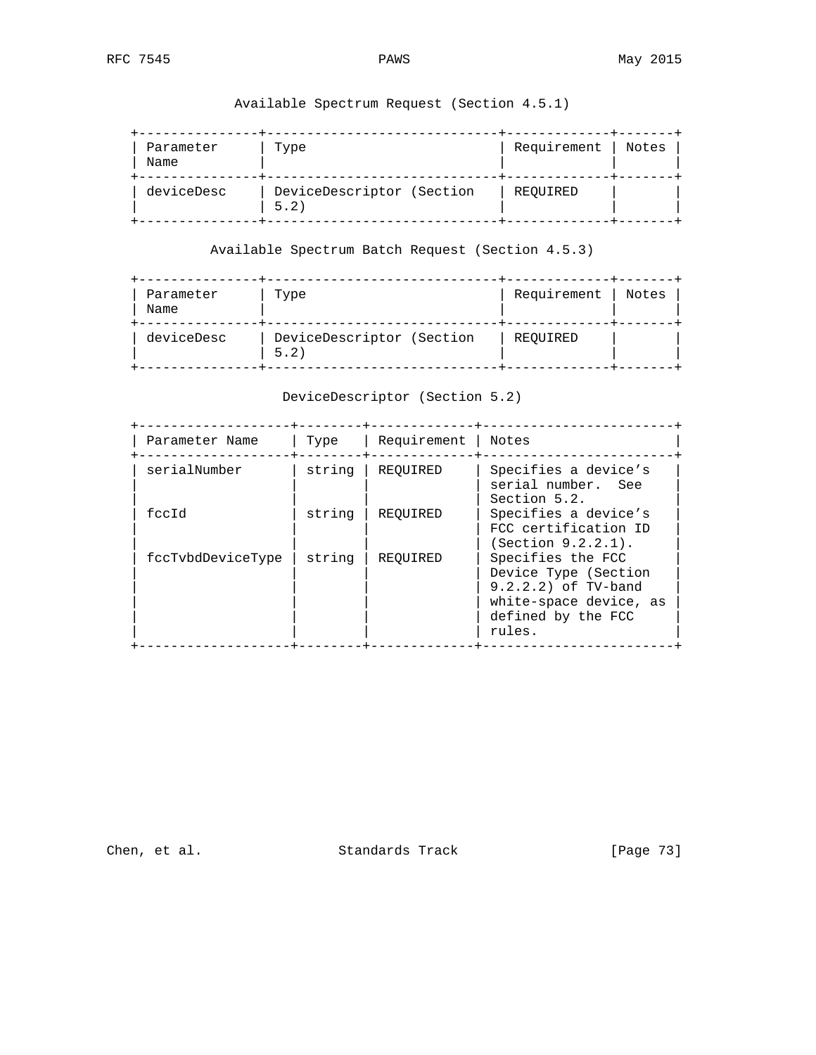Available Spectrum Request (Section 4.5.1)

| Parameter Name | Type | Requirement | Notes |
|---|---|---|---|
| deviceDesc | DeviceDescriptor (Section 5.2) | REQUIRED | |

Available Spectrum Batch Request (Section 4.5.3)

| Parameter Name | Type | Requirement | Notes |
|---|---|---|---|
| deviceDesc | DeviceDescriptor (Section 5.2) | REQUIRED | |

DeviceDescriptor (Section 5.2)

| Parameter Name | Type | Requirement | Notes |
|---|---|---|---|
| serialNumber | string | REQUIRED | Specifies a device’s serial number. See Section 5.2. |
| fccId | string | REQUIRED | Specifies a device’s FCC certification ID (Section 9.2.2.1). |
| fccTvbdDeviceType | string | REQUIRED | Specifies the FCC Device Type (Section 9.2.2.2) of TV-band white-space device, as defined by the FCC rules. |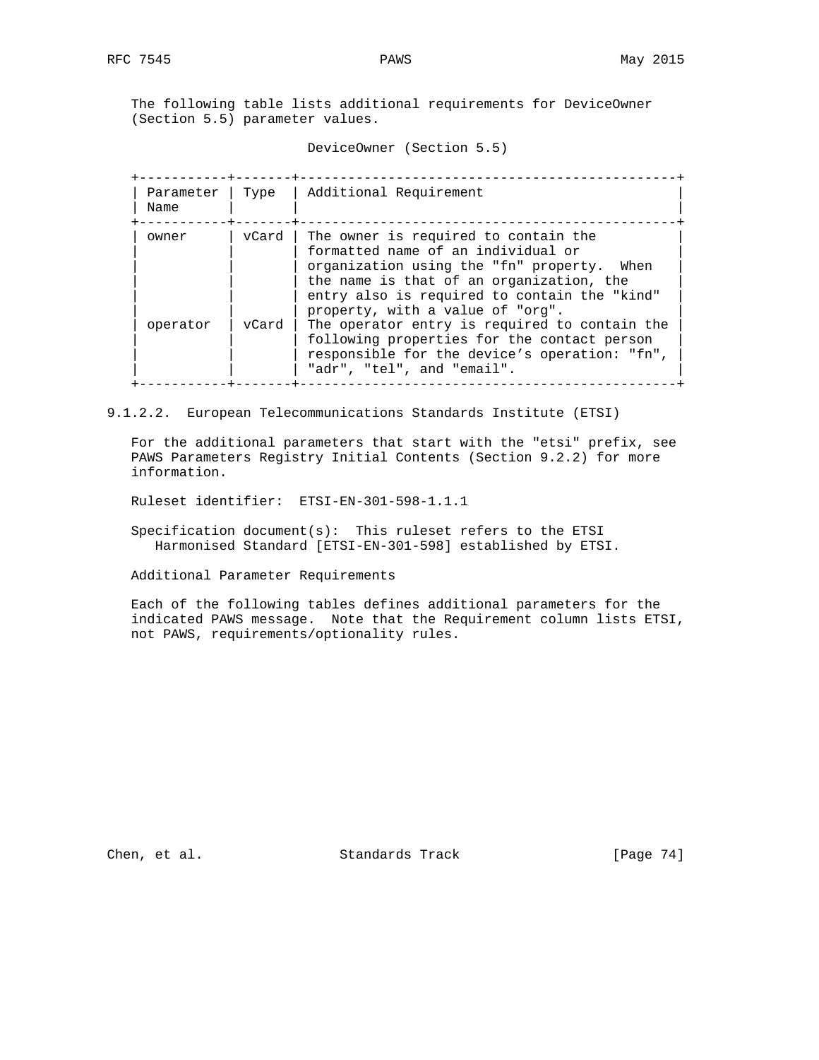The following table lists additional requirements for DeviceOwner (Section 5.5) parameter values.

DeviceOwner (Section 5.5)

| Parameter Name | Type | Additional Requirement |
| --- | --- | --- |
| owner | vCard | The owner is required to contain the formatted name of an individual or organization using the "fn" property. When the name is that of an organization, the entry also is required to contain the "kind" property, with a value of "org". |
| operator | vCard | The operator entry is required to contain the following properties for the contact person responsible for the device's operation: "fn", "adr", "tel", and "email". |

#### 9.1.2.2. European Telecommunications Standards Institute (ETSI)

For the additional parameters that start with the "etsi" prefix, see PAWS Parameters Registry Initial Contents (Section 9.2.2) for more information.

Ruleset identifier: ETSI-EN-301-598-1.1.1

Specification document(s): This ruleset refers to the ETSI Harmonised Standard [ETSI-EN-301-598] established by ETSI.

Additional Parameter Requirements

Each of the following tables defines additional parameters for the indicated PAWS message. Note that the Requirement column lists ETSI, not PAWS, requirements/optionality rules.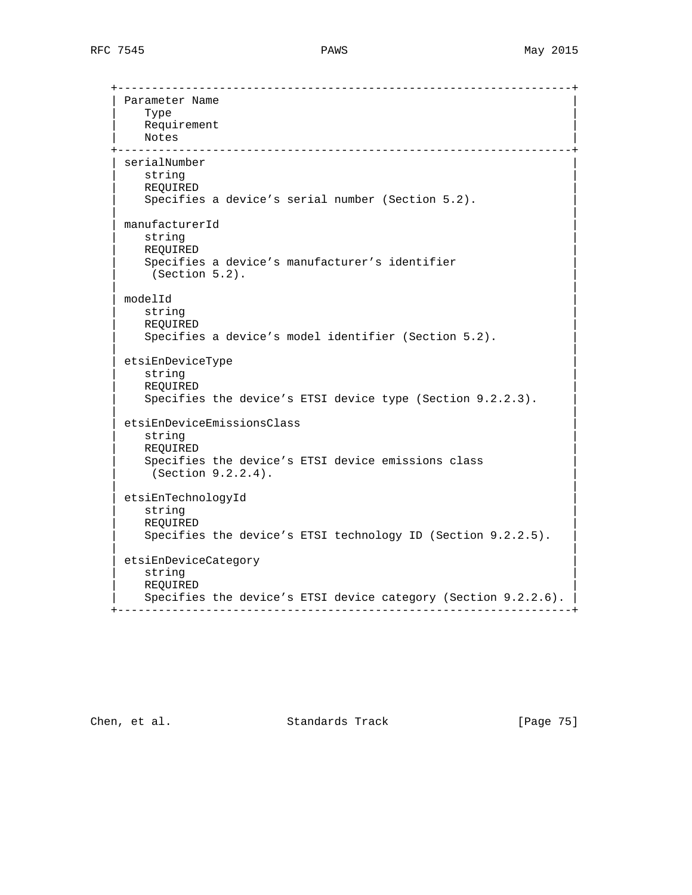| Parameter Name | Type | Requirement | Notes |
|---|---|---|---|
| serialNumber | string | REQUIRED | Specifies a device’s serial number (Section 5.2). |
| manufacturerId | string | REQUIRED | Specifies a device’s manufacturer’s identifier (Section 5.2). |
| modelId | string | REQUIRED | Specifies a device’s model identifier (Section 5.2). |
| etsiEnDeviceType | string | REQUIRED | Specifies the device’s ETSI device type (Section 9.2.2.3). |
| etsiEnDeviceEmissionsClass | string | REQUIRED | Specifies the device’s ETSI device emissions class (Section 9.2.2.4). |
| etsiEnTechnologyId | string | REQUIRED | Specifies the device’s ETSI technology ID (Section 9.2.2.5). |
| etsiEnDeviceCategory | string | REQUIRED | Specifies the device’s ETSI device category (Section 9.2.2.6). |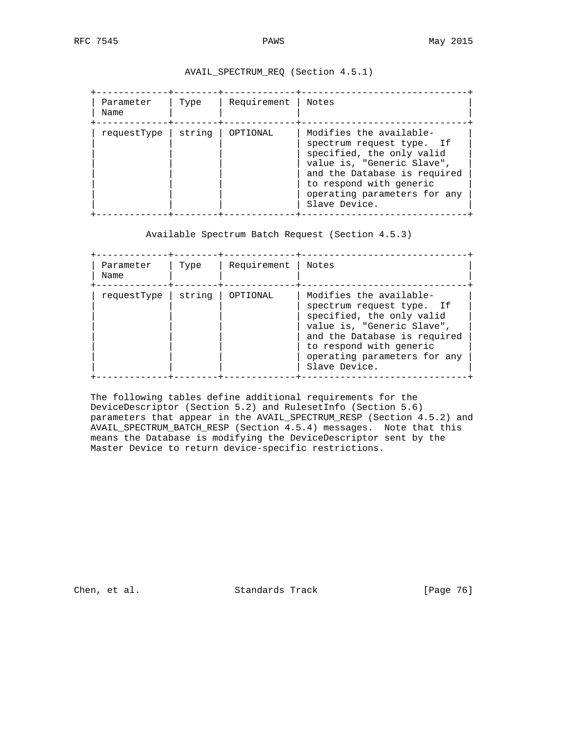AVAIL_SPECTRUM_REQ (Section 4.5.1)

| Parameter Name | Type | Requirement | Notes |
|---|---|---|---|
| requestType | string | OPTIONAL | Modifies the available-spectrum request type. If specified, the only valid value is, "Generic Slave", and the Database is required to respond with generic operating parameters for any Slave Device. |

Available Spectrum Batch Request (Section 4.5.3)

| Parameter Name | Type | Requirement | Notes |
|---|---|---|---|
| requestType | string | OPTIONAL | Modifies the available-spectrum request type. If specified, the only valid value is, "Generic Slave", and the Database is required to respond with generic operating parameters for any Slave Device. |

The following tables define additional requirements for the DeviceDescriptor (Section 5.2) and RulesetInfo (Section 5.6) parameters that appear in the AVAIL_SPECTRUM_RESP (Section 4.5.2) and AVAIL_SPECTRUM_BATCH_RESP (Section 4.5.4) messages. Note that this means the Database is modifying the DeviceDescriptor sent by the Master Device to return device-specific restrictions.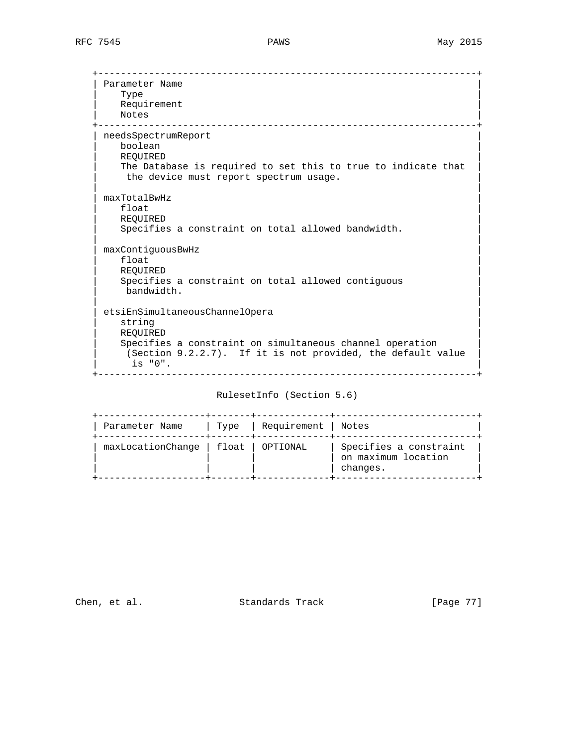| Parameter Name | Type | Requirement | Notes |
|---|---|---|---|
| needsSpectrumReport | boolean | REQUIRED | The Database is required to set this to true to indicate that the device must report spectrum usage. |
| maxTotalBwHz | float | REQUIRED | Specifies a constraint on total allowed bandwidth. |
| maxContiguousBwHz | float | REQUIRED | Specifies a constraint on total allowed contiguous bandwidth. |
| etsiEnSimultaneousChannelOpera | string | REQUIRED | Specifies a constraint on simultaneous channel operation (Section 9.2.2.7). If it is not provided, the default value is "0". |

RulesetInfo (Section 5.6)

| Parameter Name | Type | Requirement | Notes |
|---|---|---|---|
| maxLocationChange | float | OPTIONAL | Specifies a constraint on maximum location changes. |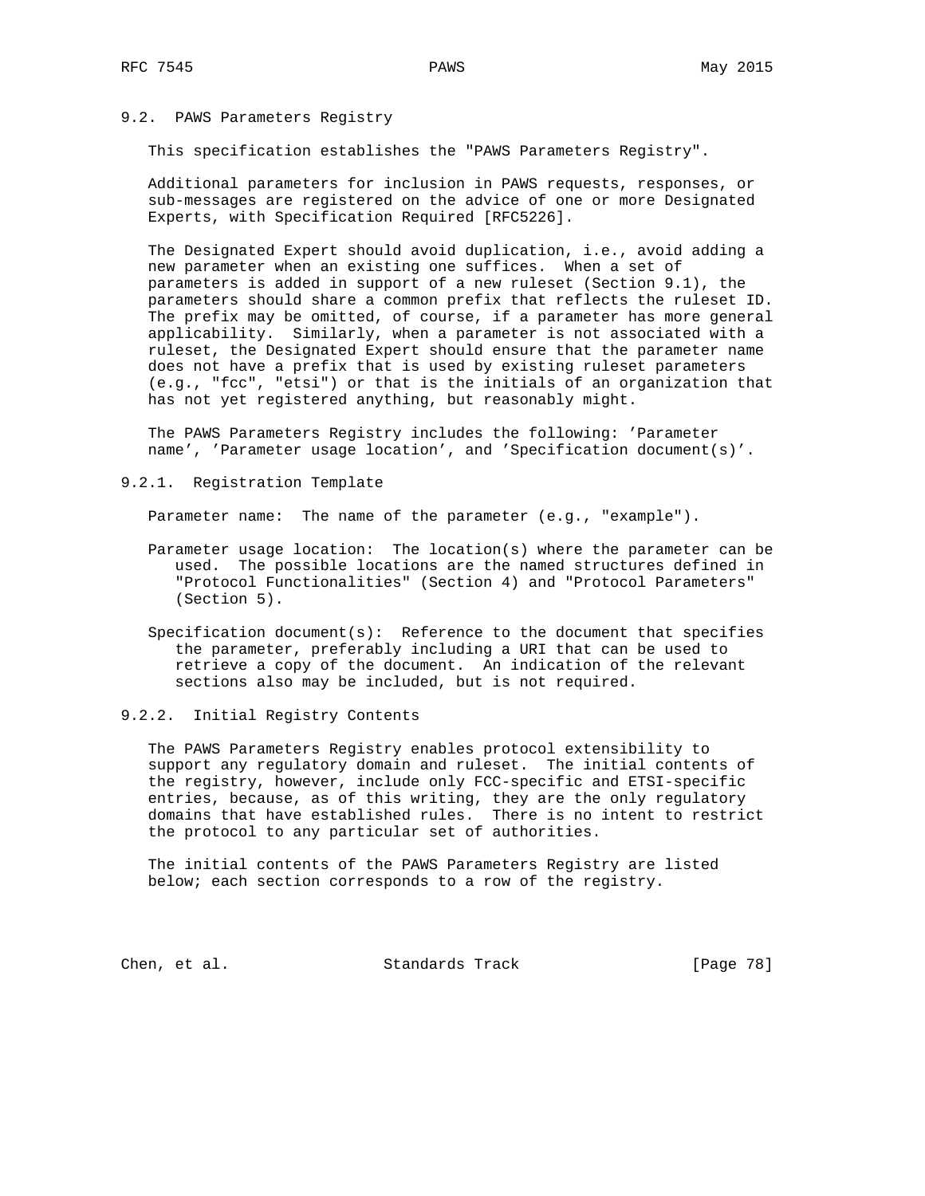### 9.2. PAWS Parameters Registry

This specification establishes the "PAWS Parameters Registry".

Additional parameters for inclusion in PAWS requests, responses, or sub-messages are registered on the advice of one or more Designated Experts, with Specification Required [RFC5226].

The Designated Expert should avoid duplication, i.e., avoid adding a new parameter when an existing one suffices. When a set of parameters is added in support of a new ruleset (Section 9.1), the parameters should share a common prefix that reflects the ruleset ID. The prefix may be omitted, of course, if a parameter has more general applicability. Similarly, when a parameter is not associated with a ruleset, the Designated Expert should ensure that the parameter name does not have a prefix that is used by existing ruleset parameters (e.g., "fcc", "etsi") or that is the initials of an organization that has not yet registered anything, but reasonably might.

The PAWS Parameters Registry includes the following: 'Parameter name', 'Parameter usage location', and 'Specification document(s)'.

#### 9.2.1. Registration Template

Parameter name: The name of the parameter (e.g., "example").

Parameter usage location: The location(s) where the parameter can be used. The possible locations are the named structures defined in "Protocol Functionalities" (Section 4) and "Protocol Parameters" (Section 5).

Specification document(s): Reference to the document that specifies the parameter, preferably including a URI that can be used to retrieve a copy of the document. An indication of the relevant sections also may be included, but is not required.

#### 9.2.2. Initial Registry Contents

The PAWS Parameters Registry enables protocol extensibility to support any regulatory domain and ruleset. The initial contents of the registry, however, include only FCC-specific and ETSI-specific entries, because, as of this writing, they are the only regulatory domains that have established rules. There is no intent to restrict the protocol to any particular set of authorities.

The initial contents of the PAWS Parameters Registry are listed below; each section corresponds to a row of the registry.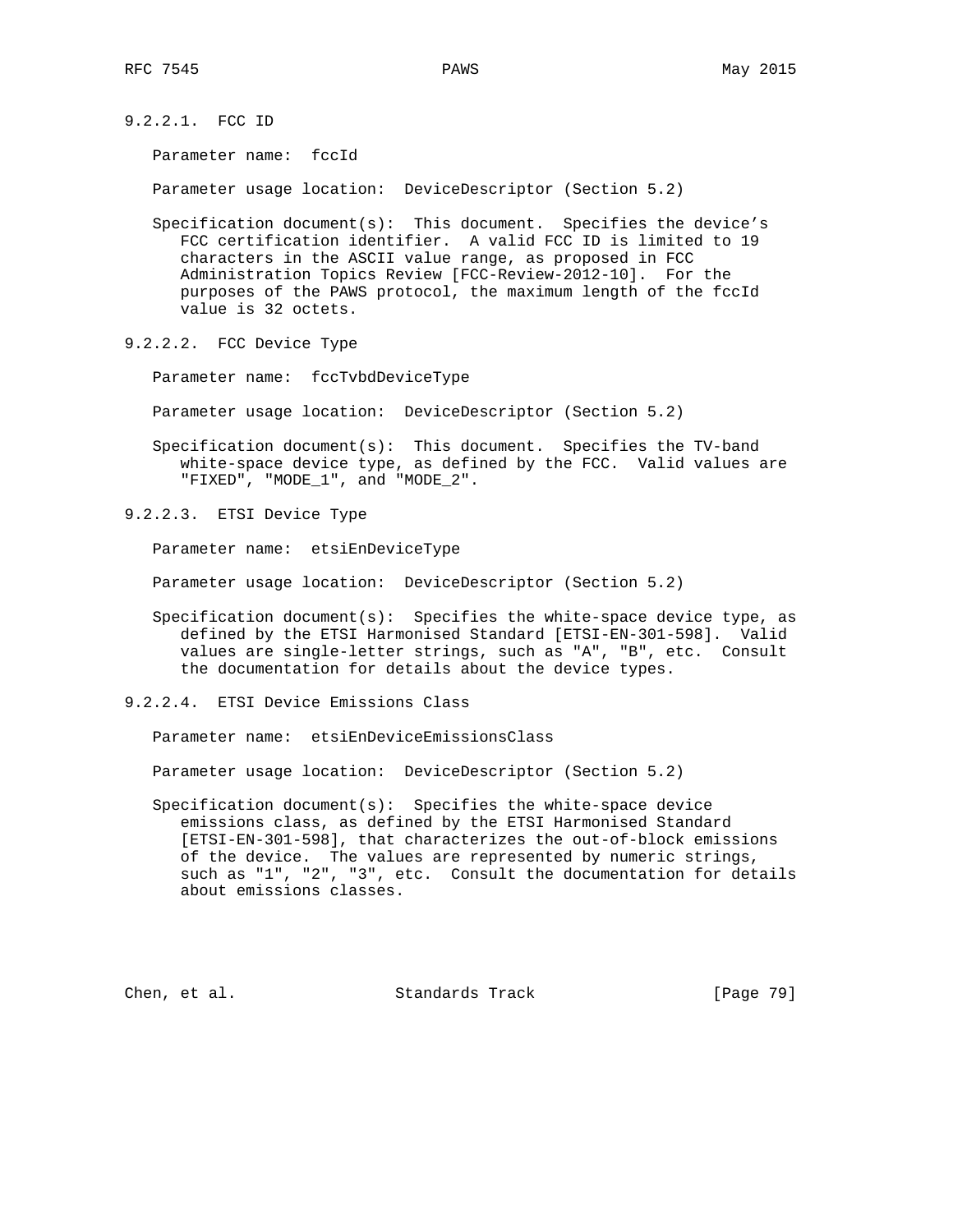#### 9.2.2.1. FCC ID

Parameter name: fccId

Parameter usage location: DeviceDescriptor (Section 5.2)

Specification document(s): This document. Specifies the device’s FCC certification identifier. A valid FCC ID is limited to 19 characters in the ASCII value range, as proposed in FCC Administration Topics Review [FCC-Review-2012-10]. For the purposes of the PAWS protocol, the maximum length of the fccId value is 32 octets.

#### 9.2.2.2. FCC Device Type

Parameter name: fccTvbdDeviceType

Parameter usage location: DeviceDescriptor (Section 5.2)

Specification document(s): This document. Specifies the TV-band white-space device type, as defined by the FCC. Valid values are "FIXED", "MODE_1", and "MODE_2".

#### 9.2.2.3. ETSI Device Type

Parameter name: etsiEnDeviceType

Parameter usage location: DeviceDescriptor (Section 5.2)

Specification document(s): Specifies the white-space device type, as defined by the ETSI Harmonised Standard [ETSI-EN-301-598]. Valid values are single-letter strings, such as "A", "B", etc. Consult the documentation for details about the device types.

#### 9.2.2.4. ETSI Device Emissions Class

Parameter name: etsiEnDeviceEmissionsClass

Parameter usage location: DeviceDescriptor (Section 5.2)

Specification document(s): Specifies the white-space device emissions class, as defined by the ETSI Harmonised Standard [ETSI-EN-301-598], that characterizes the out-of-block emissions of the device. The values are represented by numeric strings, such as "1", "2", "3", etc. Consult the documentation for details about emissions classes.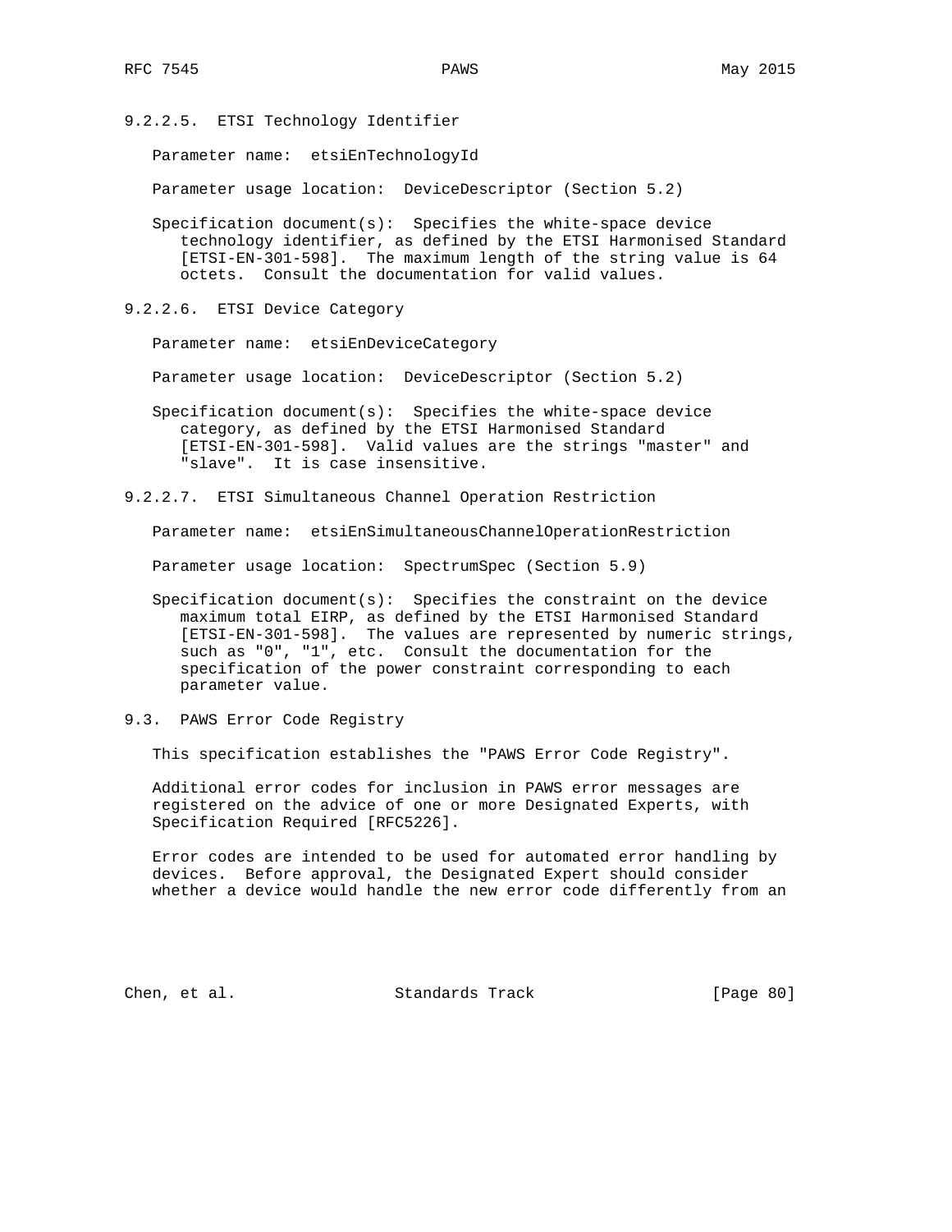#### 9.2.2.5. ETSI Technology Identifier

Parameter name: etsiEnTechnologyId

Parameter usage location: DeviceDescriptor (Section 5.2)

Specification document(s): Specifies the white-space device technology identifier, as defined by the ETSI Harmonised Standard [ETSI-EN-301-598]. The maximum length of the string value is 64 octets. Consult the documentation for valid values.

#### 9.2.2.6. ETSI Device Category

Parameter name: etsiEnDeviceCategory

Parameter usage location: DeviceDescriptor (Section 5.2)

Specification document(s): Specifies the white-space device category, as defined by the ETSI Harmonised Standard [ETSI-EN-301-598]. Valid values are the strings "master" and "slave". It is case insensitive.

#### 9.2.2.7. ETSI Simultaneous Channel Operation Restriction

Parameter name: etsiEnSimultaneousChannelOperationRestriction

Parameter usage location: SpectrumSpec (Section 5.9)

Specification document(s): Specifies the constraint on the device maximum total EIRP, as defined by the ETSI Harmonised Standard [ETSI-EN-301-598]. The values are represented by numeric strings, such as "0", "1", etc. Consult the documentation for the specification of the power constraint corresponding to each parameter value.

### 9.3. PAWS Error Code Registry

This specification establishes the "PAWS Error Code Registry".

Additional error codes for inclusion in PAWS error messages are registered on the advice of one or more Designated Experts, with Specification Required [RFC5226].

Error codes are intended to be used for automated error handling by devices. Before approval, the Designated Expert should consider whether a device would handle the new error code differently from an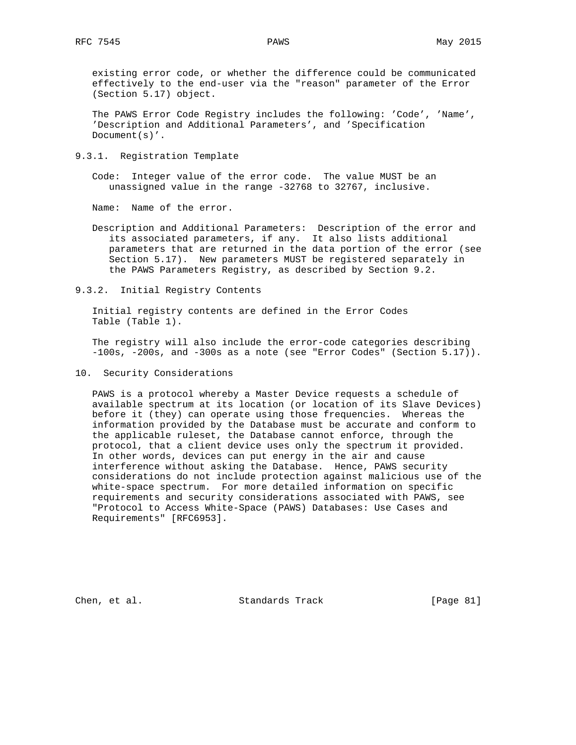existing error code, or whether the difference could be communicated effectively to the end-user via the "reason" parameter of the Error (Section 5.17) object.

The PAWS Error Code Registry includes the following: 'Code', 'Name', 'Description and Additional Parameters', and 'Specification Document(s)'.

### 9.3.1. Registration Template

Code: Integer value of the error code. The value MUST be an unassigned value in the range -32768 to 32767, inclusive.

Name: Name of the error.

Description and Additional Parameters: Description of the error and its associated parameters, if any. It also lists additional parameters that are returned in the data portion of the error (see Section 5.17). New parameters MUST be registered separately in the PAWS Parameters Registry, as described by Section 9.2.

### 9.3.2. Initial Registry Contents

Initial registry contents are defined in the Error Codes Table (Table 1).

The registry will also include the error-code categories describing -100s, -200s, and -300s as a note (see "Error Codes" (Section 5.17)).

## 10. Security Considerations

PAWS is a protocol whereby a Master Device requests a schedule of available spectrum at its location (or location of its Slave Devices) before it (they) can operate using those frequencies. Whereas the information provided by the Database must be accurate and conform to the applicable ruleset, the Database cannot enforce, through the protocol, that a client device uses only the spectrum it provided. In other words, devices can put energy in the air and cause interference without asking the Database. Hence, PAWS security considerations do not include protection against malicious use of the white-space spectrum. For more detailed information on specific requirements and security considerations associated with PAWS, see "Protocol to Access White-Space (PAWS) Databases: Use Cases and Requirements" [RFC6953].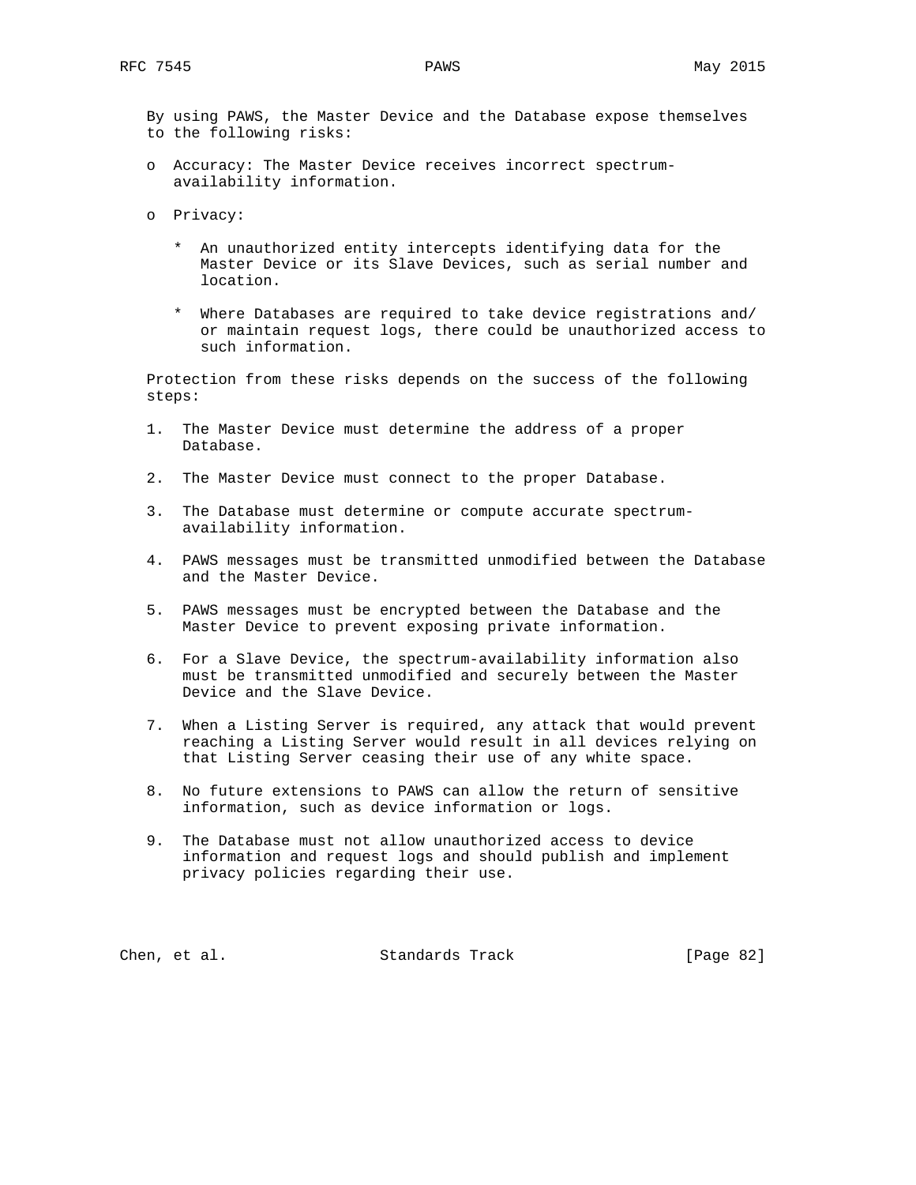By using PAWS, the Master Device and the Database expose themselves to the following risks:

- Accuracy: The Master Device receives incorrect spectrum-availability information.

- Privacy:

  * An unauthorized entity intercepts identifying data for the Master Device or its Slave Devices, such as serial number and location.

  * Where Databases are required to take device registrations and/or maintain request logs, there could be unauthorized access to such information.

Protection from these risks depends on the success of the following steps:

1. The Master Device must determine the address of a proper Database.

2. The Master Device must connect to the proper Database.

3. The Database must determine or compute accurate spectrum-availability information.

4. PAWS messages must be transmitted unmodified between the Database and the Master Device.

5. PAWS messages must be encrypted between the Database and the Master Device to prevent exposing private information.

6. For a Slave Device, the spectrum-availability information also must be transmitted unmodified and securely between the Master Device and the Slave Device.

7. When a Listing Server is required, any attack that would prevent reaching a Listing Server would result in all devices relying on that Listing Server ceasing their use of any white space.

8. No future extensions to PAWS can allow the return of sensitive information, such as device information or logs.

9. The Database must not allow unauthorized access to device information and request logs and should publish and implement privacy policies regarding their use.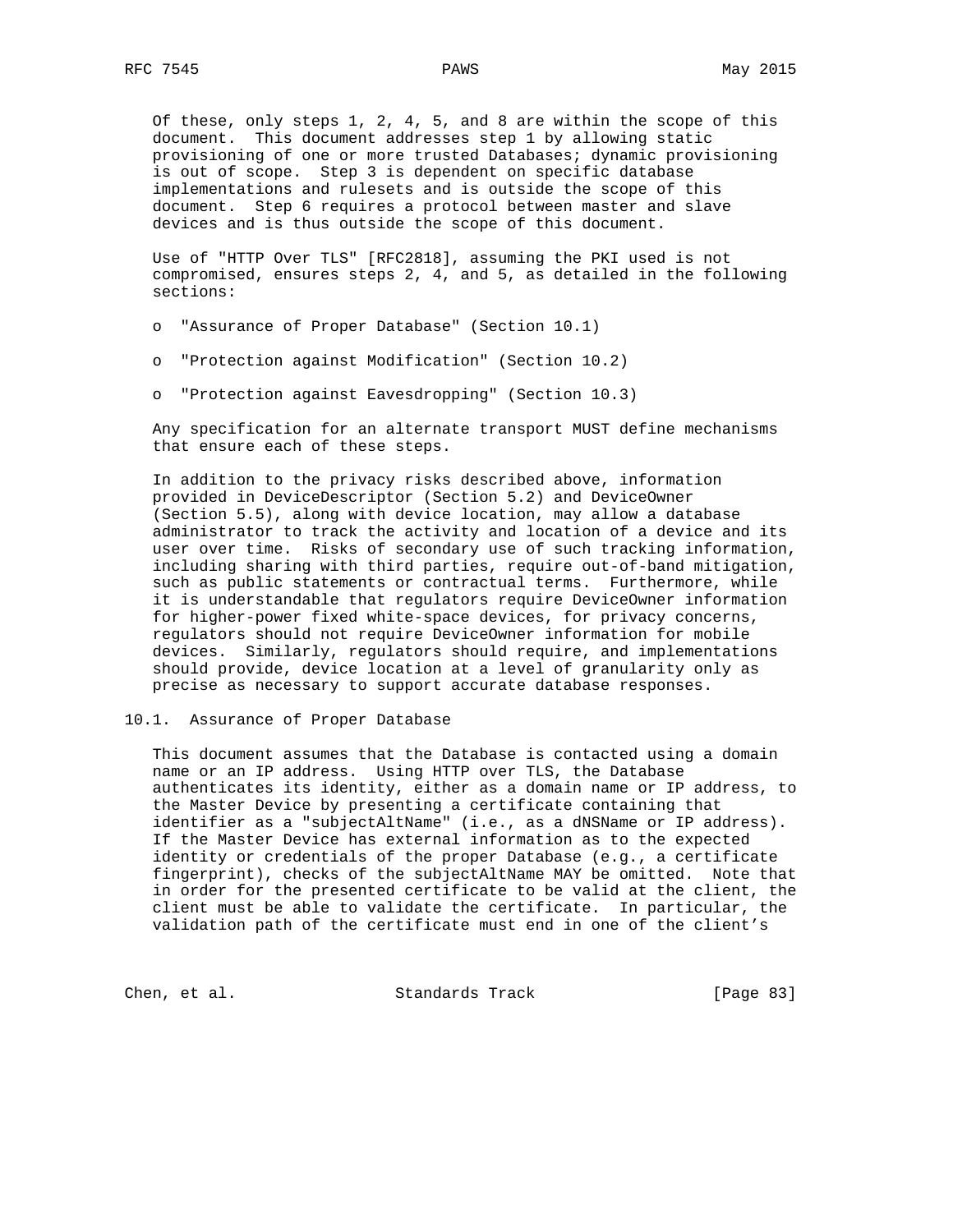Of these, only steps 1, 2, 4, 5, and 8 are within the scope of this document. This document addresses step 1 by allowing static provisioning of one or more trusted Databases; dynamic provisioning is out of scope. Step 3 is dependent on specific database implementations and rulesets and is outside the scope of this document. Step 6 requires a protocol between master and slave devices and is thus outside the scope of this document.

Use of "HTTP Over TLS" [RFC2818], assuming the PKI used is not compromised, ensures steps 2, 4, and 5, as detailed in the following sections:

- "Assurance of Proper Database" (Section 10.1)
- "Protection against Modification" (Section 10.2)
- "Protection against Eavesdropping" (Section 10.3)

Any specification for an alternate transport MUST define mechanisms that ensure each of these steps.

In addition to the privacy risks described above, information provided in DeviceDescriptor (Section 5.2) and DeviceOwner (Section 5.5), along with device location, may allow a database administrator to track the activity and location of a device and its user over time. Risks of secondary use of such tracking information, including sharing with third parties, require out-of-band mitigation, such as public statements or contractual terms. Furthermore, while it is understandable that regulators require DeviceOwner information for higher-power fixed white-space devices, for privacy concerns, regulators should not require DeviceOwner information for mobile devices. Similarly, regulators should require, and implementations should provide, device location at a level of granularity only as precise as necessary to support accurate database responses.

## 10.1. Assurance of Proper Database

This document assumes that the Database is contacted using a domain name or an IP address. Using HTTP over TLS, the Database authenticates its identity, either as a domain name or IP address, to the Master Device by presenting a certificate containing that identifier as a "subjectAltName" (i.e., as a dNSName or IP address). If the Master Device has external information as to the expected identity or credentials of the proper Database (e.g., a certificate fingerprint), checks of the subjectAltName MAY be omitted. Note that in order for the presented certificate to be valid at the client, the client must be able to validate the certificate. In particular, the validation path of the certificate must end in one of the client's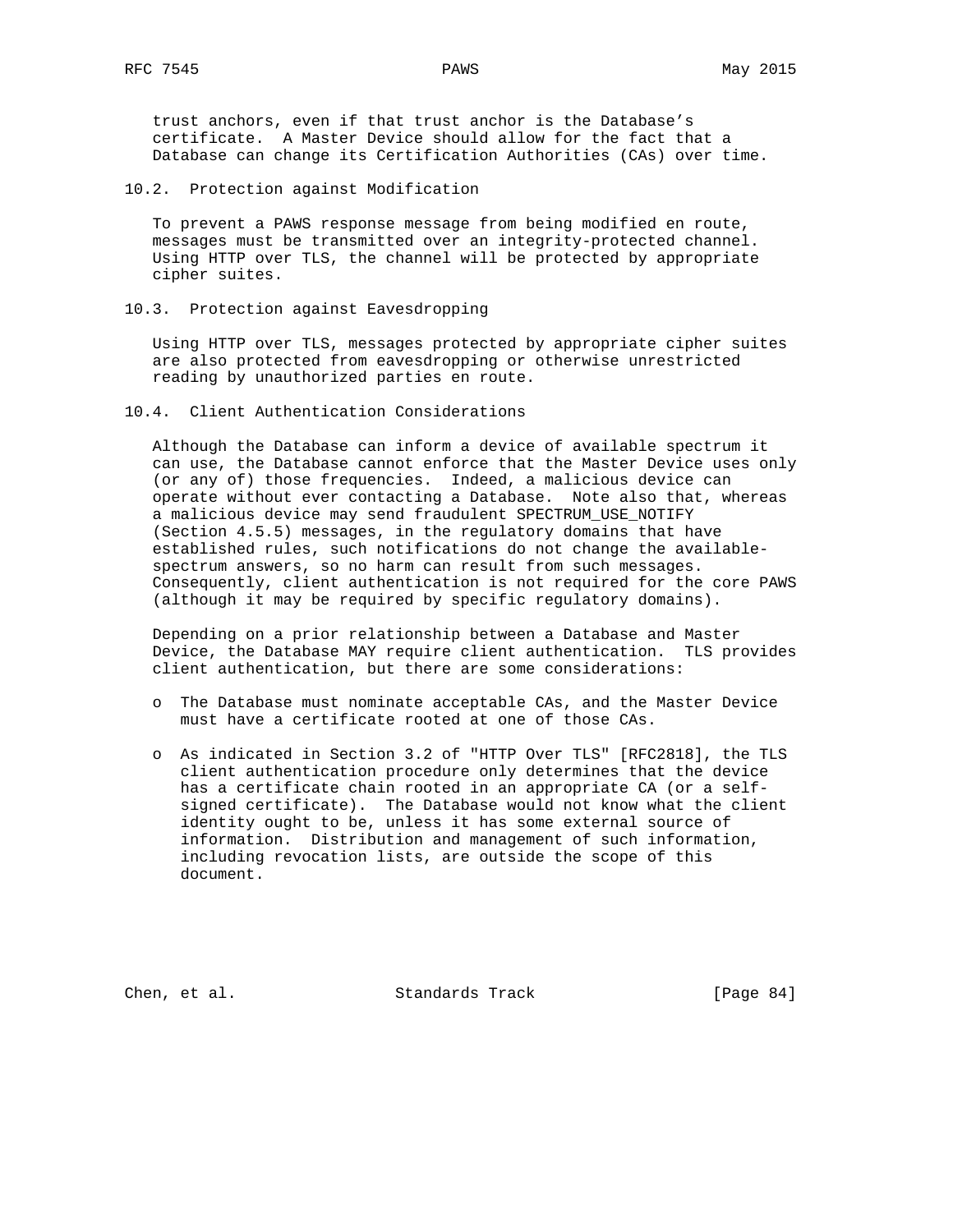trust anchors, even if that trust anchor is the Database's certificate. A Master Device should allow for the fact that a Database can change its Certification Authorities (CAs) over time.

### 10.2. Protection against Modification

To prevent a PAWS response message from being modified en route, messages must be transmitted over an integrity-protected channel. Using HTTP over TLS, the channel will be protected by appropriate cipher suites.

### 10.3. Protection against Eavesdropping

Using HTTP over TLS, messages protected by appropriate cipher suites are also protected from eavesdropping or otherwise unrestricted reading by unauthorized parties en route.

### 10.4. Client Authentication Considerations

Although the Database can inform a device of available spectrum it can use, the Database cannot enforce that the Master Device uses only (or any of) those frequencies. Indeed, a malicious device can operate without ever contacting a Database. Note also that, whereas a malicious device may send fraudulent SPECTRUM_USE_NOTIFY (Section 4.5.5) messages, in the regulatory domains that have established rules, such notifications do not change the available-spectrum answers, so no harm can result from such messages. Consequently, client authentication is not required for the core PAWS (although it may be required by specific regulatory domains).

Depending on a prior relationship between a Database and Master Device, the Database MAY require client authentication. TLS provides client authentication, but there are some considerations:

- The Database must nominate acceptable CAs, and the Master Device must have a certificate rooted at one of those CAs.

- As indicated in Section 3.2 of "HTTP Over TLS" [RFC2818], the TLS client authentication procedure only determines that the device has a certificate chain rooted in an appropriate CA (or a self-signed certificate). The Database would not know what the client identity ought to be, unless it has some external source of information. Distribution and management of such information, including revocation lists, are outside the scope of this document.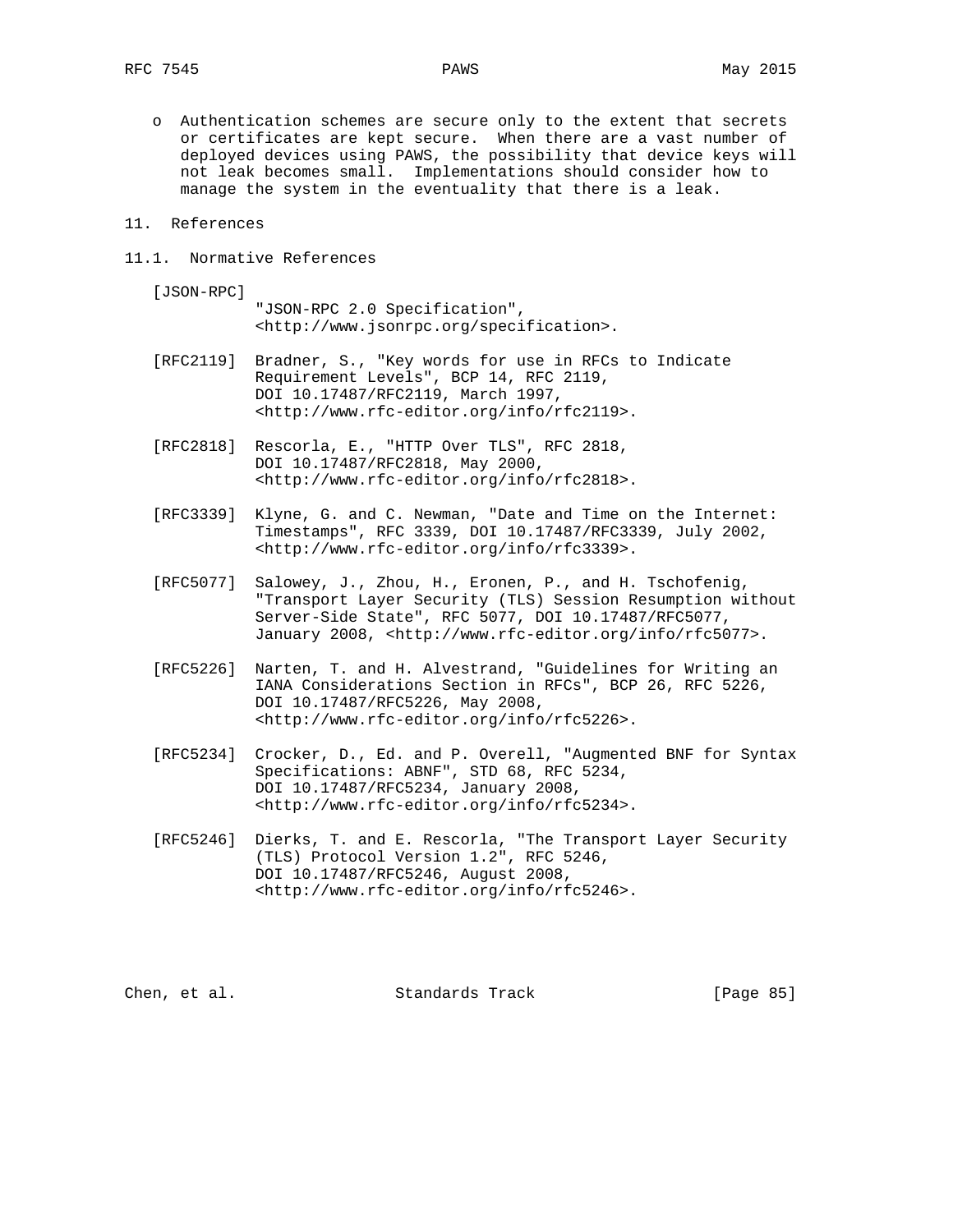o Authentication schemes are secure only to the extent that secrets or certificates are kept secure. When there are a vast number of deployed devices using PAWS, the possibility that device keys will not leak becomes small. Implementations should consider how to manage the system in the eventuality that there is a leak.

## 11. References

### 11.1. Normative References

[JSON-RPC]
"JSON-RPC 2.0 Specification", <http://www.jsonrpc.org/specification>.

[RFC2119] Bradner, S., "Key words for use in RFCs to Indicate Requirement Levels", BCP 14, RFC 2119, DOI 10.17487/RFC2119, March 1997, <http://www.rfc-editor.org/info/rfc2119>.

[RFC2818] Rescorla, E., "HTTP Over TLS", RFC 2818, DOI 10.17487/RFC2818, May 2000, <http://www.rfc-editor.org/info/rfc2818>.

[RFC3339] Klyne, G. and C. Newman, "Date and Time on the Internet: Timestamps", RFC 3339, DOI 10.17487/RFC3339, July 2002, <http://www.rfc-editor.org/info/rfc3339>.

[RFC5077] Salowey, J., Zhou, H., Eronen, P., and H. Tschofenig, "Transport Layer Security (TLS) Session Resumption without Server-Side State", RFC 5077, DOI 10.17487/RFC5077, January 2008, <http://www.rfc-editor.org/info/rfc5077>.

[RFC5226] Narten, T. and H. Alvestrand, "Guidelines for Writing an IANA Considerations Section in RFCs", BCP 26, RFC 5226, DOI 10.17487/RFC5226, May 2008, <http://www.rfc-editor.org/info/rfc5226>.

[RFC5234] Crocker, D., Ed. and P. Overell, "Augmented BNF for Syntax Specifications: ABNF", STD 68, RFC 5234, DOI 10.17487/RFC5234, January 2008, <http://www.rfc-editor.org/info/rfc5234>.

[RFC5246] Dierks, T. and E. Rescorla, "The Transport Layer Security (TLS) Protocol Version 1.2", RFC 5246, DOI 10.17487/RFC5246, August 2008, <http://www.rfc-editor.org/info/rfc5246>.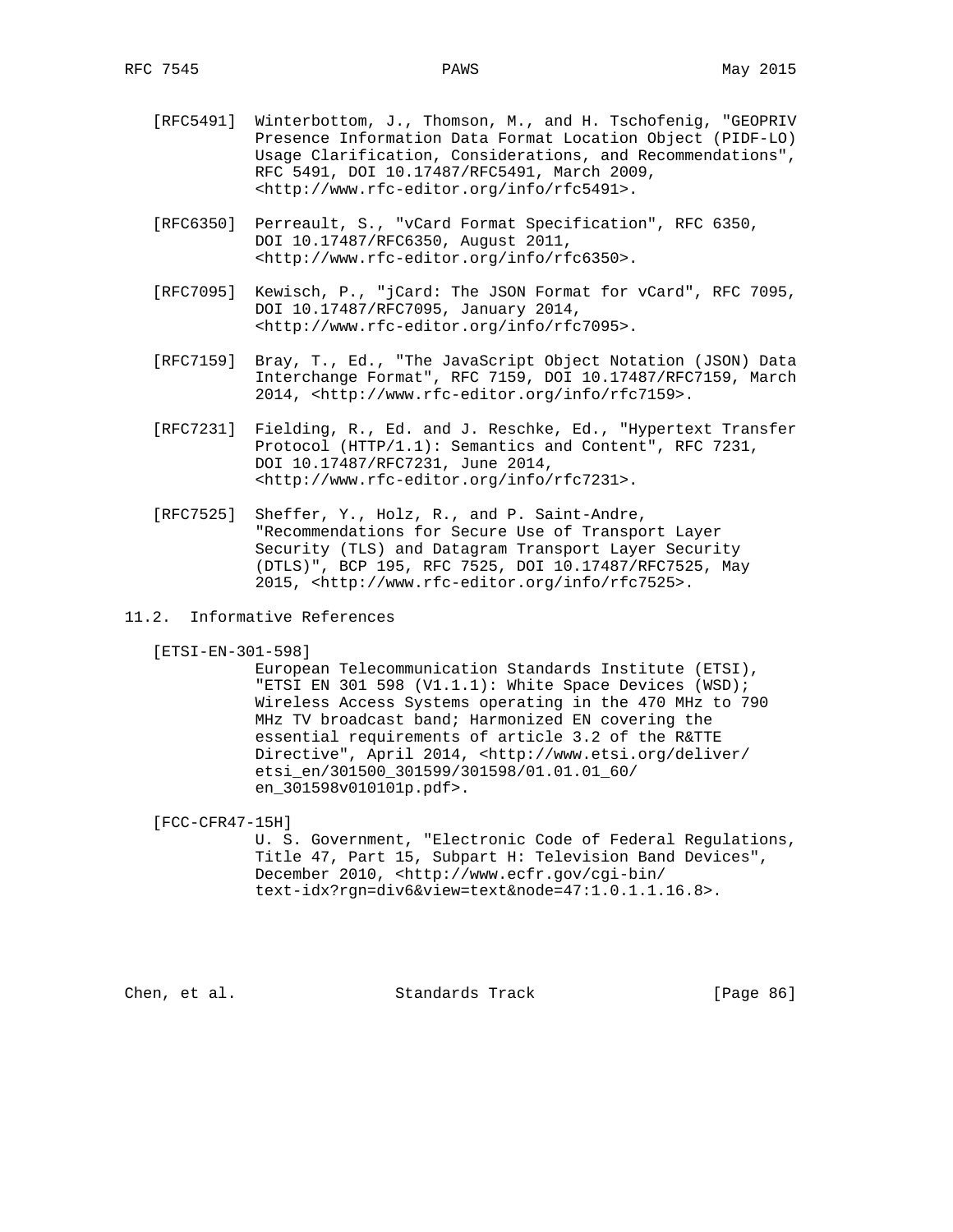[RFC5491] Winterbottom, J., Thomson, M., and H. Tschofenig, "GEOPRIV Presence Information Data Format Location Object (PIDF-LO) Usage Clarification, Considerations, and Recommendations", RFC 5491, DOI 10.17487/RFC5491, March 2009, <http://www.rfc-editor.org/info/rfc5491>.

[RFC6350] Perreault, S., "vCard Format Specification", RFC 6350, DOI 10.17487/RFC6350, August 2011, <http://www.rfc-editor.org/info/rfc6350>.

[RFC7095] Kewisch, P., "jCard: The JSON Format for vCard", RFC 7095, DOI 10.17487/RFC7095, January 2014, <http://www.rfc-editor.org/info/rfc7095>.

[RFC7159] Bray, T., Ed., "The JavaScript Object Notation (JSON) Data Interchange Format", RFC 7159, DOI 10.17487/RFC7159, March 2014, <http://www.rfc-editor.org/info/rfc7159>.

[RFC7231] Fielding, R., Ed. and J. Reschke, Ed., "Hypertext Transfer Protocol (HTTP/1.1): Semantics and Content", RFC 7231, DOI 10.17487/RFC7231, June 2014, <http://www.rfc-editor.org/info/rfc7231>.

[RFC7525] Sheffer, Y., Holz, R., and P. Saint-Andre, "Recommendations for Secure Use of Transport Layer Security (TLS) and Datagram Transport Layer Security (DTLS)", BCP 195, RFC 7525, DOI 10.17487/RFC7525, May 2015, <http://www.rfc-editor.org/info/rfc7525>.

## 11.2. Informative References

[ETSI-EN-301-598]
European Telecommunication Standards Institute (ETSI), "ETSI EN 301 598 (V1.1.1): White Space Devices (WSD); Wireless Access Systems operating in the 470 MHz to 790 MHz TV broadcast band; Harmonized EN covering the essential requirements of article 3.2 of the R&TTE Directive", April 2014, <http://www.etsi.org/deliver/etsi_en/301500_301599/301598/01.01.01_60/en_301598v010101p.pdf>.

[FCC-CFR47-15H]
U. S. Government, "Electronic Code of Federal Regulations, Title 47, Part 15, Subpart H: Television Band Devices", December 2010, <http://www.ecfr.gov/cgi-bin/text-idx?rgn=div6&view=text&node=47:1.0.1.1.16.8>.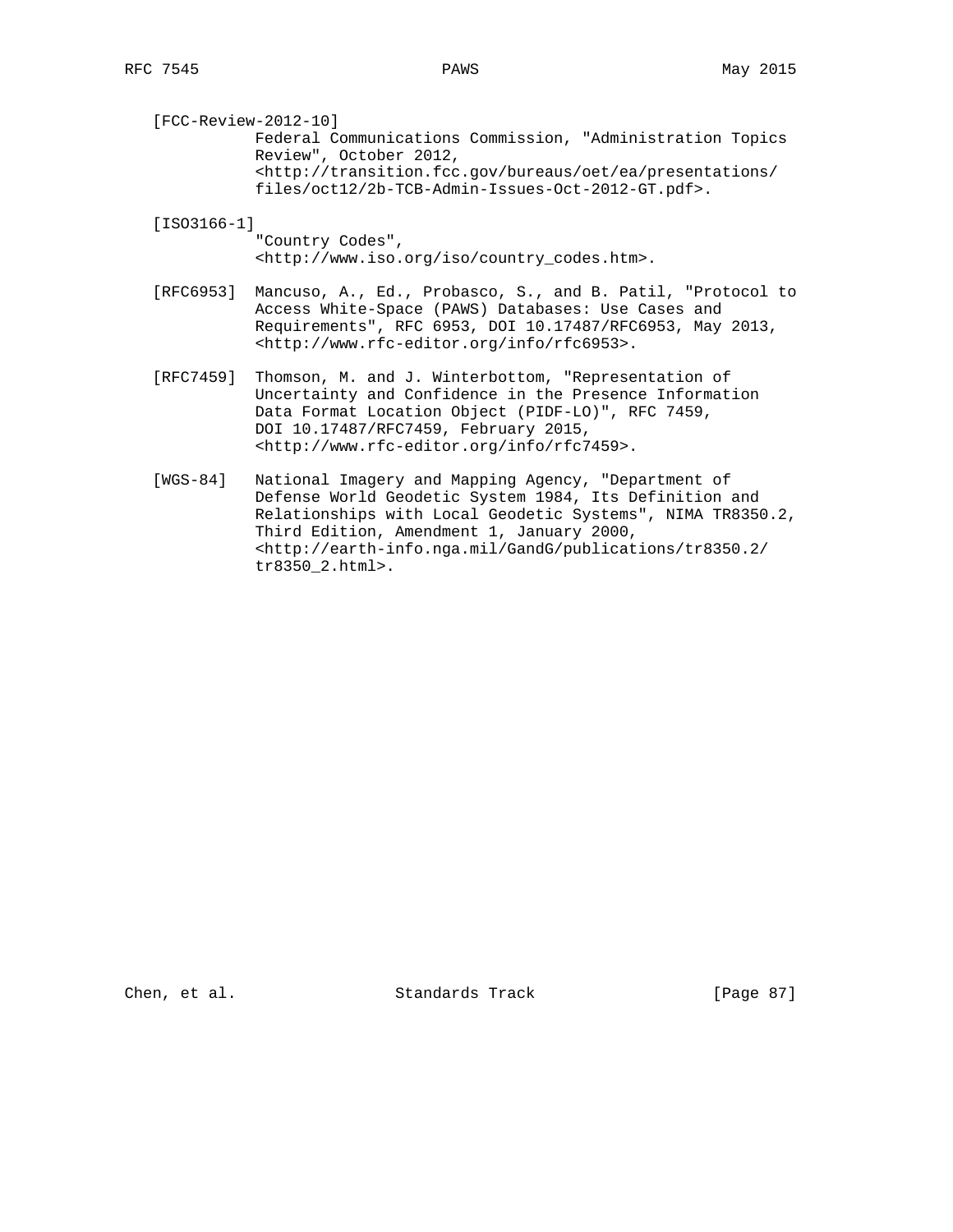[FCC-Review-2012-10]
Federal Communications Commission, "Administration Topics Review", October 2012, <http://transition.fcc.gov/bureaus/oet/ea/presentations/files/oct12/2b-TCB-Admin-Issues-Oct-2012-GT.pdf>.

[ISO3166-1]
"Country Codes", <http://www.iso.org/iso/country_codes.htm>.

[RFC6953] Mancuso, A., Ed., Probasco, S., and B. Patil, "Protocol to Access White-Space (PAWS) Databases: Use Cases and Requirements", RFC 6953, DOI 10.17487/RFC6953, May 2013, <http://www.rfc-editor.org/info/rfc6953>.

[RFC7459] Thomson, M. and J. Winterbottom, "Representation of Uncertainty and Confidence in the Presence Information Data Format Location Object (PIDF-LO)", RFC 7459, DOI 10.17487/RFC7459, February 2015, <http://www.rfc-editor.org/info/rfc7459>.

[WGS-84] National Imagery and Mapping Agency, "Department of Defense World Geodetic System 1984, Its Definition and Relationships with Local Geodetic Systems", NIMA TR8350.2, Third Edition, Amendment 1, January 2000, <http://earth-info.nga.mil/GandG/publications/tr8350.2/tr8350_2.html>.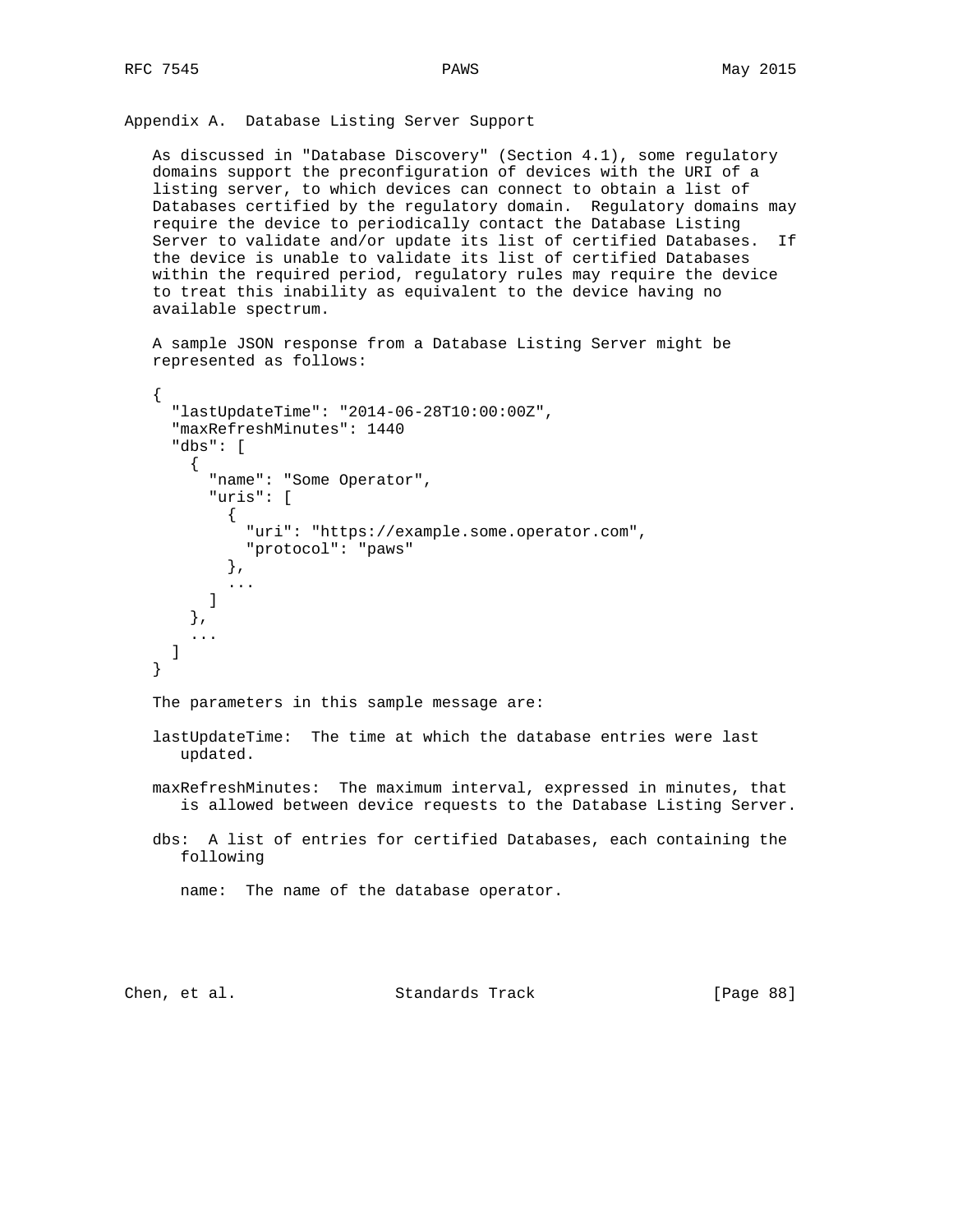## Appendix A. Database Listing Server Support

As discussed in "Database Discovery" (Section 4.1), some regulatory domains support the preconfiguration of devices with the URI of a listing server, to which devices can connect to obtain a list of Databases certified by the regulatory domain. Regulatory domains may require the device to periodically contact the Database Listing Server to validate and/or update its list of certified Databases. If the device is unable to validate its list of certified Databases within the required period, regulatory rules may require the device to treat this inability as equivalent to the device having no available spectrum.

A sample JSON response from a Database Listing Server might be represented as follows:

```
{
  "lastUpdateTime": "2014-06-28T10:00:00Z",
  "maxRefreshMinutes": 1440
  "dbs": [
    {
      "name": "Some Operator",
      "uris": [
        {
          "uri": "https://example.some.operator.com",
          "protocol": "paws"
        },
        ...
      ]
    },
    ...
  ]
}
```

The parameters in this sample message are:

lastUpdateTime: The time at which the database entries were last updated.

maxRefreshMinutes: The maximum interval, expressed in minutes, that is allowed between device requests to the Database Listing Server.

dbs: A list of entries for certified Databases, each containing the following

name: The name of the database operator.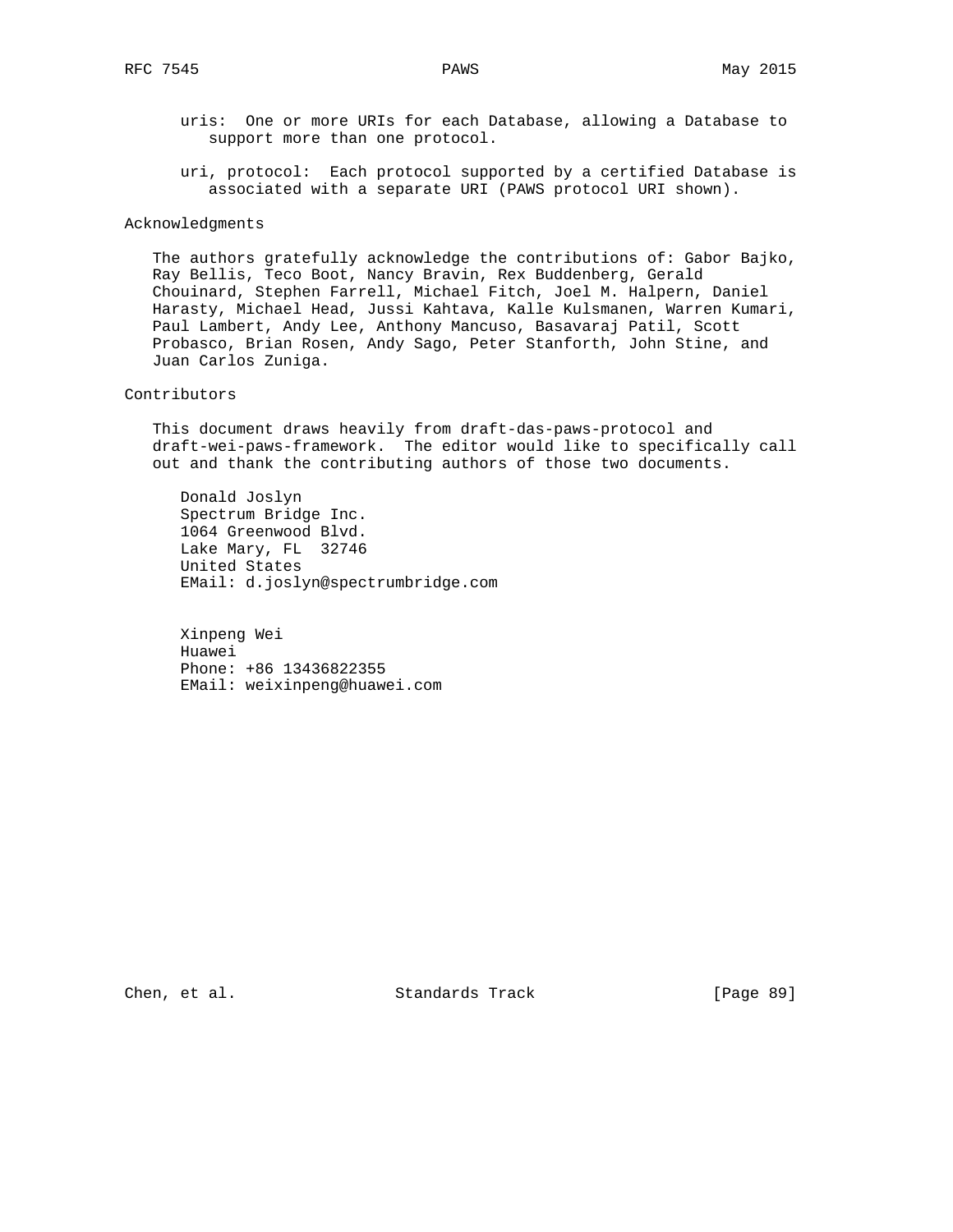uris: One or more URIs for each Database, allowing a Database to support more than one protocol.

uri, protocol: Each protocol supported by a certified Database is associated with a separate URI (PAWS protocol URI shown).

## Acknowledgments

The authors gratefully acknowledge the contributions of: Gabor Bajko, Ray Bellis, Teco Boot, Nancy Bravin, Rex Buddenberg, Gerald Chouinard, Stephen Farrell, Michael Fitch, Joel M. Halpern, Daniel Harasty, Michael Head, Jussi Kahtava, Kalle Kulsmanen, Warren Kumari, Paul Lambert, Andy Lee, Anthony Mancuso, Basavaraj Patil, Scott Probasco, Brian Rosen, Andy Sago, Peter Stanforth, John Stine, and Juan Carlos Zuniga.

## Contributors

This document draws heavily from draft-das-paws-protocol and draft-wei-paws-framework. The editor would like to specifically call out and thank the contributing authors of those two documents.

Donald Joslyn
Spectrum Bridge Inc.
1064 Greenwood Blvd.
Lake Mary, FL 32746
United States
EMail: d.joslyn@spectrumbridge.com

Xinpeng Wei
Huawei
Phone: +86 13436822355
EMail: weixinpeng@huawei.com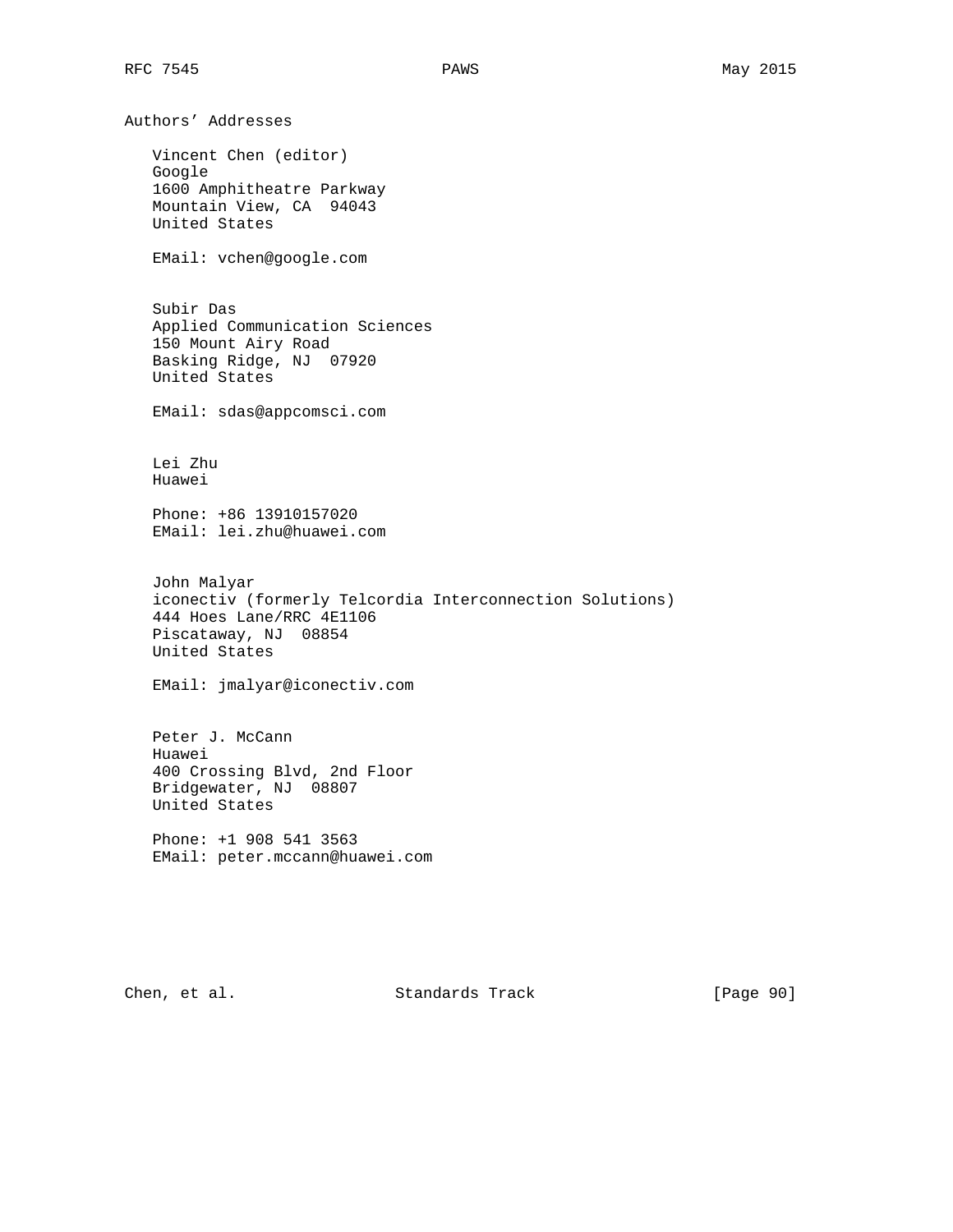## Authors' Addresses

Vincent Chen (editor)
Google
1600 Amphitheatre Parkway
Mountain View, CA 94043
United States

EMail: vchen@google.com

Subir Das
Applied Communication Sciences
150 Mount Airy Road
Basking Ridge, NJ 07920
United States

EMail: sdas@appcomsci.com

Lei Zhu
Huawei

Phone: +86 13910157020
EMail: lei.zhu@huawei.com

John Malyar
iconectiv (formerly Telcordia Interconnection Solutions)
444 Hoes Lane/RRC 4E1106
Piscataway, NJ 08854
United States

EMail: jmalyar@iconectiv.com

Peter J. McCann
Huawei
400 Crossing Blvd, 2nd Floor
Bridgewater, NJ 08807
United States

Phone: +1 908 541 3563
EMail: peter.mccann@huawei.com